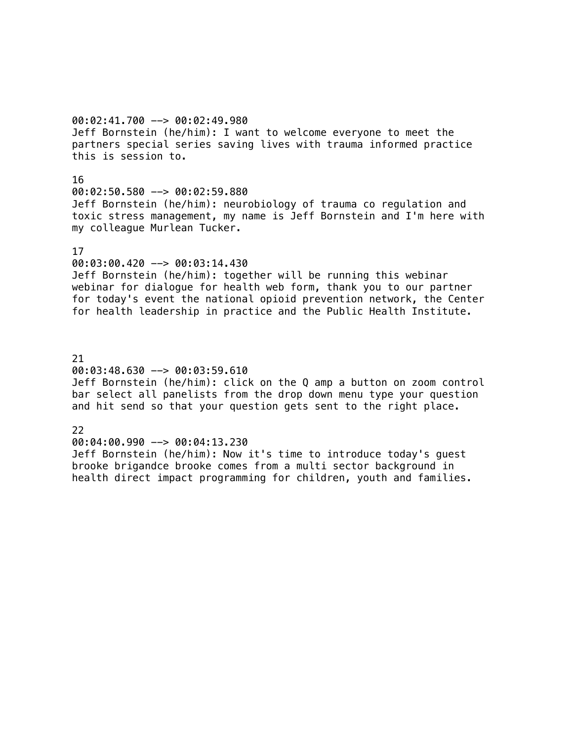00:02:41.700 --> 00:02:49.980
Jeff Bornstein (he/him): I want to welcome everyone to meet the partners special series saving lives with trauma informed practice this is session to.

16
00:02:50.580 --> 00:02:59.880
Jeff Bornstein (he/him): neurobiology of trauma co regulation and toxic stress management, my name is Jeff Bornstein and I'm here with my colleague Murlean Tucker.

17
00:03:00.420 --> 00:03:14.430
Jeff Bornstein (he/him): together will be running this webinar webinar for dialogue for health web form, thank you to our partner for today's event the national opioid prevention network, the Center for health leadership in practice and the Public Health Institute.

21
00:03:48.630 --> 00:03:59.610
Jeff Bornstein (he/him): click on the Q amp a button on zoom control bar select all panelists from the drop down menu type your question and hit send so that your question gets sent to the right place.

22
00:04:00.990 --> 00:04:13.230
Jeff Bornstein (he/him): Now it's time to introduce today's guest brooke brigandce brooke comes from a multi sector background in health direct impact programming for children, youth and families.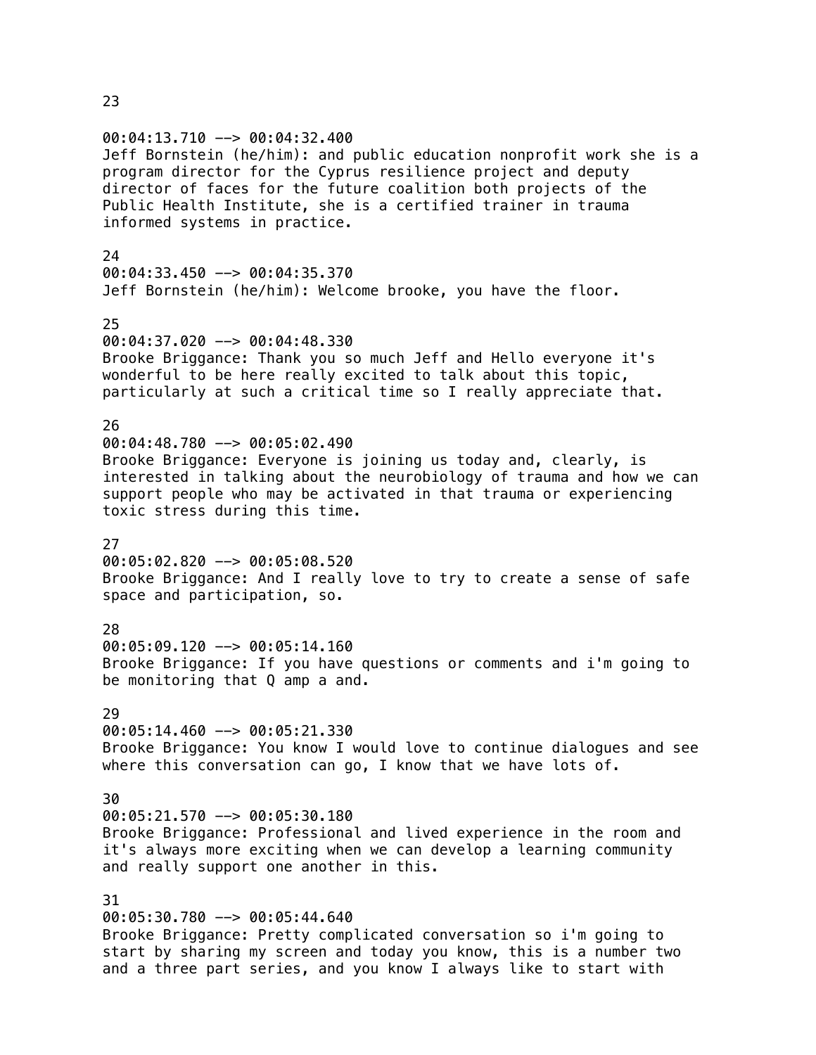23

00:04:13.710 --> 00:04:32.400
Jeff Bornstein (he/him): and public education nonprofit work she is a program director for the Cyprus resilience project and deputy director of faces for the future coalition both projects of the Public Health Institute, she is a certified trainer in trauma informed systems in practice.

24
00:04:33.450 --> 00:04:35.370
Jeff Bornstein (he/him): Welcome brooke, you have the floor.

25
00:04:37.020 --> 00:04:48.330
Brooke Briggance: Thank you so much Jeff and Hello everyone it's wonderful to be here really excited to talk about this topic, particularly at such a critical time so I really appreciate that.

26
00:04:48.780 --> 00:05:02.490
Brooke Briggance: Everyone is joining us today and, clearly, is interested in talking about the neurobiology of trauma and how we can support people who may be activated in that trauma or experiencing toxic stress during this time.

27
00:05:02.820 --> 00:05:08.520
Brooke Briggance: And I really love to try to create a sense of safe space and participation, so.

28
00:05:09.120 --> 00:05:14.160
Brooke Briggance: If you have questions or comments and i'm going to be monitoring that Q amp a and.

29
00:05:14.460 --> 00:05:21.330
Brooke Briggance: You know I would love to continue dialogues and see where this conversation can go, I know that we have lots of.

30
00:05:21.570 --> 00:05:30.180
Brooke Briggance: Professional and lived experience in the room and it's always more exciting when we can develop a learning community and really support one another in this.

31
00:05:30.780 --> 00:05:44.640
Brooke Briggance: Pretty complicated conversation so i'm going to start by sharing my screen and today you know, this is a number two and a three part series, and you know I always like to start with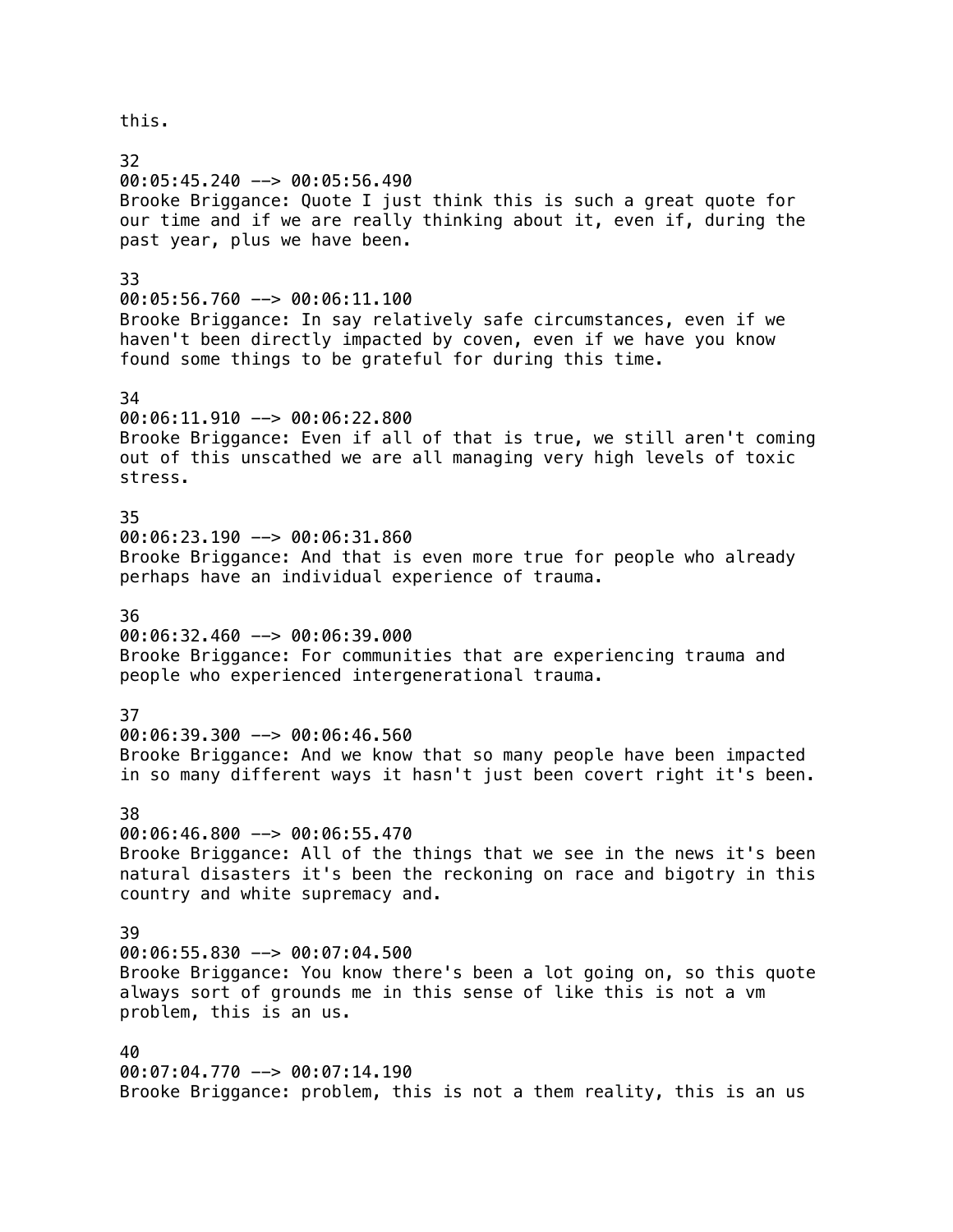this.

32
00:05:45.240 --> 00:05:56.490
Brooke Briggance: Quote I just think this is such a great quote for our time and if we are really thinking about it, even if, during the past year, plus we have been.

33
00:05:56.760 --> 00:06:11.100
Brooke Briggance: In say relatively safe circumstances, even if we haven't been directly impacted by coven, even if we have you know found some things to be grateful for during this time.

34
00:06:11.910 --> 00:06:22.800
Brooke Briggance: Even if all of that is true, we still aren't coming out of this unscathed we are all managing very high levels of toxic stress.

35
00:06:23.190 --> 00:06:31.860
Brooke Briggance: And that is even more true for people who already perhaps have an individual experience of trauma.

36
00:06:32.460 --> 00:06:39.000
Brooke Briggance: For communities that are experiencing trauma and people who experienced intergenerational trauma.

37
00:06:39.300 --> 00:06:46.560
Brooke Briggance: And we know that so many people have been impacted in so many different ways it hasn't just been covert right it's been.

38
00:06:46.800 --> 00:06:55.470
Brooke Briggance: All of the things that we see in the news it's been natural disasters it's been the reckoning on race and bigotry in this country and white supremacy and.

39
00:06:55.830 --> 00:07:04.500
Brooke Briggance: You know there's been a lot going on, so this quote always sort of grounds me in this sense of like this is not a vm problem, this is an us.

40
00:07:04.770 --> 00:07:14.190
Brooke Briggance: problem, this is not a them reality, this is an us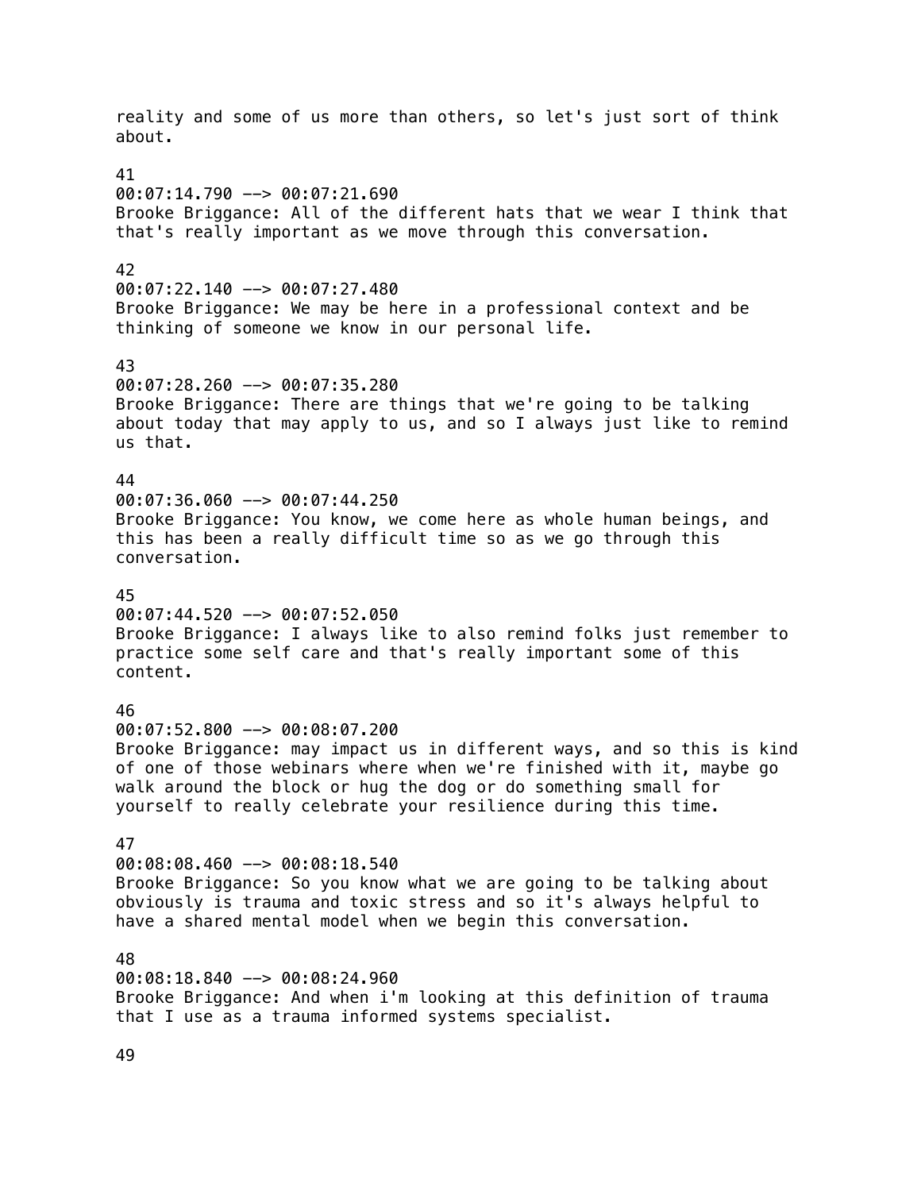reality and some of us more than others, so let's just sort of think about.

41
00:07:14.790 --> 00:07:21.690
Brooke Briggance: All of the different hats that we wear I think that that's really important as we move through this conversation.

42
00:07:22.140 --> 00:07:27.480
Brooke Briggance: We may be here in a professional context and be thinking of someone we know in our personal life.

43
00:07:28.260 --> 00:07:35.280
Brooke Briggance: There are things that we're going to be talking about today that may apply to us, and so I always just like to remind us that.

44
00:07:36.060 --> 00:07:44.250
Brooke Briggance: You know, we come here as whole human beings, and this has been a really difficult time so as we go through this conversation.

45
00:07:44.520 --> 00:07:52.050
Brooke Briggance: I always like to also remind folks just remember to practice some self care and that's really important some of this content.

46
00:07:52.800 --> 00:08:07.200
Brooke Briggance: may impact us in different ways, and so this is kind of one of those webinars where when we're finished with it, maybe go walk around the block or hug the dog or do something small for yourself to really celebrate your resilience during this time.

47
00:08:08.460 --> 00:08:18.540
Brooke Briggance: So you know what we are going to be talking about obviously is trauma and toxic stress and so it's always helpful to have a shared mental model when we begin this conversation.

48
00:08:18.840 --> 00:08:24.960
Brooke Briggance: And when i'm looking at this definition of trauma that I use as a trauma informed systems specialist.

49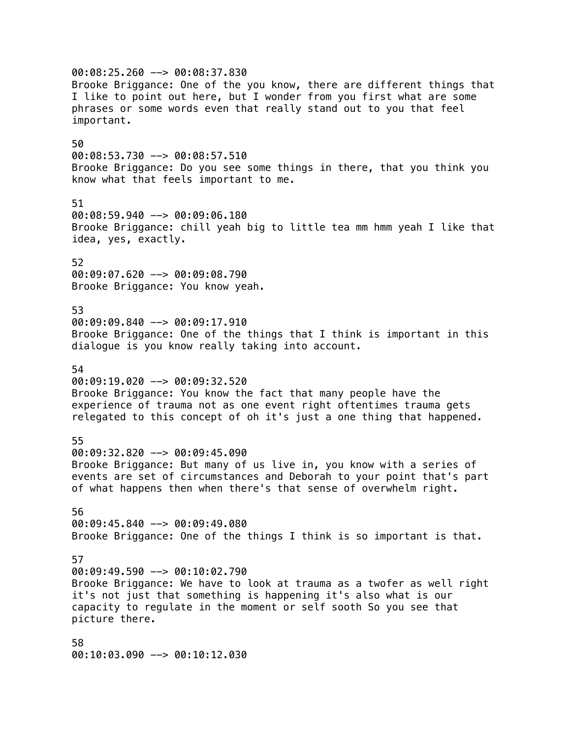00:08:25.260 --> 00:08:37.830
Brooke Briggance: One of the you know, there are different things that I like to point out here, but I wonder from you first what are some phrases or some words even that really stand out to you that feel important.

50
00:08:53.730 --> 00:08:57.510
Brooke Briggance: Do you see some things in there, that you think you know what that feels important to me.

51
00:08:59.940 --> 00:09:06.180
Brooke Briggance: chill yeah big to little tea mm hmm yeah I like that idea, yes, exactly.

52
00:09:07.620 --> 00:09:08.790
Brooke Briggance: You know yeah.

53
00:09:09.840 --> 00:09:17.910
Brooke Briggance: One of the things that I think is important in this dialogue is you know really taking into account.

54
00:09:19.020 --> 00:09:32.520
Brooke Briggance: You know the fact that many people have the experience of trauma not as one event right oftentimes trauma gets relegated to this concept of oh it's just a one thing that happened.

55
00:09:32.820 --> 00:09:45.090
Brooke Briggance: But many of us live in, you know with a series of events are set of circumstances and Deborah to your point that's part of what happens then when there's that sense of overwhelm right.

56
00:09:45.840 --> 00:09:49.080
Brooke Briggance: One of the things I think is so important is that.

57
00:09:49.590 --> 00:10:02.790
Brooke Briggance: We have to look at trauma as a twofer as well right it's not just that something is happening it's also what is our capacity to regulate in the moment or self sooth So you see that picture there.

58
00:10:03.090 --> 00:10:12.030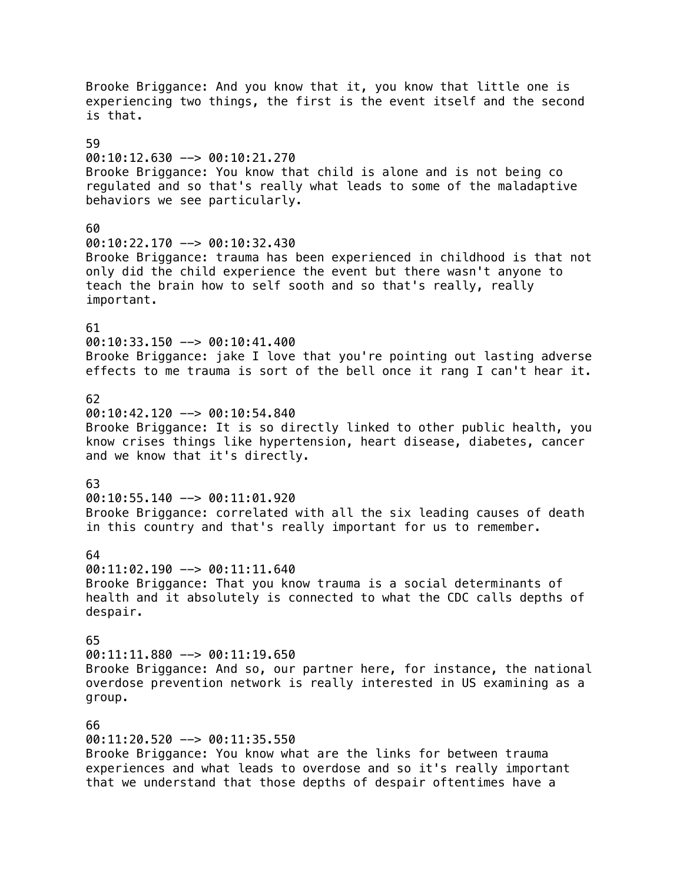Brooke Briggance: And you know that it, you know that little one is experiencing two things, the first is the event itself and the second is that.

59
00:10:12.630 --> 00:10:21.270
Brooke Briggance: You know that child is alone and is not being co regulated and so that's really what leads to some of the maladaptive behaviors we see particularly.

60
00:10:22.170 --> 00:10:32.430
Brooke Briggance: trauma has been experienced in childhood is that not only did the child experience the event but there wasn't anyone to teach the brain how to self sooth and so that's really, really important.

61
00:10:33.150 --> 00:10:41.400
Brooke Briggance: jake I love that you're pointing out lasting adverse effects to me trauma is sort of the bell once it rang I can't hear it.

62
00:10:42.120 --> 00:10:54.840
Brooke Briggance: It is so directly linked to other public health, you know crises things like hypertension, heart disease, diabetes, cancer and we know that it's directly.

63
00:10:55.140 --> 00:11:01.920
Brooke Briggance: correlated with all the six leading causes of death in this country and that's really important for us to remember.

64
00:11:02.190 --> 00:11:11.640
Brooke Briggance: That you know trauma is a social determinants of health and it absolutely is connected to what the CDC calls depths of despair.

65
00:11:11.880 --> 00:11:19.650
Brooke Briggance: And so, our partner here, for instance, the national overdose prevention network is really interested in US examining as a group.

66
00:11:20.520 --> 00:11:35.550
Brooke Briggance: You know what are the links for between trauma experiences and what leads to overdose and so it's really important that we understand that those depths of despair oftentimes have a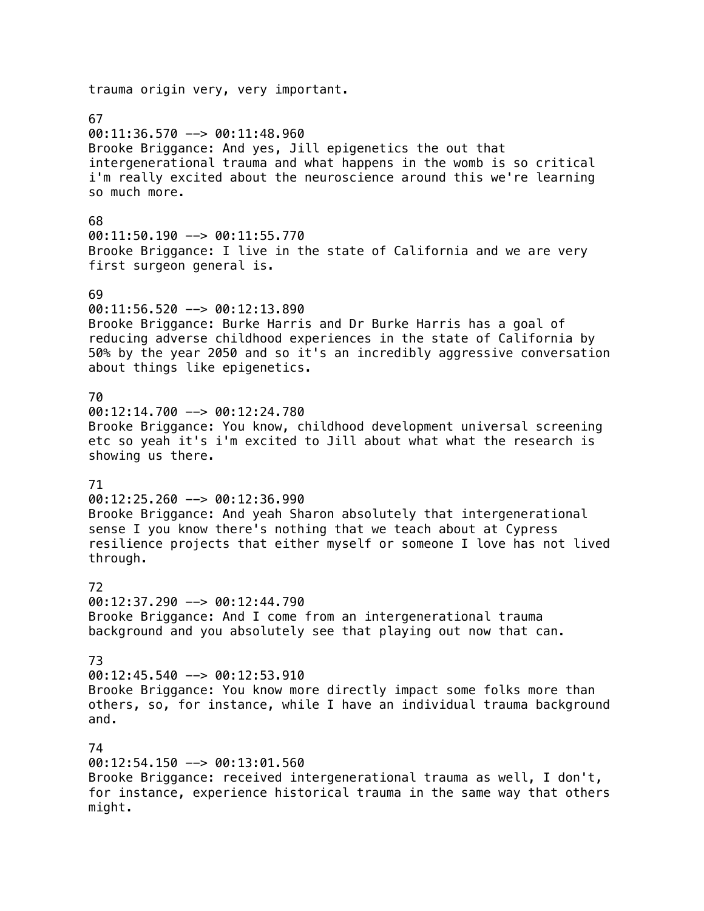trauma origin very, very important.

67
00:11:36.570 --> 00:11:48.960
Brooke Briggance: And yes, Jill epigenetics the out that intergenerational trauma and what happens in the womb is so critical i'm really excited about the neuroscience around this we're learning so much more.

68
00:11:50.190 --> 00:11:55.770
Brooke Briggance: I live in the state of California and we are very first surgeon general is.

69
00:11:56.520 --> 00:12:13.890
Brooke Briggance: Burke Harris and Dr Burke Harris has a goal of reducing adverse childhood experiences in the state of California by 50% by the year 2050 and so it's an incredibly aggressive conversation about things like epigenetics.

70
00:12:14.700 --> 00:12:24.780
Brooke Briggance: You know, childhood development universal screening etc so yeah it's i'm excited to Jill about what what the research is showing us there.

71
00:12:25.260 --> 00:12:36.990
Brooke Briggance: And yeah Sharon absolutely that intergenerational sense I you know there's nothing that we teach about at Cypress resilience projects that either myself or someone I love has not lived through.

72
00:12:37.290 --> 00:12:44.790
Brooke Briggance: And I come from an intergenerational trauma background and you absolutely see that playing out now that can.

73
00:12:45.540 --> 00:12:53.910
Brooke Briggance: You know more directly impact some folks more than others, so, for instance, while I have an individual trauma background and.

74
00:12:54.150 --> 00:13:01.560
Brooke Briggance: received intergenerational trauma as well, I don't, for instance, experience historical trauma in the same way that others might.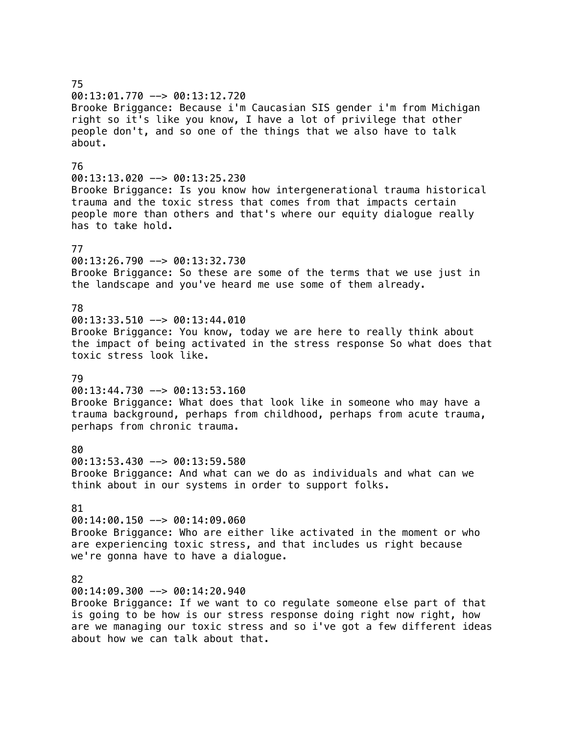75
00:13:01.770 --> 00:13:12.720
Brooke Briggance: Because i'm Caucasian SIS gender i'm from Michigan right so it's like you know, I have a lot of privilege that other people don't, and so one of the things that we also have to talk about.

76
00:13:13.020 --> 00:13:25.230
Brooke Briggance: Is you know how intergenerational trauma historical trauma and the toxic stress that comes from that impacts certain people more than others and that's where our equity dialogue really has to take hold.

77
00:13:26.790 --> 00:13:32.730
Brooke Briggance: So these are some of the terms that we use just in the landscape and you've heard me use some of them already.

78
00:13:33.510 --> 00:13:44.010
Brooke Briggance: You know, today we are here to really think about the impact of being activated in the stress response So what does that toxic stress look like.

79
00:13:44.730 --> 00:13:53.160
Brooke Briggance: What does that look like in someone who may have a trauma background, perhaps from childhood, perhaps from acute trauma, perhaps from chronic trauma.

80
00:13:53.430 --> 00:13:59.580
Brooke Briggance: And what can we do as individuals and what can we think about in our systems in order to support folks.

81
00:14:00.150 --> 00:14:09.060
Brooke Briggance: Who are either like activated in the moment or who are experiencing toxic stress, and that includes us right because we're gonna have to have a dialogue.

82
00:14:09.300 --> 00:14:20.940
Brooke Briggance: If we want to co regulate someone else part of that is going to be how is our stress response doing right now right, how are we managing our toxic stress and so i've got a few different ideas about how we can talk about that.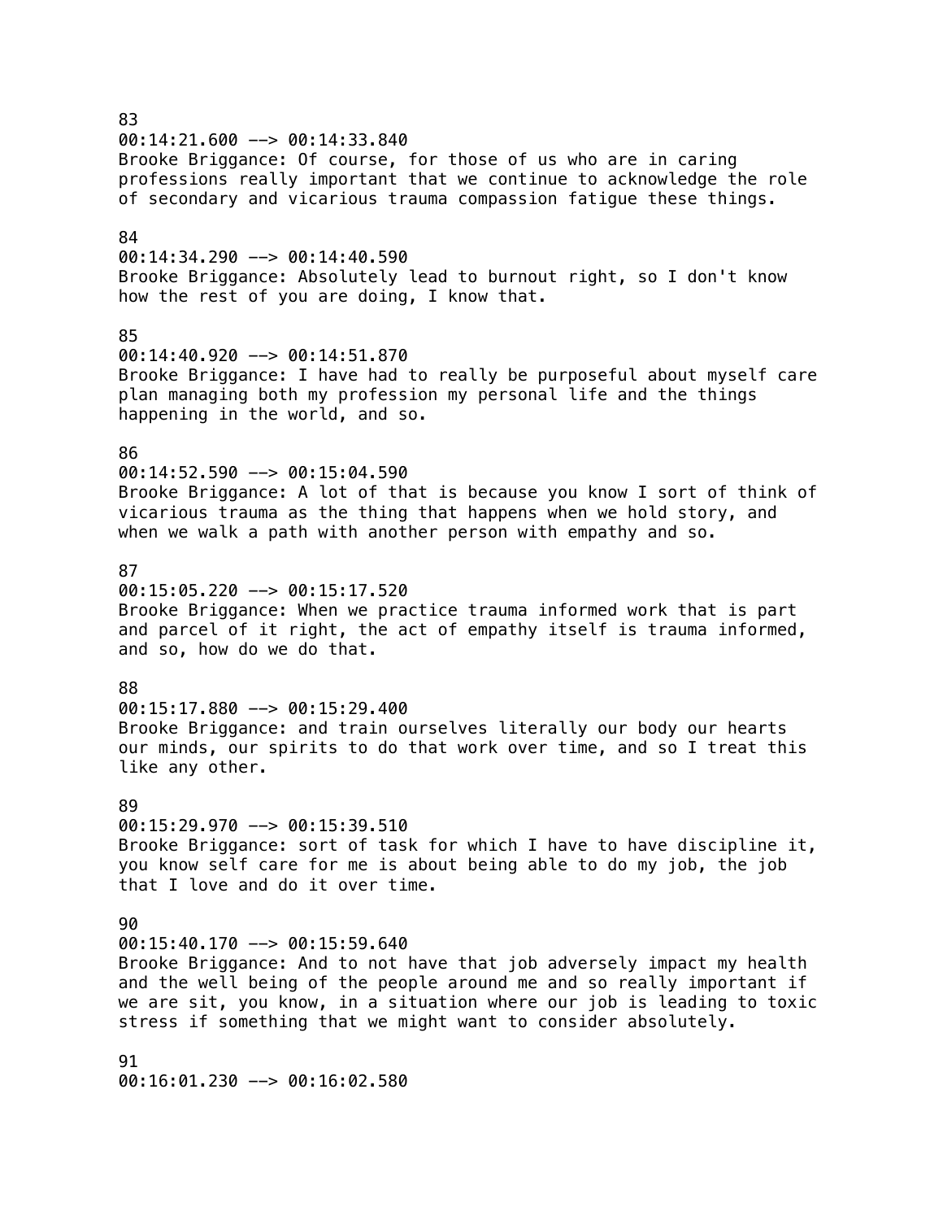83
00:14:21.600 --> 00:14:33.840
Brooke Briggance: Of course, for those of us who are in caring professions really important that we continue to acknowledge the role of secondary and vicarious trauma compassion fatigue these things.

84
00:14:34.290 --> 00:14:40.590
Brooke Briggance: Absolutely lead to burnout right, so I don't know how the rest of you are doing, I know that.

85
00:14:40.920 --> 00:14:51.870
Brooke Briggance: I have had to really be purposeful about myself care plan managing both my profession my personal life and the things happening in the world, and so.

86
00:14:52.590 --> 00:15:04.590
Brooke Briggance: A lot of that is because you know I sort of think of vicarious trauma as the thing that happens when we hold story, and when we walk a path with another person with empathy and so.

87
00:15:05.220 --> 00:15:17.520
Brooke Briggance: When we practice trauma informed work that is part and parcel of it right, the act of empathy itself is trauma informed, and so, how do we do that.

88
00:15:17.880 --> 00:15:29.400
Brooke Briggance: and train ourselves literally our body our hearts our minds, our spirits to do that work over time, and so I treat this like any other.

89
00:15:29.970 --> 00:15:39.510
Brooke Briggance: sort of task for which I have to have discipline it, you know self care for me is about being able to do my job, the job that I love and do it over time.

90
00:15:40.170 --> 00:15:59.640
Brooke Briggance: And to not have that job adversely impact my health and the well being of the people around me and so really important if we are sit, you know, in a situation where our job is leading to toxic stress if something that we might want to consider absolutely.

91
00:16:01.230 --> 00:16:02.580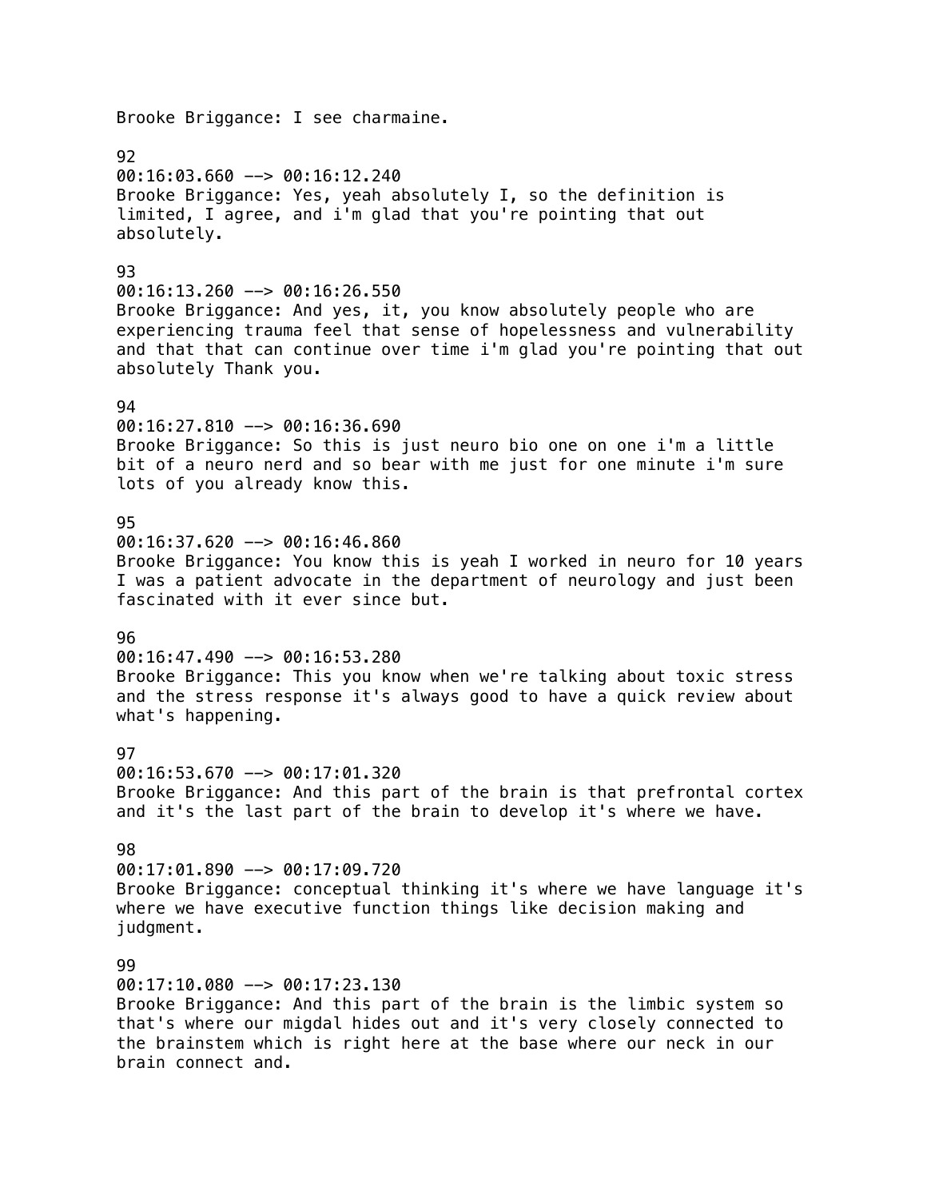Brooke Briggance: I see charmaine.

92
00:16:03.660 --> 00:16:12.240
Brooke Briggance: Yes, yeah absolutely I, so the definition is limited, I agree, and i'm glad that you're pointing that out absolutely.

93
00:16:13.260 --> 00:16:26.550
Brooke Briggance: And yes, it, you know absolutely people who are experiencing trauma feel that sense of hopelessness and vulnerability and that that can continue over time i'm glad you're pointing that out absolutely Thank you.

94
00:16:27.810 --> 00:16:36.690
Brooke Briggance: So this is just neuro bio one on one i'm a little bit of a neuro nerd and so bear with me just for one minute i'm sure lots of you already know this.

95
00:16:37.620 --> 00:16:46.860
Brooke Briggance: You know this is yeah I worked in neuro for 10 years I was a patient advocate in the department of neurology and just been fascinated with it ever since but.

96
00:16:47.490 --> 00:16:53.280
Brooke Briggance: This you know when we're talking about toxic stress and the stress response it's always good to have a quick review about what's happening.

97
00:16:53.670 --> 00:17:01.320
Brooke Briggance: And this part of the brain is that prefrontal cortex and it's the last part of the brain to develop it's where we have.

98
00:17:01.890 --> 00:17:09.720
Brooke Briggance: conceptual thinking it's where we have language it's where we have executive function things like decision making and judgment.

99
00:17:10.080 --> 00:17:23.130
Brooke Briggance: And this part of the brain is the limbic system so that's where our migdal hides out and it's very closely connected to the brainstem which is right here at the base where our neck in our brain connect and.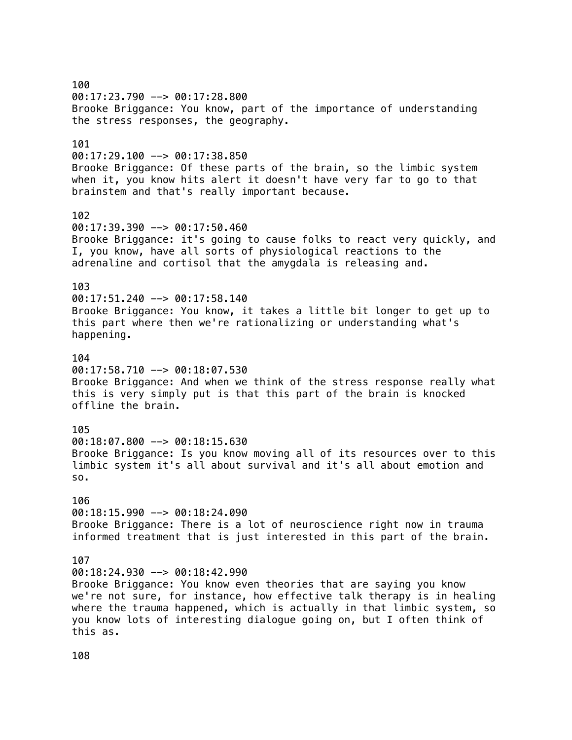100
00:17:23.790 --> 00:17:28.800
Brooke Briggance: You know, part of the importance of understanding the stress responses, the geography.

101
00:17:29.100 --> 00:17:38.850
Brooke Briggance: Of these parts of the brain, so the limbic system when it, you know hits alert it doesn't have very far to go to that brainstem and that's really important because.

102
00:17:39.390 --> 00:17:50.460
Brooke Briggance: it's going to cause folks to react very quickly, and I, you know, have all sorts of physiological reactions to the adrenaline and cortisol that the amygdala is releasing and.

103
00:17:51.240 --> 00:17:58.140
Brooke Briggance: You know, it takes a little bit longer to get up to this part where then we're rationalizing or understanding what's happening.

104
00:17:58.710 --> 00:18:07.530
Brooke Briggance: And when we think of the stress response really what this is very simply put is that this part of the brain is knocked offline the brain.

105
00:18:07.800 --> 00:18:15.630
Brooke Briggance: Is you know moving all of its resources over to this limbic system it's all about survival and it's all about emotion and so.

106
00:18:15.990 --> 00:18:24.090
Brooke Briggance: There is a lot of neuroscience right now in trauma informed treatment that is just interested in this part of the brain.

107
00:18:24.930 --> 00:18:42.990
Brooke Briggance: You know even theories that are saying you know we're not sure, for instance, how effective talk therapy is in healing where the trauma happened, which is actually in that limbic system, so you know lots of interesting dialogue going on, but I often think of this as.

108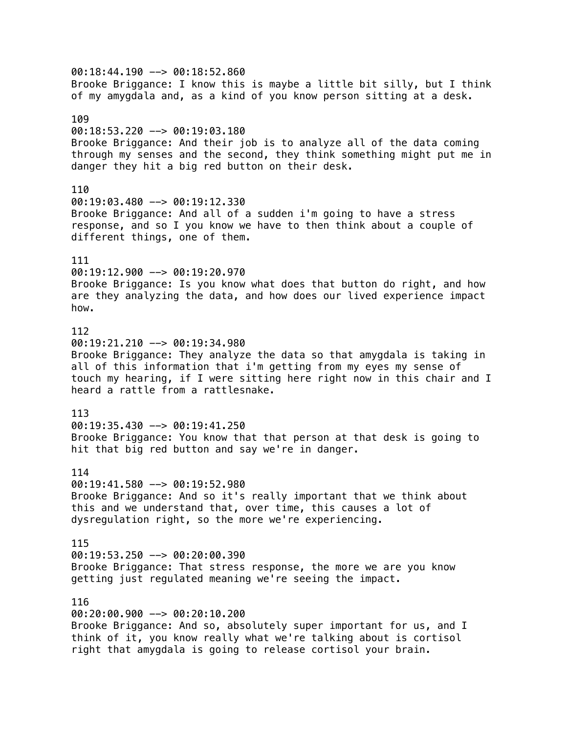00:18:44.190 --> 00:18:52.860
Brooke Briggance: I know this is maybe a little bit silly, but I think of my amygdala and, as a kind of you know person sitting at a desk.

109
00:18:53.220 --> 00:19:03.180
Brooke Briggance: And their job is to analyze all of the data coming through my senses and the second, they think something might put me in danger they hit a big red button on their desk.

110
00:19:03.480 --> 00:19:12.330
Brooke Briggance: And all of a sudden i'm going to have a stress response, and so I you know we have to then think about a couple of different things, one of them.

111
00:19:12.900 --> 00:19:20.970
Brooke Briggance: Is you know what does that button do right, and how are they analyzing the data, and how does our lived experience impact how.

112
00:19:21.210 --> 00:19:34.980
Brooke Briggance: They analyze the data so that amygdala is taking in all of this information that i'm getting from my eyes my sense of touch my hearing, if I were sitting here right now in this chair and I heard a rattle from a rattlesnake.

113
00:19:35.430 --> 00:19:41.250
Brooke Briggance: You know that that person at that desk is going to hit that big red button and say we're in danger.

114
00:19:41.580 --> 00:19:52.980
Brooke Briggance: And so it's really important that we think about this and we understand that, over time, this causes a lot of dysregulation right, so the more we're experiencing.

115
00:19:53.250 --> 00:20:00.390
Brooke Briggance: That stress response, the more we are you know getting just regulated meaning we're seeing the impact.

116
00:20:00.900 --> 00:20:10.200
Brooke Briggance: And so, absolutely super important for us, and I think of it, you know really what we're talking about is cortisol right that amygdala is going to release cortisol your brain.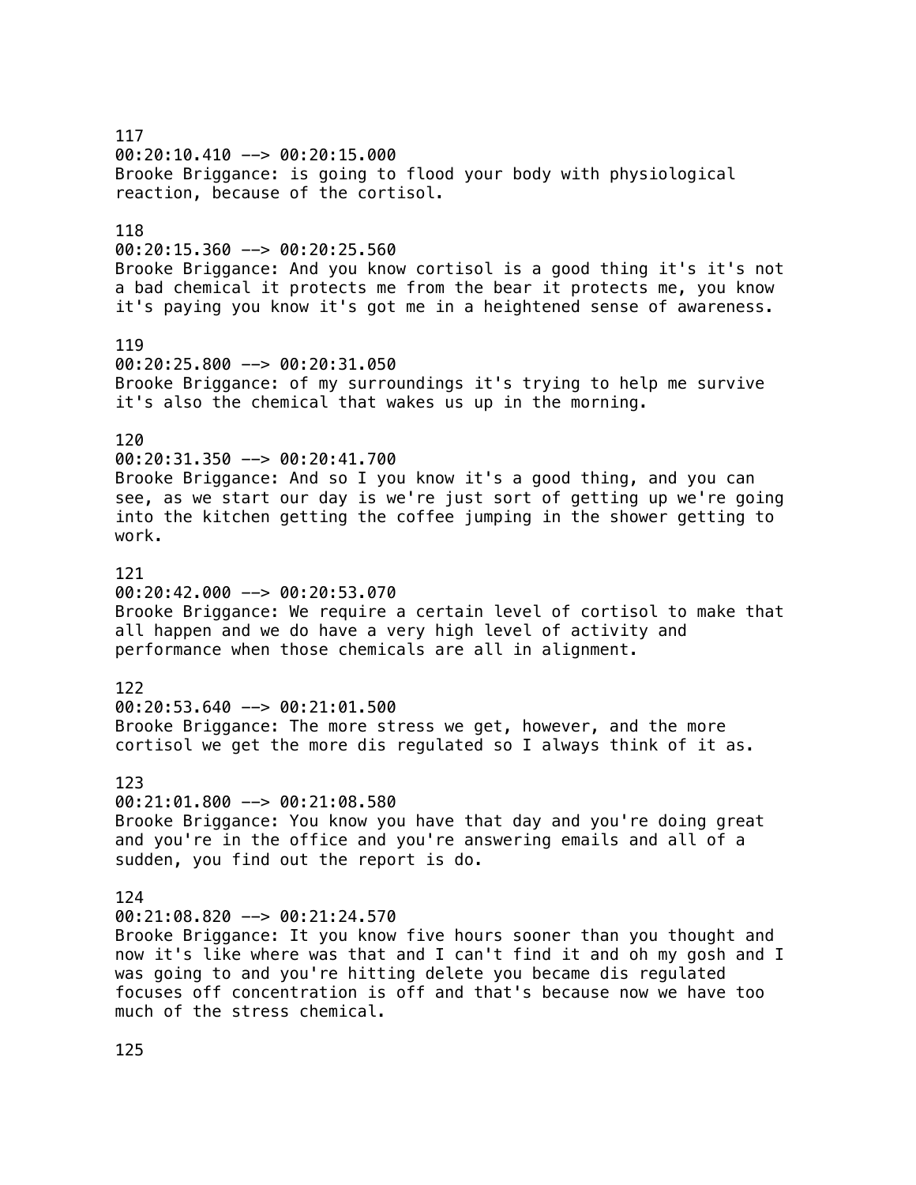117
00:20:10.410 --> 00:20:15.000
Brooke Briggance: is going to flood your body with physiological reaction, because of the cortisol.

118
00:20:15.360 --> 00:20:25.560
Brooke Briggance: And you know cortisol is a good thing it's it's not a bad chemical it protects me from the bear it protects me, you know it's paying you know it's got me in a heightened sense of awareness.

119
00:20:25.800 --> 00:20:31.050
Brooke Briggance: of my surroundings it's trying to help me survive it's also the chemical that wakes us up in the morning.

120
00:20:31.350 --> 00:20:41.700
Brooke Briggance: And so I you know it's a good thing, and you can see, as we start our day is we're just sort of getting up we're going into the kitchen getting the coffee jumping in the shower getting to work.

121
00:20:42.000 --> 00:20:53.070
Brooke Briggance: We require a certain level of cortisol to make that all happen and we do have a very high level of activity and performance when those chemicals are all in alignment.

122
00:20:53.640 --> 00:21:01.500
Brooke Briggance: The more stress we get, however, and the more cortisol we get the more dis regulated so I always think of it as.

123
00:21:01.800 --> 00:21:08.580
Brooke Briggance: You know you have that day and you're doing great and you're in the office and you're answering emails and all of a sudden, you find out the report is do.

124
00:21:08.820 --> 00:21:24.570
Brooke Briggance: It you know five hours sooner than you thought and now it's like where was that and I can't find it and oh my gosh and I was going to and you're hitting delete you became dis regulated focuses off concentration is off and that's because now we have too much of the stress chemical.

125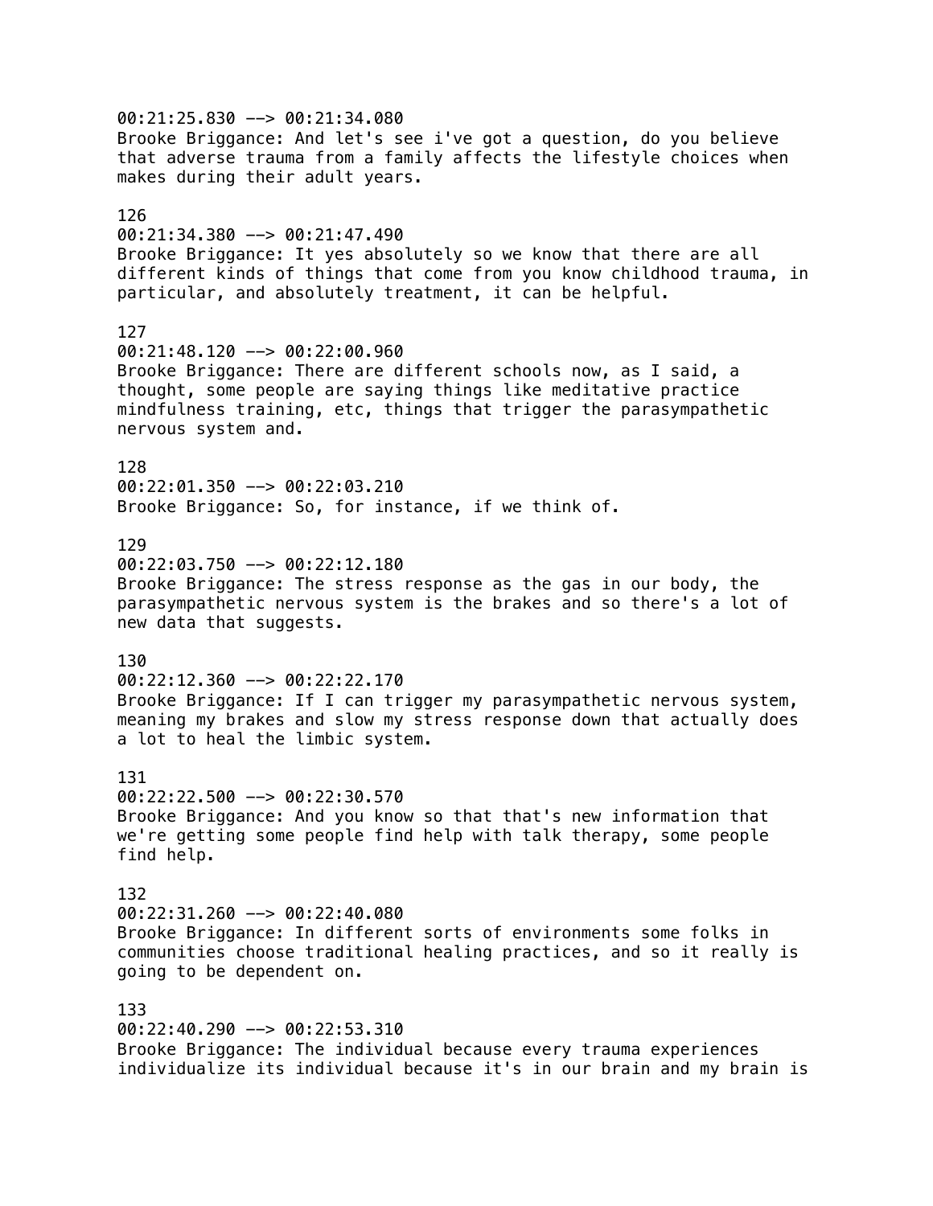00:21:25.830 --> 00:21:34.080
Brooke Briggance: And let's see i've got a question, do you believe that adverse trauma from a family affects the lifestyle choices when makes during their adult years.

126
00:21:34.380 --> 00:21:47.490
Brooke Briggance: It yes absolutely so we know that there are all different kinds of things that come from you know childhood trauma, in particular, and absolutely treatment, it can be helpful.

127
00:21:48.120 --> 00:22:00.960
Brooke Briggance: There are different schools now, as I said, a thought, some people are saying things like meditative practice mindfulness training, etc, things that trigger the parasympathetic nervous system and.

128
00:22:01.350 --> 00:22:03.210
Brooke Briggance: So, for instance, if we think of.

129
00:22:03.750 --> 00:22:12.180
Brooke Briggance: The stress response as the gas in our body, the parasympathetic nervous system is the brakes and so there's a lot of new data that suggests.

130
00:22:12.360 --> 00:22:22.170
Brooke Briggance: If I can trigger my parasympathetic nervous system, meaning my brakes and slow my stress response down that actually does a lot to heal the limbic system.

131
00:22:22.500 --> 00:22:30.570
Brooke Briggance: And you know so that that's new information that we're getting some people find help with talk therapy, some people find help.

132
00:22:31.260 --> 00:22:40.080
Brooke Briggance: In different sorts of environments some folks in communities choose traditional healing practices, and so it really is going to be dependent on.

133
00:22:40.290 --> 00:22:53.310
Brooke Briggance: The individual because every trauma experiences individualize its individual because it's in our brain and my brain is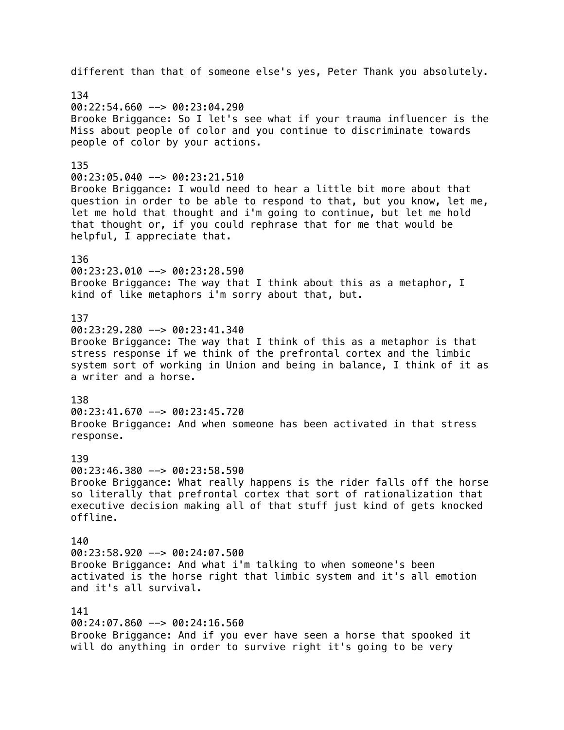different than that of someone else's yes, Peter Thank you absolutely.

134
00:22:54.660 --> 00:23:04.290
Brooke Briggance: So I let's see what if your trauma influencer is the Miss about people of color and you continue to discriminate towards people of color by your actions.

135
00:23:05.040 --> 00:23:21.510
Brooke Briggance: I would need to hear a little bit more about that question in order to be able to respond to that, but you know, let me, let me hold that thought and i'm going to continue, but let me hold that thought or, if you could rephrase that for me that would be helpful, I appreciate that.

136
00:23:23.010 --> 00:23:28.590
Brooke Briggance: The way that I think about this as a metaphor, I kind of like metaphors i'm sorry about that, but.

137
00:23:29.280 --> 00:23:41.340
Brooke Briggance: The way that I think of this as a metaphor is that stress response if we think of the prefrontal cortex and the limbic system sort of working in Union and being in balance, I think of it as a writer and a horse.

138
00:23:41.670 --> 00:23:45.720
Brooke Briggance: And when someone has been activated in that stress response.

139
00:23:46.380 --> 00:23:58.590
Brooke Briggance: What really happens is the rider falls off the horse so literally that prefrontal cortex that sort of rationalization that executive decision making all of that stuff just kind of gets knocked offline.

140
00:23:58.920 --> 00:24:07.500
Brooke Briggance: And what i'm talking to when someone's been activated is the horse right that limbic system and it's all emotion and it's all survival.

141
00:24:07.860 --> 00:24:16.560
Brooke Briggance: And if you ever have seen a horse that spooked it will do anything in order to survive right it's going to be very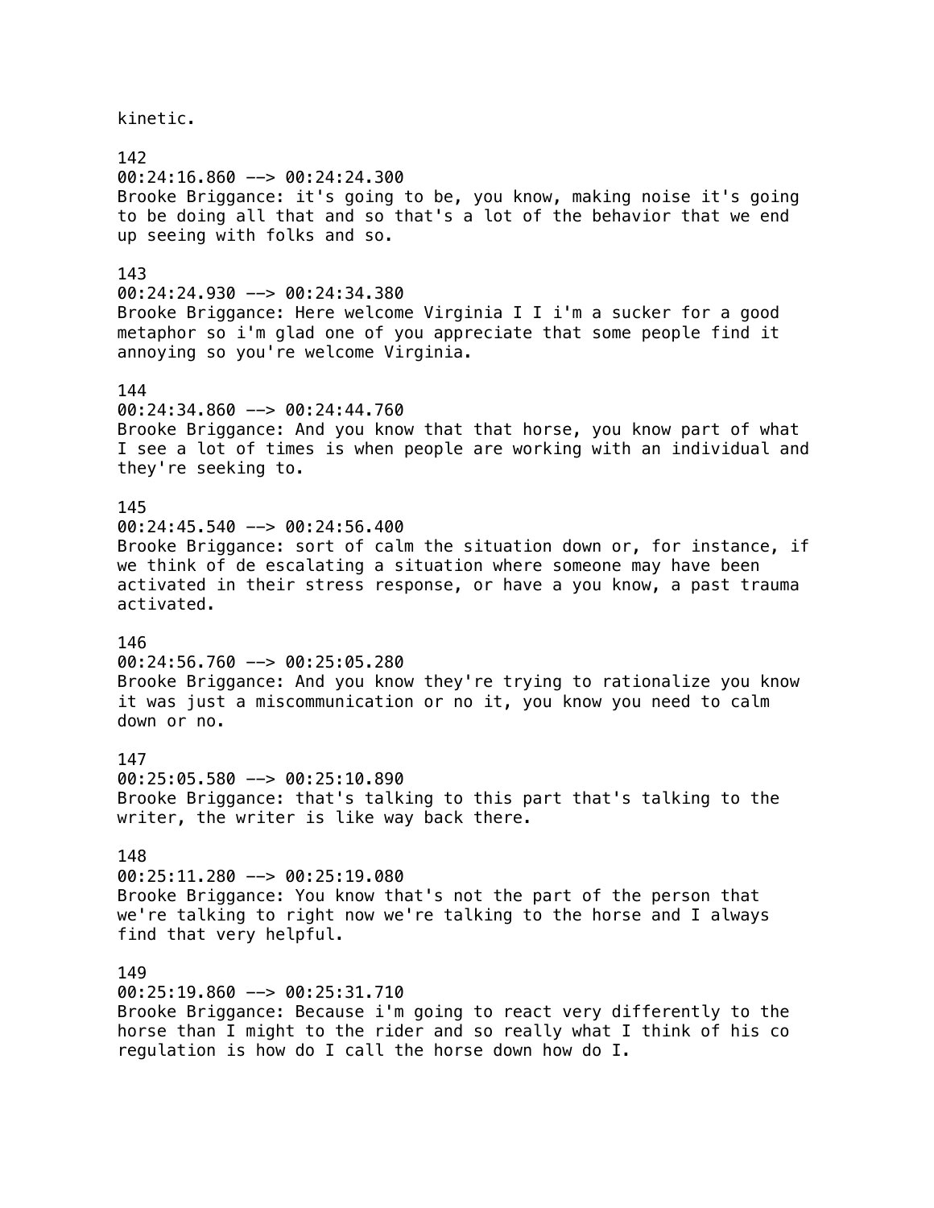kinetic.

142
00:24:16.860 --> 00:24:24.300
Brooke Briggance: it's going to be, you know, making noise it's going to be doing all that and so that's a lot of the behavior that we end up seeing with folks and so.

143
00:24:24.930 --> 00:24:34.380
Brooke Briggance: Here welcome Virginia I I i'm a sucker for a good metaphor so i'm glad one of you appreciate that some people find it annoying so you're welcome Virginia.

144
00:24:34.860 --> 00:24:44.760
Brooke Briggance: And you know that that horse, you know part of what I see a lot of times is when people are working with an individual and they're seeking to.

145
00:24:45.540 --> 00:24:56.400
Brooke Briggance: sort of calm the situation down or, for instance, if we think of de escalating a situation where someone may have been activated in their stress response, or have a you know, a past trauma activated.

146
00:24:56.760 --> 00:25:05.280
Brooke Briggance: And you know they're trying to rationalize you know it was just a miscommunication or no it, you know you need to calm down or no.

147
00:25:05.580 --> 00:25:10.890
Brooke Briggance: that's talking to this part that's talking to the writer, the writer is like way back there.

148
00:25:11.280 --> 00:25:19.080
Brooke Briggance: You know that's not the part of the person that we're talking to right now we're talking to the horse and I always find that very helpful.

149
00:25:19.860 --> 00:25:31.710
Brooke Briggance: Because i'm going to react very differently to the horse than I might to the rider and so really what I think of his co regulation is how do I call the horse down how do I.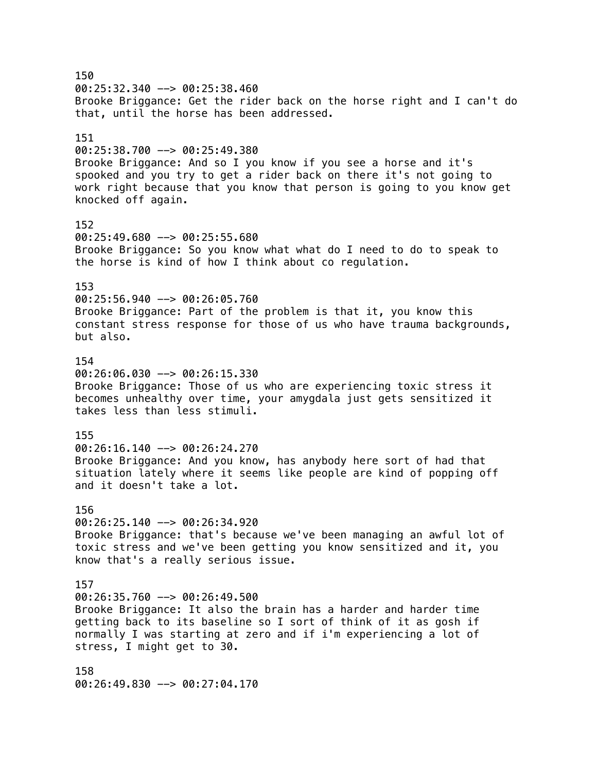150
00:25:32.340 --> 00:25:38.460
Brooke Briggance: Get the rider back on the horse right and I can't do that, until the horse has been addressed.

151
00:25:38.700 --> 00:25:49.380
Brooke Briggance: And so I you know if you see a horse and it's spooked and you try to get a rider back on there it's not going to work right because that you know that person is going to you know get knocked off again.

152
00:25:49.680 --> 00:25:55.680
Brooke Briggance: So you know what what do I need to do to speak to the horse is kind of how I think about co regulation.

153
00:25:56.940 --> 00:26:05.760
Brooke Briggance: Part of the problem is that it, you know this constant stress response for those of us who have trauma backgrounds, but also.

154
00:26:06.030 --> 00:26:15.330
Brooke Briggance: Those of us who are experiencing toxic stress it becomes unhealthy over time, your amygdala just gets sensitized it takes less than less stimuli.

155
00:26:16.140 --> 00:26:24.270
Brooke Briggance: And you know, has anybody here sort of had that situation lately where it seems like people are kind of popping off and it doesn't take a lot.

156
00:26:25.140 --> 00:26:34.920
Brooke Briggance: that's because we've been managing an awful lot of toxic stress and we've been getting you know sensitized and it, you know that's a really serious issue.

157
00:26:35.760 --> 00:26:49.500
Brooke Briggance: It also the brain has a harder and harder time getting back to its baseline so I sort of think of it as gosh if normally I was starting at zero and if i'm experiencing a lot of stress, I might get to 30.

158
00:26:49.830 --> 00:27:04.170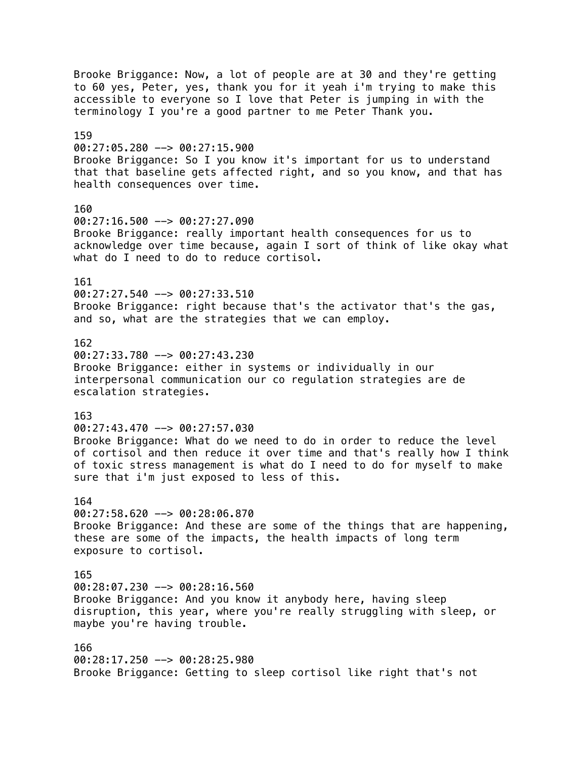Brooke Briggance: Now, a lot of people are at 30 and they're getting to 60 yes, Peter, yes, thank you for it yeah i'm trying to make this accessible to everyone so I love that Peter is jumping in with the terminology I you're a good partner to me Peter Thank you.

159
00:27:05.280 --> 00:27:15.900
Brooke Briggance: So I you know it's important for us to understand that that baseline gets affected right, and so you know, and that has health consequences over time.

160
00:27:16.500 --> 00:27:27.090
Brooke Briggance: really important health consequences for us to acknowledge over time because, again I sort of think of like okay what what do I need to do to reduce cortisol.

161
00:27:27.540 --> 00:27:33.510
Brooke Briggance: right because that's the activator that's the gas, and so, what are the strategies that we can employ.

162
00:27:33.780 --> 00:27:43.230
Brooke Briggance: either in systems or individually in our interpersonal communication our co regulation strategies are de escalation strategies.

163
00:27:43.470 --> 00:27:57.030
Brooke Briggance: What do we need to do in order to reduce the level of cortisol and then reduce it over time and that's really how I think of toxic stress management is what do I need to do for myself to make sure that i'm just exposed to less of this.

164
00:27:58.620 --> 00:28:06.870
Brooke Briggance: And these are some of the things that are happening, these are some of the impacts, the health impacts of long term exposure to cortisol.

165
00:28:07.230 --> 00:28:16.560
Brooke Briggance: And you know it anybody here, having sleep disruption, this year, where you're really struggling with sleep, or maybe you're having trouble.

166
00:28:17.250 --> 00:28:25.980
Brooke Briggance: Getting to sleep cortisol like right that's not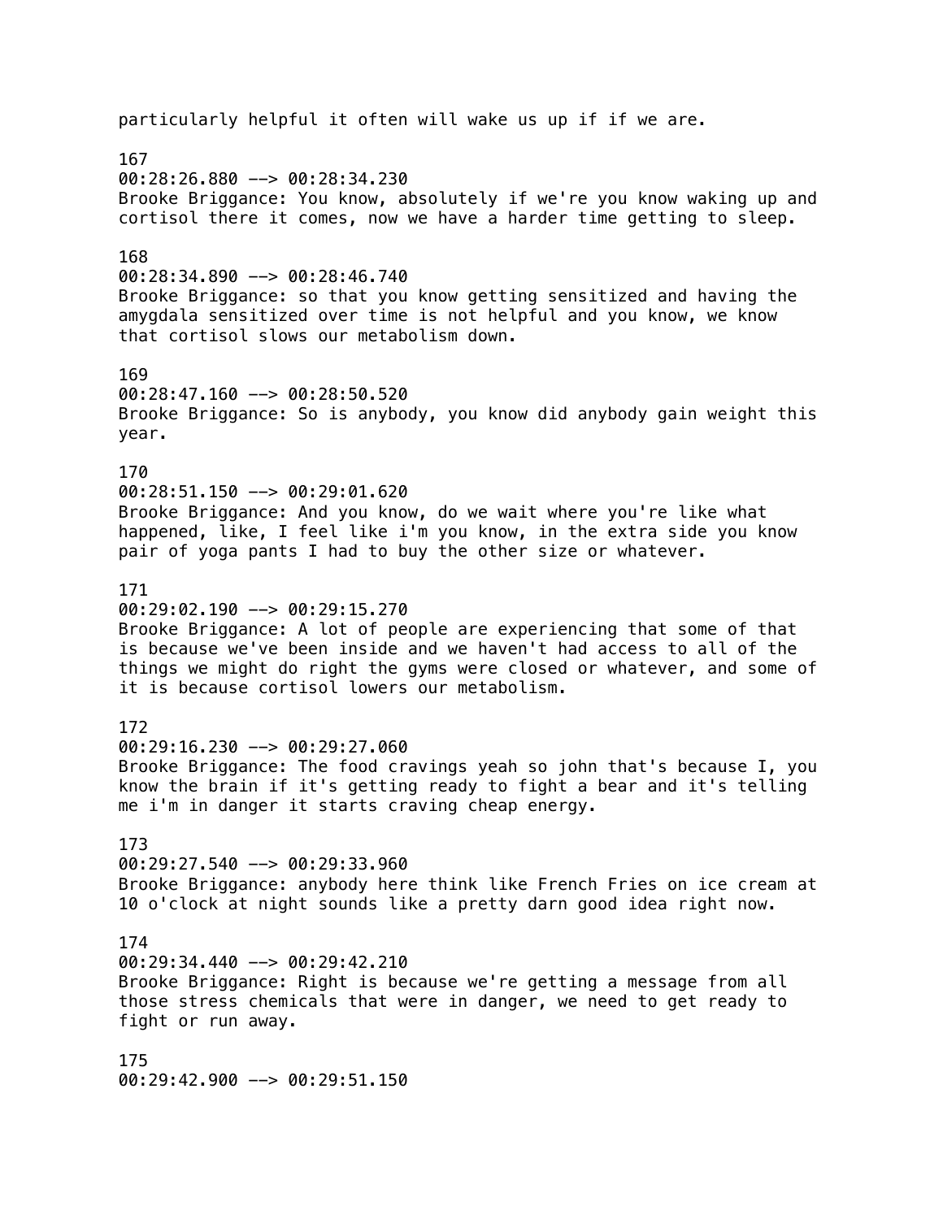particularly helpful it often will wake us up if if we are.

167
00:28:26.880 --> 00:28:34.230
Brooke Briggance: You know, absolutely if we're you know waking up and cortisol there it comes, now we have a harder time getting to sleep.

168
00:28:34.890 --> 00:28:46.740
Brooke Briggance: so that you know getting sensitized and having the amygdala sensitized over time is not helpful and you know, we know that cortisol slows our metabolism down.

169
00:28:47.160 --> 00:28:50.520
Brooke Briggance: So is anybody, you know did anybody gain weight this year.

170
00:28:51.150 --> 00:29:01.620
Brooke Briggance: And you know, do we wait where you're like what happened, like, I feel like i'm you know, in the extra side you know pair of yoga pants I had to buy the other size or whatever.

171
00:29:02.190 --> 00:29:15.270
Brooke Briggance: A lot of people are experiencing that some of that is because we've been inside and we haven't had access to all of the things we might do right the gyms were closed or whatever, and some of it is because cortisol lowers our metabolism.

172
00:29:16.230 --> 00:29:27.060
Brooke Briggance: The food cravings yeah so john that's because I, you know the brain if it's getting ready to fight a bear and it's telling me i'm in danger it starts craving cheap energy.

173
00:29:27.540 --> 00:29:33.960
Brooke Briggance: anybody here think like French Fries on ice cream at 10 o'clock at night sounds like a pretty darn good idea right now.

174
00:29:34.440 --> 00:29:42.210
Brooke Briggance: Right is because we're getting a message from all those stress chemicals that were in danger, we need to get ready to fight or run away.

175
00:29:42.900 --> 00:29:51.150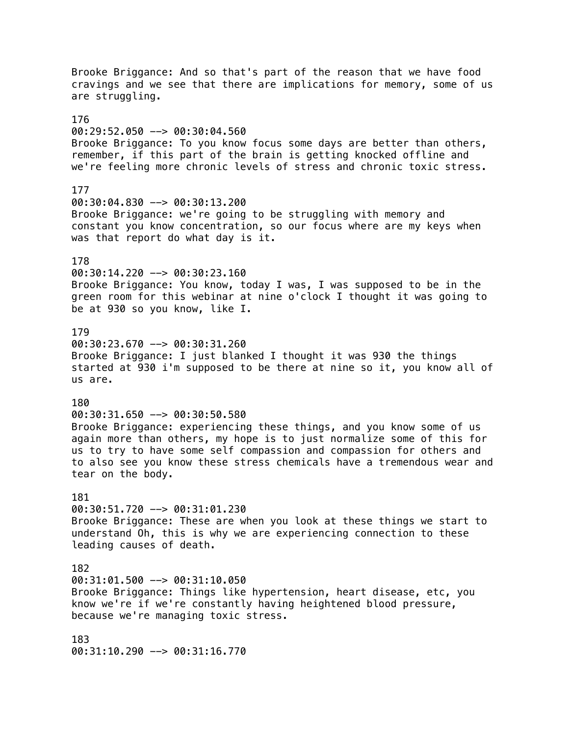Brooke Briggance: And so that's part of the reason that we have food cravings and we see that there are implications for memory, some of us are struggling.

176
00:29:52.050 --> 00:30:04.560
Brooke Briggance: To you know focus some days are better than others, remember, if this part of the brain is getting knocked offline and we're feeling more chronic levels of stress and chronic toxic stress.

177
00:30:04.830 --> 00:30:13.200
Brooke Briggance: we're going to be struggling with memory and constant you know concentration, so our focus where are my keys when was that report do what day is it.

178
00:30:14.220 --> 00:30:23.160
Brooke Briggance: You know, today I was, I was supposed to be in the green room for this webinar at nine o'clock I thought it was going to be at 930 so you know, like I.

179
00:30:23.670 --> 00:30:31.260
Brooke Briggance: I just blanked I thought it was 930 the things started at 930 i'm supposed to be there at nine so it, you know all of us are.

180
00:30:31.650 --> 00:30:50.580
Brooke Briggance: experiencing these things, and you know some of us again more than others, my hope is to just normalize some of this for us to try to have some self compassion and compassion for others and to also see you know these stress chemicals have a tremendous wear and tear on the body.

181
00:30:51.720 --> 00:31:01.230
Brooke Briggance: These are when you look at these things we start to understand Oh, this is why we are experiencing connection to these leading causes of death.

182
00:31:01.500 --> 00:31:10.050
Brooke Briggance: Things like hypertension, heart disease, etc, you know we're if we're constantly having heightened blood pressure, because we're managing toxic stress.

183
00:31:10.290 --> 00:31:16.770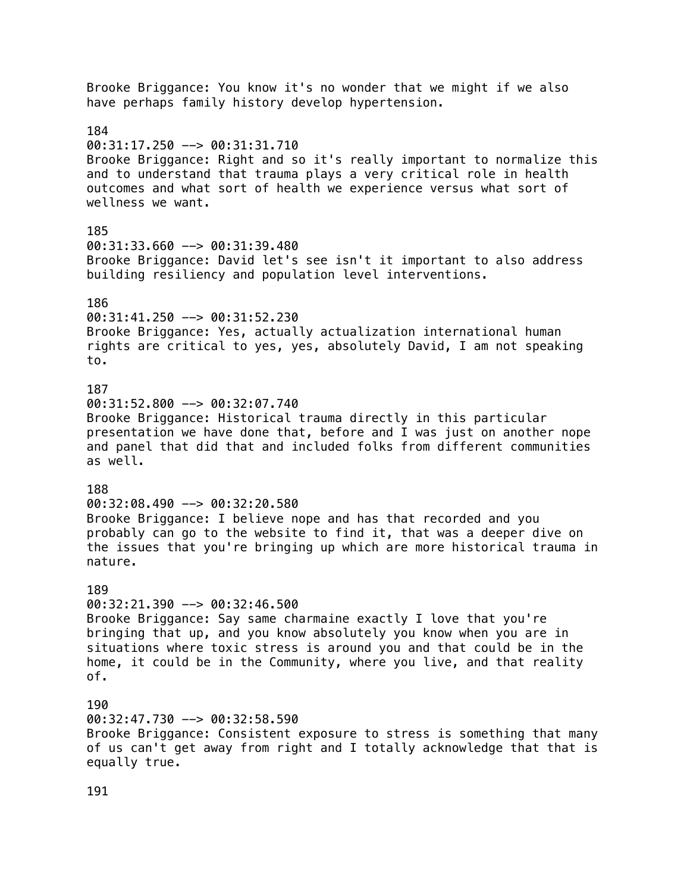Brooke Briggance: You know it's no wonder that we might if we also have perhaps family history develop hypertension.

184
00:31:17.250 --> 00:31:31.710
Brooke Briggance: Right and so it's really important to normalize this and to understand that trauma plays a very critical role in health outcomes and what sort of health we experience versus what sort of wellness we want.

185
00:31:33.660 --> 00:31:39.480
Brooke Briggance: David let's see isn't it important to also address building resiliency and population level interventions.

186
00:31:41.250 --> 00:31:52.230
Brooke Briggance: Yes, actually actualization international human rights are critical to yes, yes, absolutely David, I am not speaking to.

187
00:31:52.800 --> 00:32:07.740
Brooke Briggance: Historical trauma directly in this particular presentation we have done that, before and I was just on another nope and panel that did that and included folks from different communities as well.

188
00:32:08.490 --> 00:32:20.580
Brooke Briggance: I believe nope and has that recorded and you probably can go to the website to find it, that was a deeper dive on the issues that you're bringing up which are more historical trauma in nature.

189
00:32:21.390 --> 00:32:46.500
Brooke Briggance: Say same charmaine exactly I love that you're bringing that up, and you know absolutely you know when you are in situations where toxic stress is around you and that could be in the home, it could be in the Community, where you live, and that reality of.

190
00:32:47.730 --> 00:32:58.590
Brooke Briggance: Consistent exposure to stress is something that many of us can't get away from right and I totally acknowledge that that is equally true.

191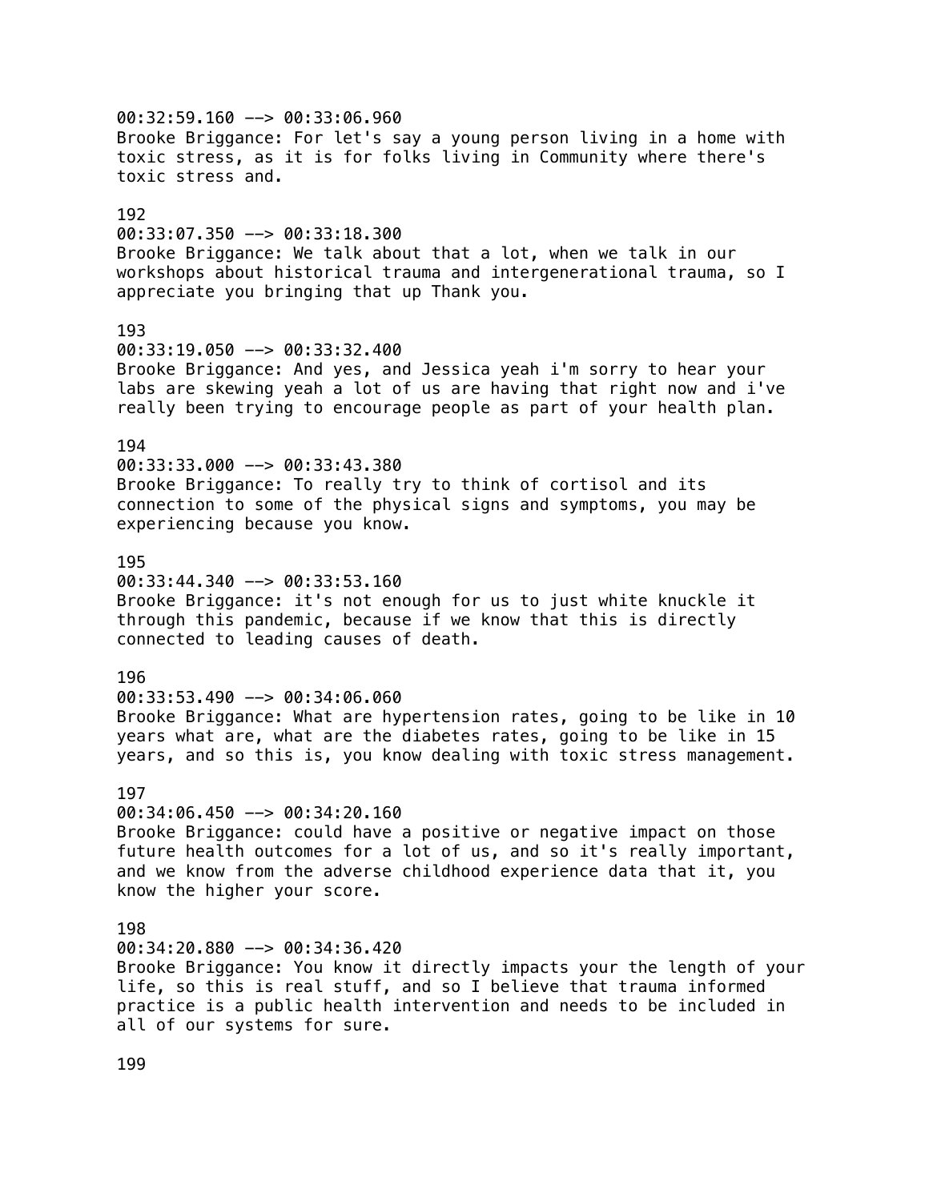00:32:59.160 --> 00:33:06.960
Brooke Briggance: For let's say a young person living in a home with toxic stress, as it is for folks living in Community where there's toxic stress and.

192
00:33:07.350 --> 00:33:18.300
Brooke Briggance: We talk about that a lot, when we talk in our workshops about historical trauma and intergenerational trauma, so I appreciate you bringing that up Thank you.

193
00:33:19.050 --> 00:33:32.400
Brooke Briggance: And yes, and Jessica yeah i'm sorry to hear your labs are skewing yeah a lot of us are having that right now and i've really been trying to encourage people as part of your health plan.

194
00:33:33.000 --> 00:33:43.380
Brooke Briggance: To really try to think of cortisol and its connection to some of the physical signs and symptoms, you may be experiencing because you know.

195
00:33:44.340 --> 00:33:53.160
Brooke Briggance: it's not enough for us to just white knuckle it through this pandemic, because if we know that this is directly connected to leading causes of death.

196
00:33:53.490 --> 00:34:06.060
Brooke Briggance: What are hypertension rates, going to be like in 10 years what are, what are the diabetes rates, going to be like in 15 years, and so this is, you know dealing with toxic stress management.

197
00:34:06.450 --> 00:34:20.160
Brooke Briggance: could have a positive or negative impact on those future health outcomes for a lot of us, and so it's really important, and we know from the adverse childhood experience data that it, you know the higher your score.

198
00:34:20.880 --> 00:34:36.420
Brooke Briggance: You know it directly impacts your the length of your life, so this is real stuff, and so I believe that trauma informed practice is a public health intervention and needs to be included in all of our systems for sure.

199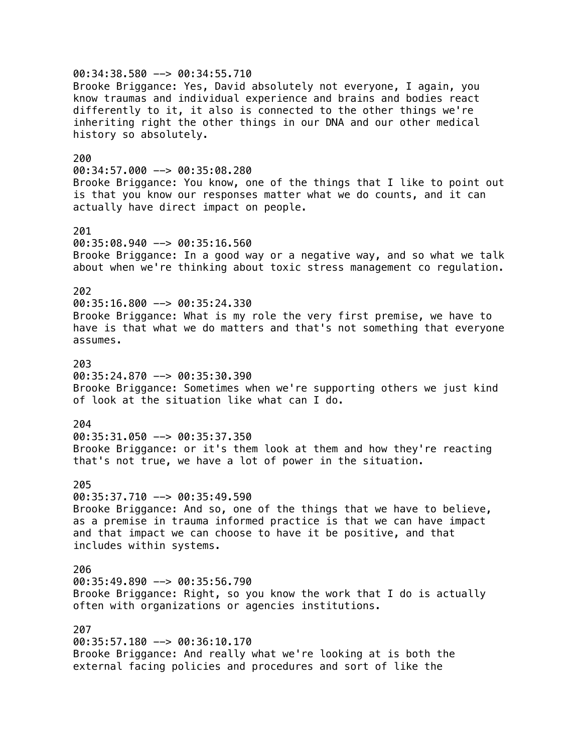00:34:38.580 --> 00:34:55.710
Brooke Briggance: Yes, David absolutely not everyone, I again, you know traumas and individual experience and brains and bodies react differently to it, it also is connected to the other things we're inheriting right the other things in our DNA and our other medical history so absolutely.

200
00:34:57.000 --> 00:35:08.280
Brooke Briggance: You know, one of the things that I like to point out is that you know our responses matter what we do counts, and it can actually have direct impact on people.

201
00:35:08.940 --> 00:35:16.560
Brooke Briggance: In a good way or a negative way, and so what we talk about when we're thinking about toxic stress management co regulation.

202
00:35:16.800 --> 00:35:24.330
Brooke Briggance: What is my role the very first premise, we have to have is that what we do matters and that's not something that everyone assumes.

203
00:35:24.870 --> 00:35:30.390
Brooke Briggance: Sometimes when we're supporting others we just kind of look at the situation like what can I do.

204
00:35:31.050 --> 00:35:37.350
Brooke Briggance: or it's them look at them and how they're reacting that's not true, we have a lot of power in the situation.

205
00:35:37.710 --> 00:35:49.590
Brooke Briggance: And so, one of the things that we have to believe, as a premise in trauma informed practice is that we can have impact and that impact we can choose to have it be positive, and that includes within systems.

206
00:35:49.890 --> 00:35:56.790
Brooke Briggance: Right, so you know the work that I do is actually often with organizations or agencies institutions.

207
00:35:57.180 --> 00:36:10.170
Brooke Briggance: And really what we're looking at is both the external facing policies and procedures and sort of like the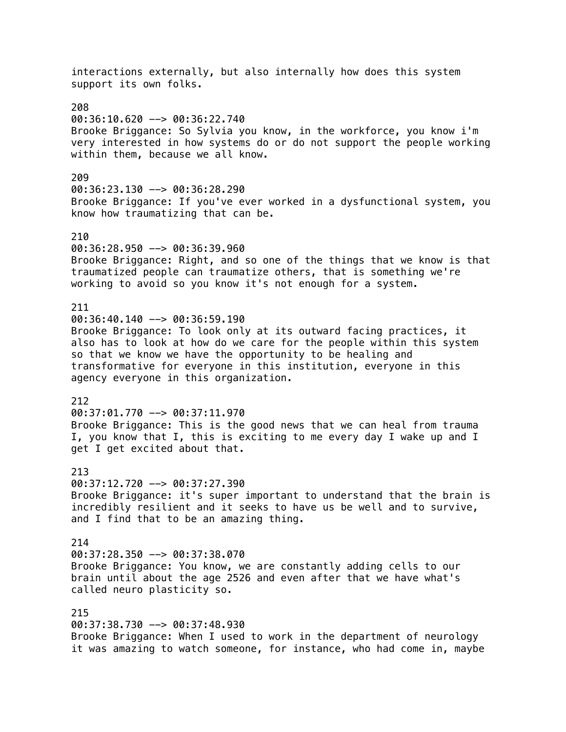interactions externally, but also internally how does this system support its own folks.

208
00:36:10.620 --> 00:36:22.740
Brooke Briggance: So Sylvia you know, in the workforce, you know i'm very interested in how systems do or do not support the people working within them, because we all know.

209
00:36:23.130 --> 00:36:28.290
Brooke Briggance: If you've ever worked in a dysfunctional system, you know how traumatizing that can be.

210
00:36:28.950 --> 00:36:39.960
Brooke Briggance: Right, and so one of the things that we know is that traumatized people can traumatize others, that is something we're working to avoid so you know it's not enough for a system.

211
00:36:40.140 --> 00:36:59.190
Brooke Briggance: To look only at its outward facing practices, it also has to look at how do we care for the people within this system so that we know we have the opportunity to be healing and transformative for everyone in this institution, everyone in this agency everyone in this organization.

212
00:37:01.770 --> 00:37:11.970
Brooke Briggance: This is the good news that we can heal from trauma I, you know that I, this is exciting to me every day I wake up and I get I get excited about that.

213
00:37:12.720 --> 00:37:27.390
Brooke Briggance: it's super important to understand that the brain is incredibly resilient and it seeks to have us be well and to survive, and I find that to be an amazing thing.

214
00:37:28.350 --> 00:37:38.070
Brooke Briggance: You know, we are constantly adding cells to our brain until about the age 2526 and even after that we have what's called neuro plasticity so.

215
00:37:38.730 --> 00:37:48.930
Brooke Briggance: When I used to work in the department of neurology it was amazing to watch someone, for instance, who had come in, maybe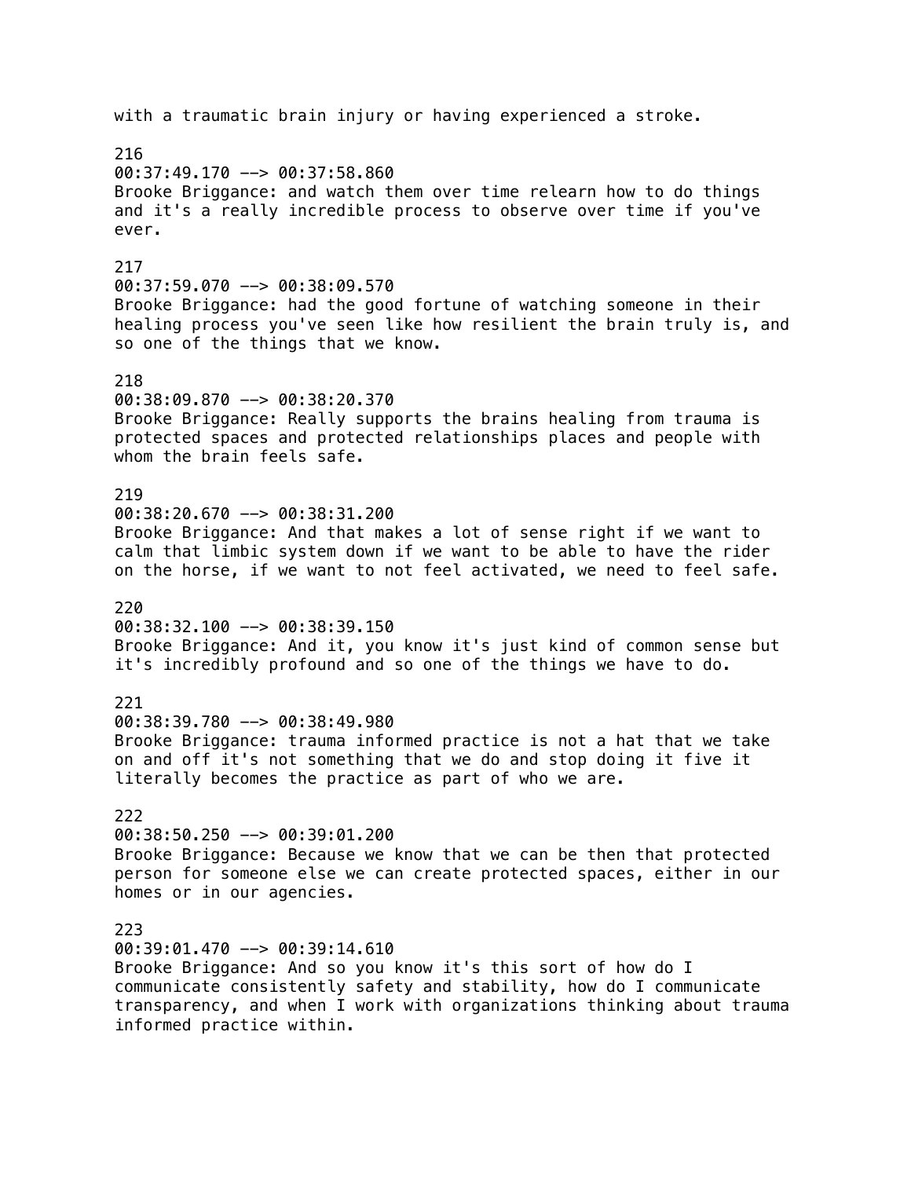with a traumatic brain injury or having experienced a stroke.

216
00:37:49.170 --> 00:37:58.860
Brooke Briggance: and watch them over time relearn how to do things and it's a really incredible process to observe over time if you've ever.

217
00:37:59.070 --> 00:38:09.570
Brooke Briggance: had the good fortune of watching someone in their healing process you've seen like how resilient the brain truly is, and so one of the things that we know.

218
00:38:09.870 --> 00:38:20.370
Brooke Briggance: Really supports the brains healing from trauma is protected spaces and protected relationships places and people with whom the brain feels safe.

219
00:38:20.670 --> 00:38:31.200
Brooke Briggance: And that makes a lot of sense right if we want to calm that limbic system down if we want to be able to have the rider on the horse, if we want to not feel activated, we need to feel safe.

220
00:38:32.100 --> 00:38:39.150
Brooke Briggance: And it, you know it's just kind of common sense but it's incredibly profound and so one of the things we have to do.

221
00:38:39.780 --> 00:38:49.980
Brooke Briggance: trauma informed practice is not a hat that we take on and off it's not something that we do and stop doing it five it literally becomes the practice as part of who we are.

222
00:38:50.250 --> 00:39:01.200
Brooke Briggance: Because we know that we can be then that protected person for someone else we can create protected spaces, either in our homes or in our agencies.

223
00:39:01.470 --> 00:39:14.610
Brooke Briggance: And so you know it's this sort of how do I communicate consistently safety and stability, how do I communicate transparency, and when I work with organizations thinking about trauma informed practice within.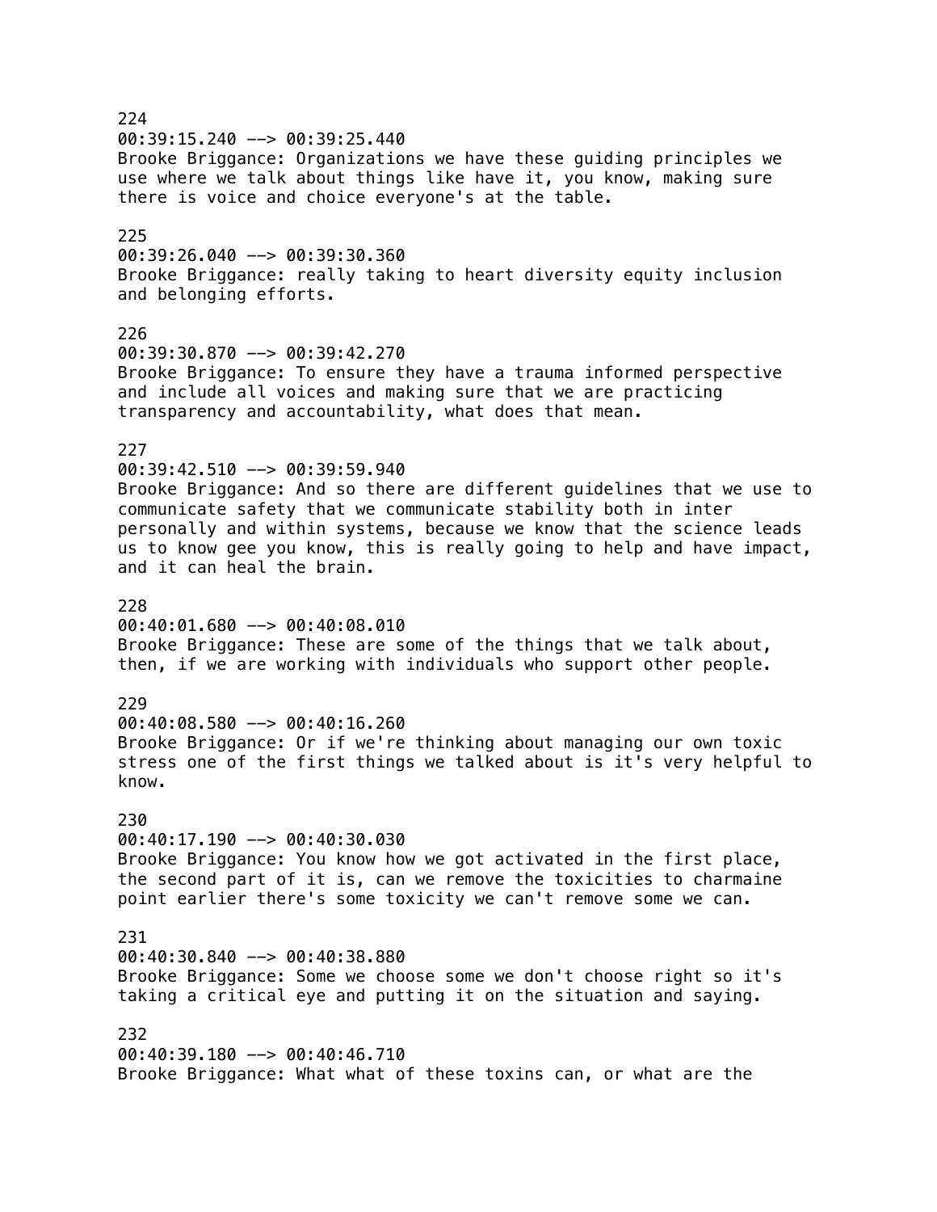224
00:39:15.240 --> 00:39:25.440
Brooke Briggance: Organizations we have these guiding principles we use where we talk about things like have it, you know, making sure there is voice and choice everyone's at the table.

225
00:39:26.040 --> 00:39:30.360
Brooke Briggance: really taking to heart diversity equity inclusion and belonging efforts.

226
00:39:30.870 --> 00:39:42.270
Brooke Briggance: To ensure they have a trauma informed perspective and include all voices and making sure that we are practicing transparency and accountability, what does that mean.

227
00:39:42.510 --> 00:39:59.940
Brooke Briggance: And so there are different guidelines that we use to communicate safety that we communicate stability both in inter personally and within systems, because we know that the science leads us to know gee you know, this is really going to help and have impact, and it can heal the brain.

228
00:40:01.680 --> 00:40:08.010
Brooke Briggance: These are some of the things that we talk about, then, if we are working with individuals who support other people.

229
00:40:08.580 --> 00:40:16.260
Brooke Briggance: Or if we're thinking about managing our own toxic stress one of the first things we talked about is it's very helpful to know.

230
00:40:17.190 --> 00:40:30.030
Brooke Briggance: You know how we got activated in the first place, the second part of it is, can we remove the toxicities to charmaine point earlier there's some toxicity we can't remove some we can.

231
00:40:30.840 --> 00:40:38.880
Brooke Briggance: Some we choose some we don't choose right so it's taking a critical eye and putting it on the situation and saying.

232
00:40:39.180 --> 00:40:46.710
Brooke Briggance: What what of these toxins can, or what are the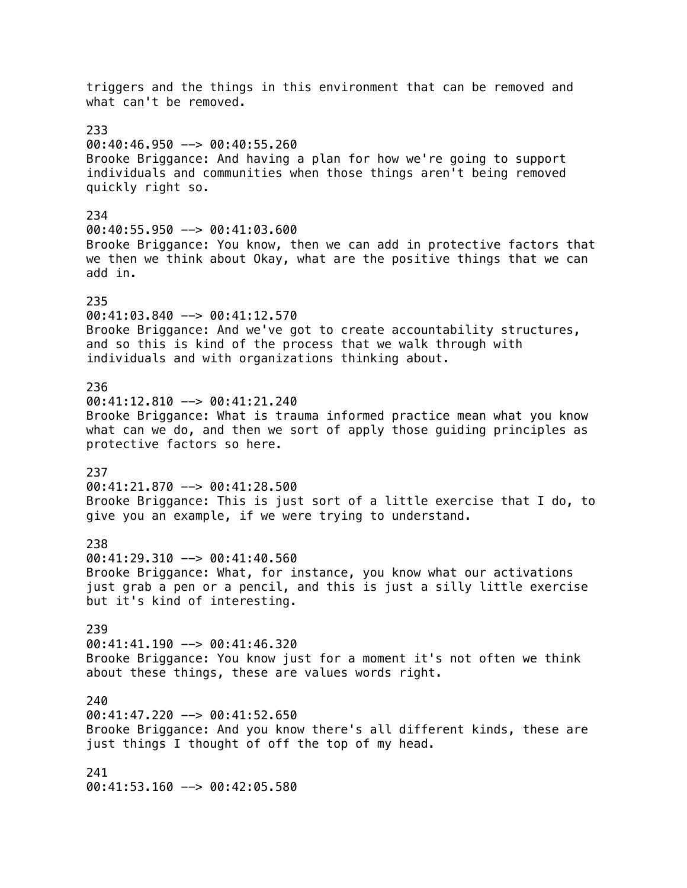triggers and the things in this environment that can be removed and what can't be removed.

233
00:40:46.950 --> 00:40:55.260
Brooke Briggance: And having a plan for how we're going to support individuals and communities when those things aren't being removed quickly right so.

234
00:40:55.950 --> 00:41:03.600
Brooke Briggance: You know, then we can add in protective factors that we then we think about Okay, what are the positive things that we can add in.

235
00:41:03.840 --> 00:41:12.570
Brooke Briggance: And we've got to create accountability structures, and so this is kind of the process that we walk through with individuals and with organizations thinking about.

236
00:41:12.810 --> 00:41:21.240
Brooke Briggance: What is trauma informed practice mean what you know what can we do, and then we sort of apply those guiding principles as protective factors so here.

237
00:41:21.870 --> 00:41:28.500
Brooke Briggance: This is just sort of a little exercise that I do, to give you an example, if we were trying to understand.

238
00:41:29.310 --> 00:41:40.560
Brooke Briggance: What, for instance, you know what our activations just grab a pen or a pencil, and this is just a silly little exercise but it's kind of interesting.

239
00:41:41.190 --> 00:41:46.320
Brooke Briggance: You know just for a moment it's not often we think about these things, these are values words right.

240
00:41:47.220 --> 00:41:52.650
Brooke Briggance: And you know there's all different kinds, these are just things I thought of off the top of my head.

241
00:41:53.160 --> 00:42:05.580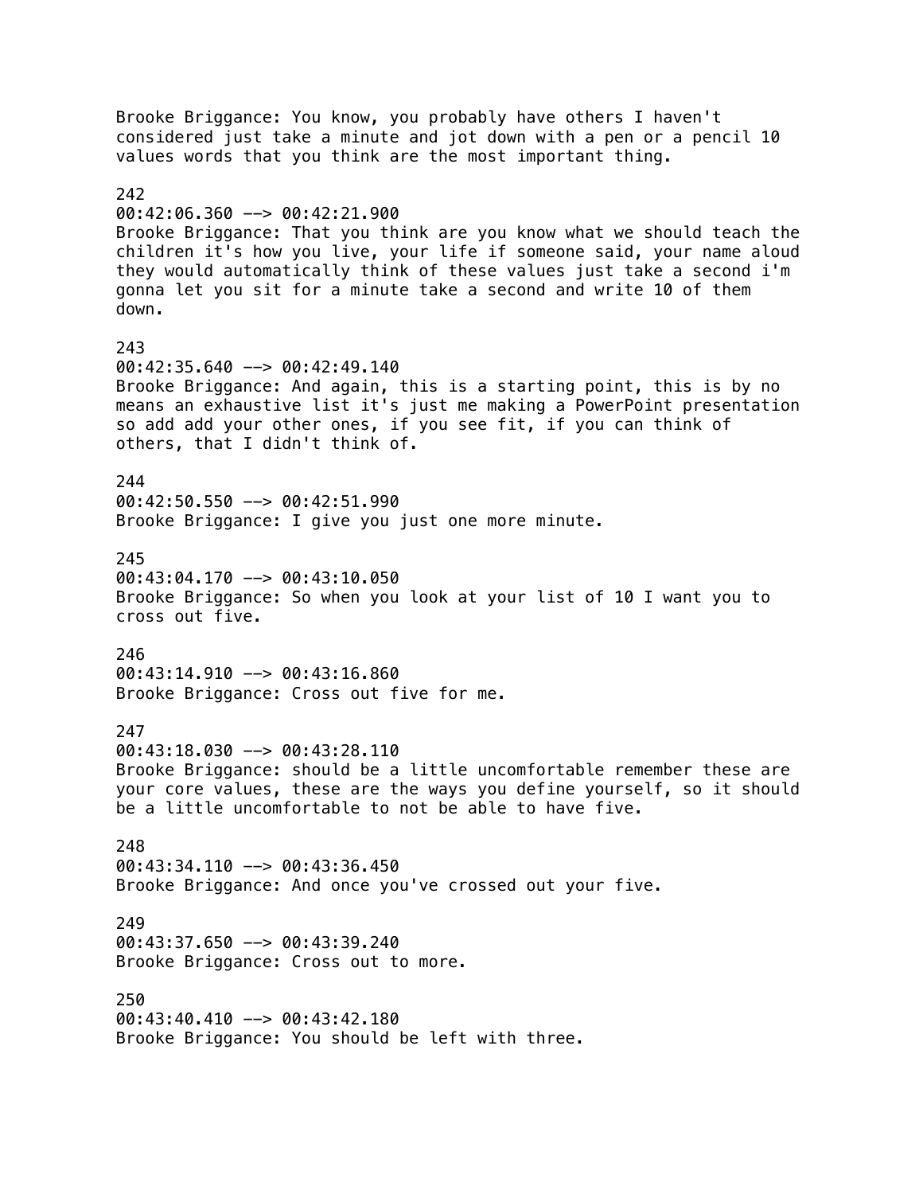Brooke Briggance: You know, you probably have others I haven't considered just take a minute and jot down with a pen or a pencil 10 values words that you think are the most important thing.

242
00:42:06.360 --> 00:42:21.900
Brooke Briggance: That you think are you know what we should teach the children it's how you live, your life if someone said, your name aloud they would automatically think of these values just take a second i'm gonna let you sit for a minute take a second and write 10 of them down.

243
00:42:35.640 --> 00:42:49.140
Brooke Briggance: And again, this is a starting point, this is by no means an exhaustive list it's just me making a PowerPoint presentation so add add your other ones, if you see fit, if you can think of others, that I didn't think of.

244
00:42:50.550 --> 00:42:51.990
Brooke Briggance: I give you just one more minute.

245
00:43:04.170 --> 00:43:10.050
Brooke Briggance: So when you look at your list of 10 I want you to cross out five.

246
00:43:14.910 --> 00:43:16.860
Brooke Briggance: Cross out five for me.

247
00:43:18.030 --> 00:43:28.110
Brooke Briggance: should be a little uncomfortable remember these are your core values, these are the ways you define yourself, so it should be a little uncomfortable to not be able to have five.

248
00:43:34.110 --> 00:43:36.450
Brooke Briggance: And once you've crossed out your five.

249
00:43:37.650 --> 00:43:39.240
Brooke Briggance: Cross out to more.

250
00:43:40.410 --> 00:43:42.180
Brooke Briggance: You should be left with three.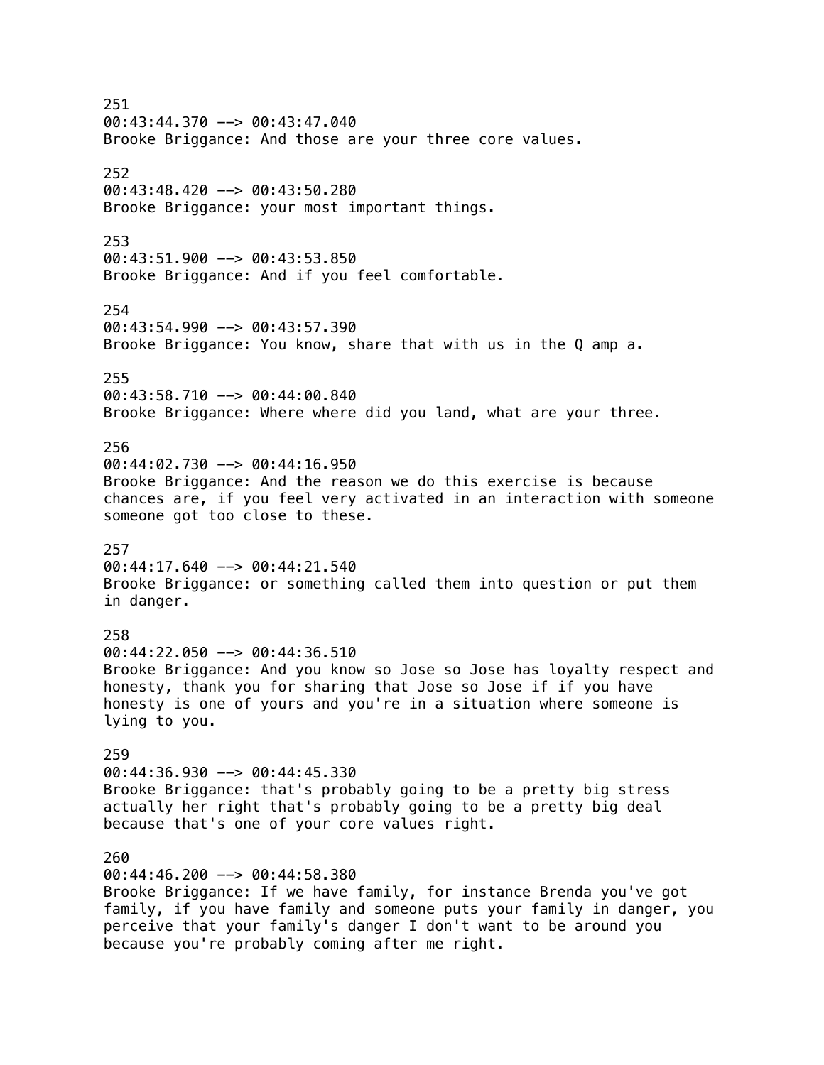251
00:43:44.370 --> 00:43:47.040
Brooke Briggance: And those are your three core values.

252
00:43:48.420 --> 00:43:50.280
Brooke Briggance: your most important things.

253
00:43:51.900 --> 00:43:53.850
Brooke Briggance: And if you feel comfortable.

254
00:43:54.990 --> 00:43:57.390
Brooke Briggance: You know, share that with us in the Q amp a.

255
00:43:58.710 --> 00:44:00.840
Brooke Briggance: Where where did you land, what are your three.

256
00:44:02.730 --> 00:44:16.950
Brooke Briggance: And the reason we do this exercise is because chances are, if you feel very activated in an interaction with someone someone got too close to these.

257
00:44:17.640 --> 00:44:21.540
Brooke Briggance: or something called them into question or put them in danger.

258
00:44:22.050 --> 00:44:36.510
Brooke Briggance: And you know so Jose so Jose has loyalty respect and honesty, thank you for sharing that Jose so Jose if if you have honesty is one of yours and you're in a situation where someone is lying to you.

259
00:44:36.930 --> 00:44:45.330
Brooke Briggance: that's probably going to be a pretty big stress actually her right that's probably going to be a pretty big deal because that's one of your core values right.

260
00:44:46.200 --> 00:44:58.380
Brooke Briggance: If we have family, for instance Brenda you've got family, if you have family and someone puts your family in danger, you perceive that your family's danger I don't want to be around you because you're probably coming after me right.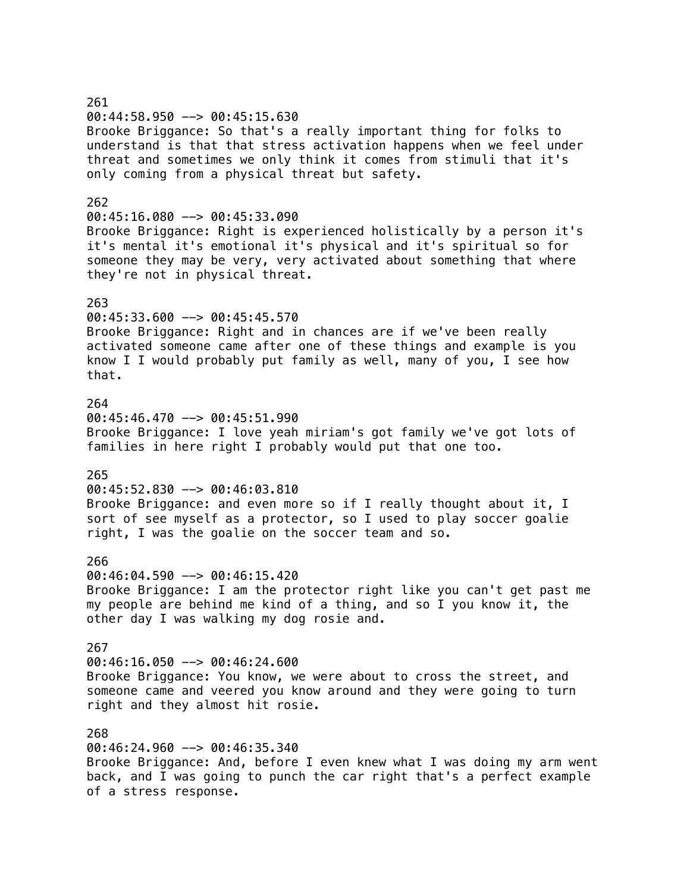261
00:44:58.950 --> 00:45:15.630
Brooke Briggance: So that's a really important thing for folks to understand is that that stress activation happens when we feel under threat and sometimes we only think it comes from stimuli that it's only coming from a physical threat but safety.

262
00:45:16.080 --> 00:45:33.090
Brooke Briggance: Right is experienced holistically by a person it's it's mental it's emotional it's physical and it's spiritual so for someone they may be very, very activated about something that where they're not in physical threat.

263
00:45:33.600 --> 00:45:45.570
Brooke Briggance: Right and in chances are if we've been really activated someone came after one of these things and example is you know I I would probably put family as well, many of you, I see how that.

264
00:45:46.470 --> 00:45:51.990
Brooke Briggance: I love yeah miriam's got family we've got lots of families in here right I probably would put that one too.

265
00:45:52.830 --> 00:46:03.810
Brooke Briggance: and even more so if I really thought about it, I sort of see myself as a protector, so I used to play soccer goalie right, I was the goalie on the soccer team and so.

266
00:46:04.590 --> 00:46:15.420
Brooke Briggance: I am the protector right like you can't get past me my people are behind me kind of a thing, and so I you know it, the other day I was walking my dog rosie and.

267
00:46:16.050 --> 00:46:24.600
Brooke Briggance: You know, we were about to cross the street, and someone came and veered you know around and they were going to turn right and they almost hit rosie.

268
00:46:24.960 --> 00:46:35.340
Brooke Briggance: And, before I even knew what I was doing my arm went back, and I was going to punch the car right that's a perfect example of a stress response.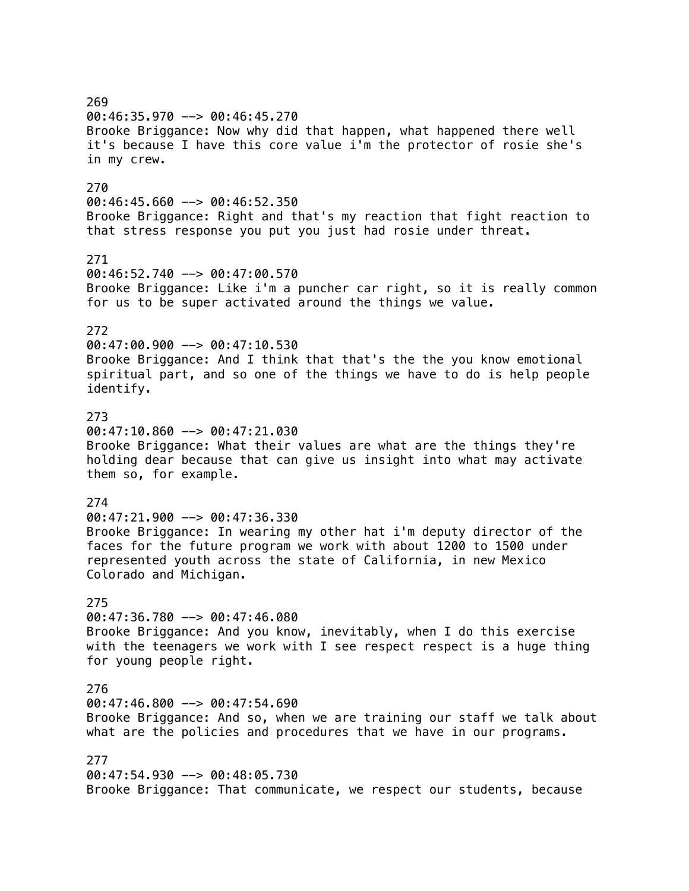269
00:46:35.970 --> 00:46:45.270
Brooke Briggance: Now why did that happen, what happened there well it's because I have this core value i'm the protector of rosie she's in my crew.

270
00:46:45.660 --> 00:46:52.350
Brooke Briggance: Right and that's my reaction that fight reaction to that stress response you put you just had rosie under threat.

271
00:46:52.740 --> 00:47:00.570
Brooke Briggance: Like i'm a puncher car right, so it is really common for us to be super activated around the things we value.

272
00:47:00.900 --> 00:47:10.530
Brooke Briggance: And I think that that's the the you know emotional spiritual part, and so one of the things we have to do is help people identify.

273
00:47:10.860 --> 00:47:21.030
Brooke Briggance: What their values are what are the things they're holding dear because that can give us insight into what may activate them so, for example.

274
00:47:21.900 --> 00:47:36.330
Brooke Briggance: In wearing my other hat i'm deputy director of the faces for the future program we work with about 1200 to 1500 under represented youth across the state of California, in new Mexico Colorado and Michigan.

275
00:47:36.780 --> 00:47:46.080
Brooke Briggance: And you know, inevitably, when I do this exercise with the teenagers we work with I see respect respect is a huge thing for young people right.

276
00:47:46.800 --> 00:47:54.690
Brooke Briggance: And so, when we are training our staff we talk about what are the policies and procedures that we have in our programs.

277
00:47:54.930 --> 00:48:05.730
Brooke Briggance: That communicate, we respect our students, because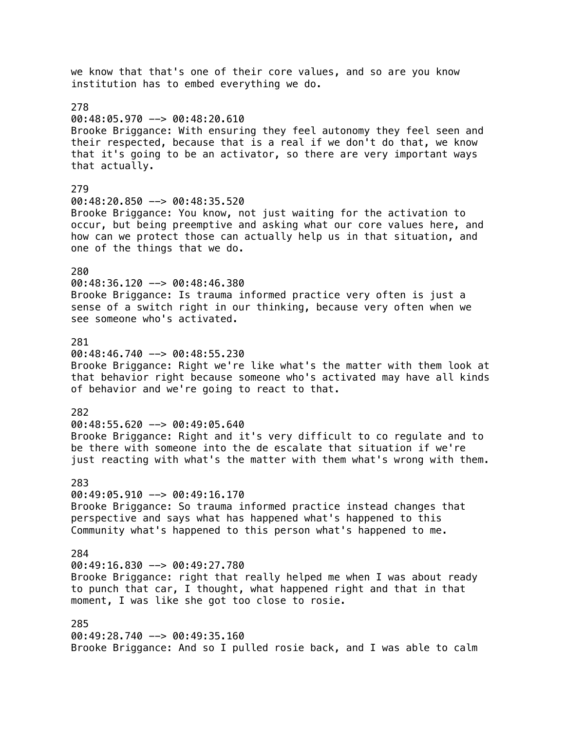we know that that's one of their core values, and so are you know institution has to embed everything we do.

278
00:48:05.970 --> 00:48:20.610
Brooke Briggance: With ensuring they feel autonomy they feel seen and their respected, because that is a real if we don't do that, we know that it's going to be an activator, so there are very important ways that actually.

279
00:48:20.850 --> 00:48:35.520
Brooke Briggance: You know, not just waiting for the activation to occur, but being preemptive and asking what our core values here, and how can we protect those can actually help us in that situation, and one of the things that we do.

280
00:48:36.120 --> 00:48:46.380
Brooke Briggance: Is trauma informed practice very often is just a sense of a switch right in our thinking, because very often when we see someone who's activated.

281
00:48:46.740 --> 00:48:55.230
Brooke Briggance: Right we're like what's the matter with them look at that behavior right because someone who's activated may have all kinds of behavior and we're going to react to that.

282
00:48:55.620 --> 00:49:05.640
Brooke Briggance: Right and it's very difficult to co regulate and to be there with someone into the de escalate that situation if we're just reacting with what's the matter with them what's wrong with them.

283
00:49:05.910 --> 00:49:16.170
Brooke Briggance: So trauma informed practice instead changes that perspective and says what has happened what's happened to this Community what's happened to this person what's happened to me.

284
00:49:16.830 --> 00:49:27.780
Brooke Briggance: right that really helped me when I was about ready to punch that car, I thought, what happened right and that in that moment, I was like she got too close to rosie.

285
00:49:28.740 --> 00:49:35.160
Brooke Briggance: And so I pulled rosie back, and I was able to calm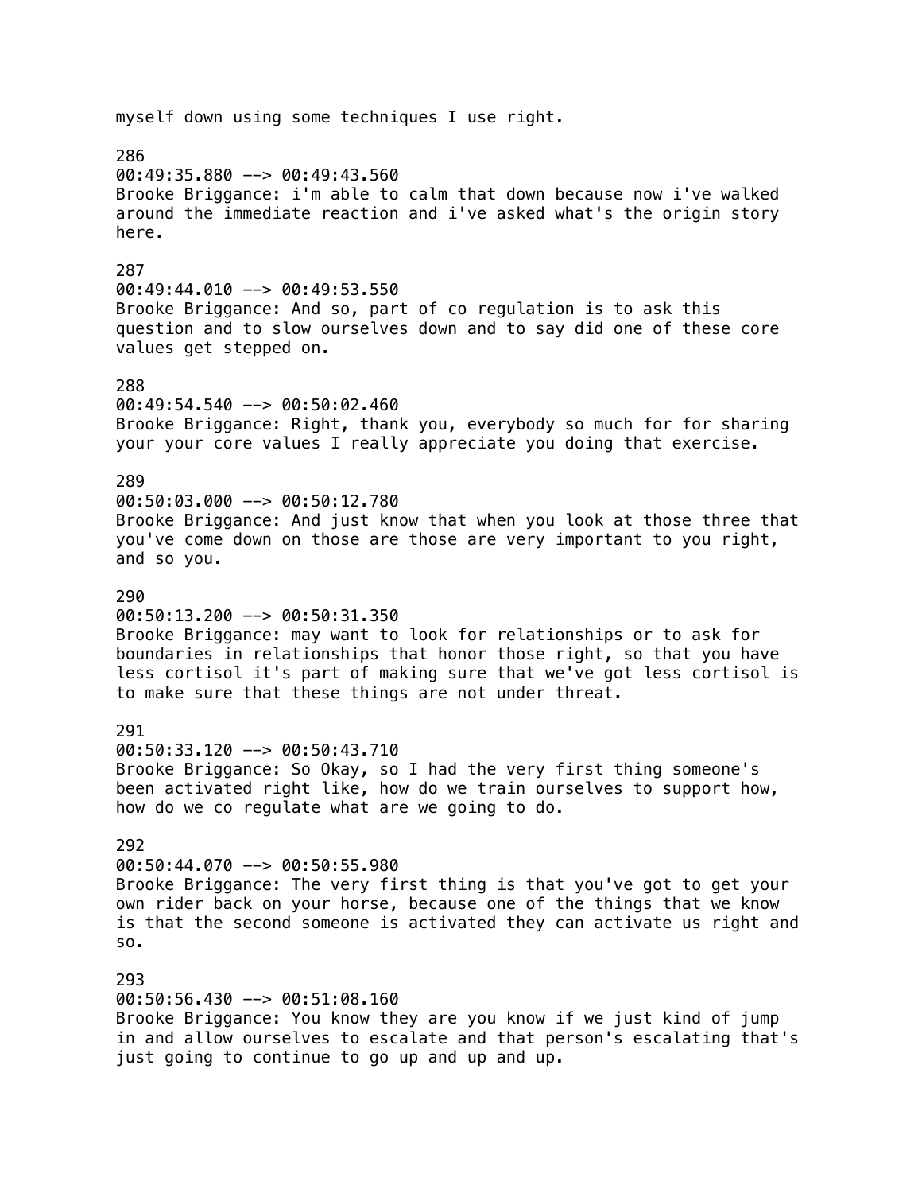myself down using some techniques I use right.

286
00:49:35.880 --> 00:49:43.560
Brooke Briggance: i'm able to calm that down because now i've walked around the immediate reaction and i've asked what's the origin story here.

287
00:49:44.010 --> 00:49:53.550
Brooke Briggance: And so, part of co regulation is to ask this question and to slow ourselves down and to say did one of these core values get stepped on.

288
00:49:54.540 --> 00:50:02.460
Brooke Briggance: Right, thank you, everybody so much for for sharing your your core values I really appreciate you doing that exercise.

289
00:50:03.000 --> 00:50:12.780
Brooke Briggance: And just know that when you look at those three that you've come down on those are those are very important to you right, and so you.

290
00:50:13.200 --> 00:50:31.350
Brooke Briggance: may want to look for relationships or to ask for boundaries in relationships that honor those right, so that you have less cortisol it's part of making sure that we've got less cortisol is to make sure that these things are not under threat.

291
00:50:33.120 --> 00:50:43.710
Brooke Briggance: So Okay, so I had the very first thing someone's been activated right like, how do we train ourselves to support how, how do we co regulate what are we going to do.

292
00:50:44.070 --> 00:50:55.980
Brooke Briggance: The very first thing is that you've got to get your own rider back on your horse, because one of the things that we know is that the second someone is activated they can activate us right and so.

293
00:50:56.430 --> 00:51:08.160
Brooke Briggance: You know they are you know if we just kind of jump in and allow ourselves to escalate and that person's escalating that's just going to continue to go up and up and up.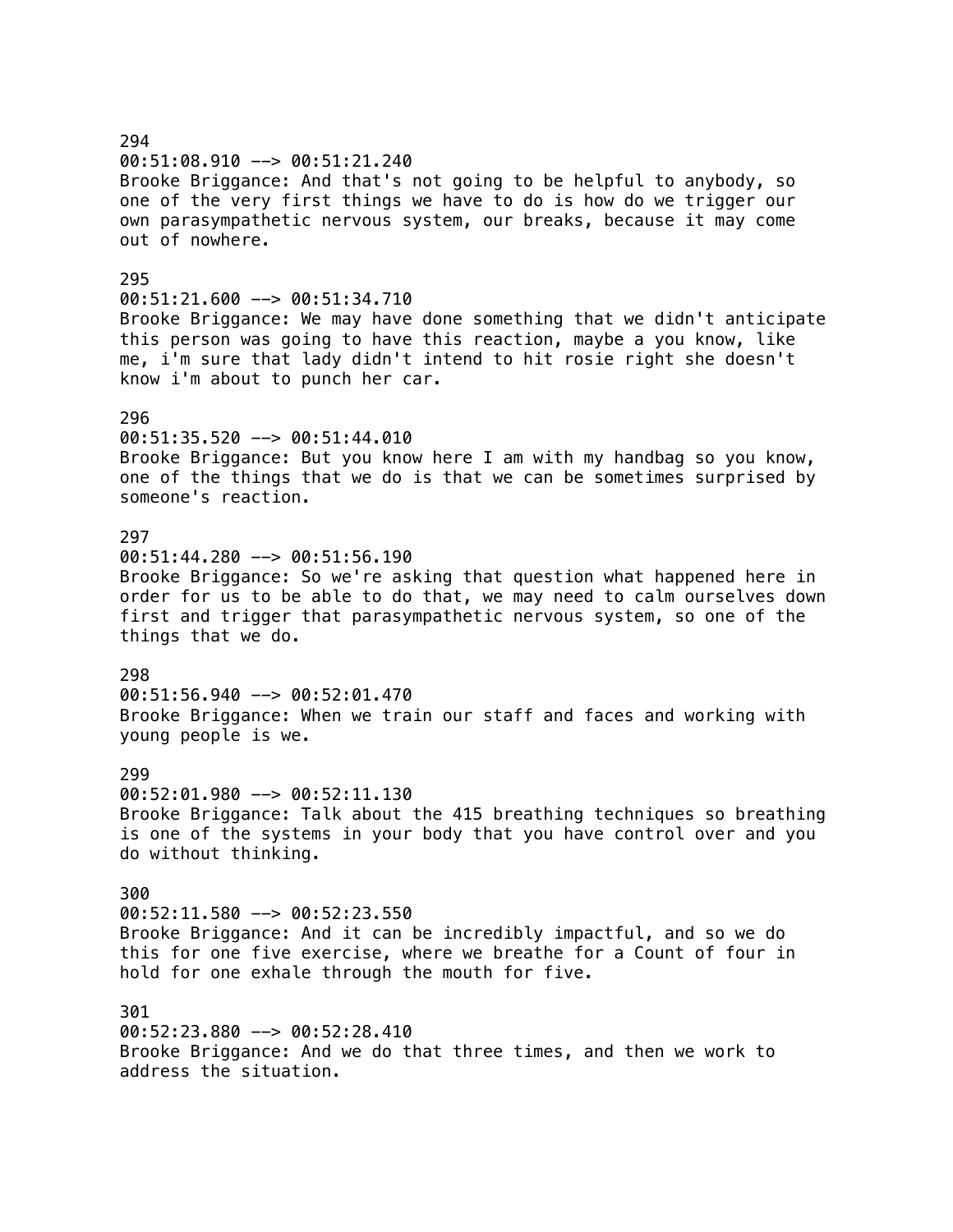294
00:51:08.910 --> 00:51:21.240
Brooke Briggance: And that's not going to be helpful to anybody, so one of the very first things we have to do is how do we trigger our own parasympathetic nervous system, our breaks, because it may come out of nowhere.

295
00:51:21.600 --> 00:51:34.710
Brooke Briggance: We may have done something that we didn't anticipate this person was going to have this reaction, maybe a you know, like me, i'm sure that lady didn't intend to hit rosie right she doesn't know i'm about to punch her car.

296
00:51:35.520 --> 00:51:44.010
Brooke Briggance: But you know here I am with my handbag so you know, one of the things that we do is that we can be sometimes surprised by someone's reaction.

297
00:51:44.280 --> 00:51:56.190
Brooke Briggance: So we're asking that question what happened here in order for us to be able to do that, we may need to calm ourselves down first and trigger that parasympathetic nervous system, so one of the things that we do.

298
00:51:56.940 --> 00:52:01.470
Brooke Briggance: When we train our staff and faces and working with young people is we.

299
00:52:01.980 --> 00:52:11.130
Brooke Briggance: Talk about the 415 breathing techniques so breathing is one of the systems in your body that you have control over and you do without thinking.

300
00:52:11.580 --> 00:52:23.550
Brooke Briggance: And it can be incredibly impactful, and so we do this for one five exercise, where we breathe for a Count of four in hold for one exhale through the mouth for five.

301
00:52:23.880 --> 00:52:28.410
Brooke Briggance: And we do that three times, and then we work to address the situation.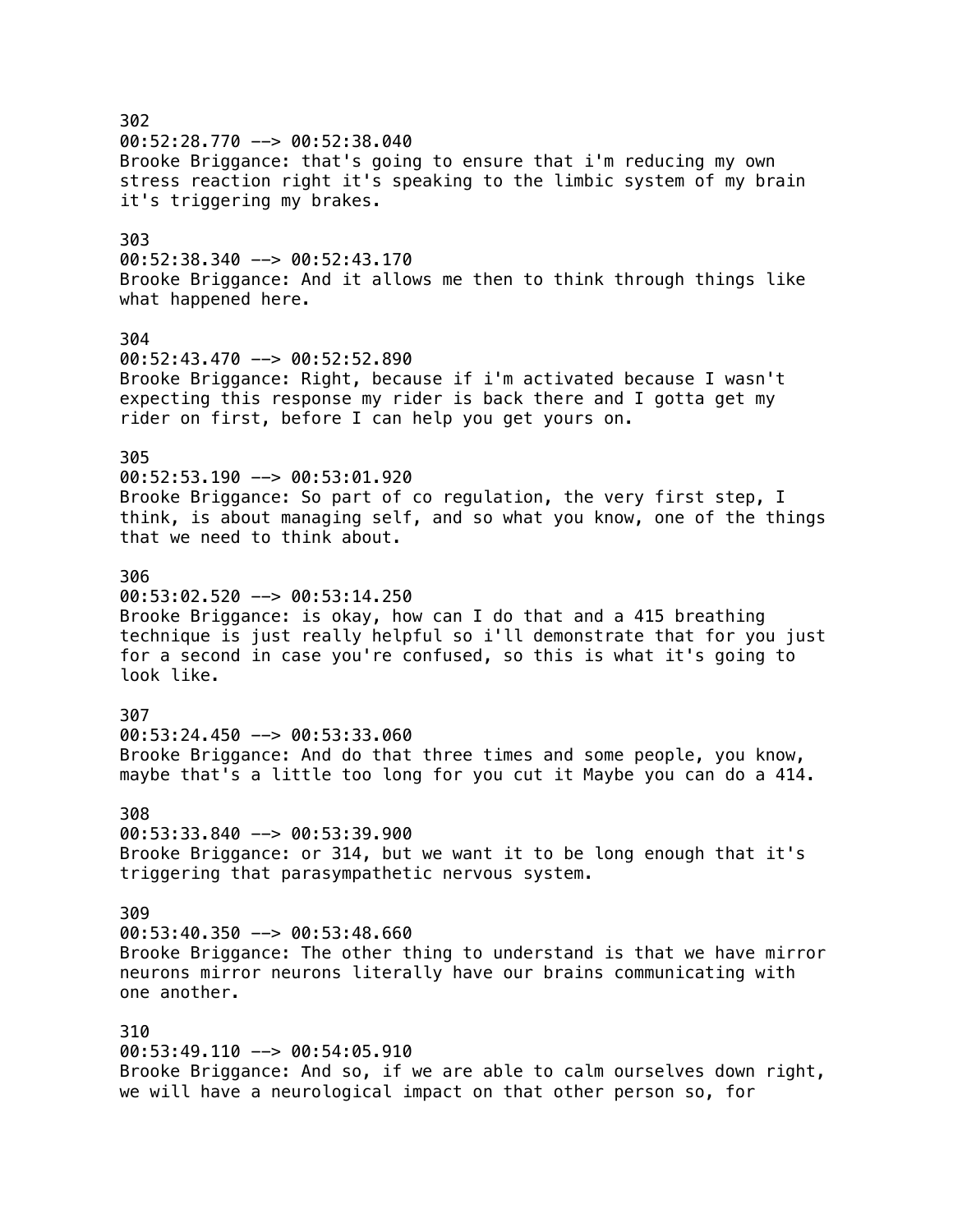302
00:52:28.770 --> 00:52:38.040
Brooke Briggance: that's going to ensure that i'm reducing my own stress reaction right it's speaking to the limbic system of my brain it's triggering my brakes.

303
00:52:38.340 --> 00:52:43.170
Brooke Briggance: And it allows me then to think through things like what happened here.

304
00:52:43.470 --> 00:52:52.890
Brooke Briggance: Right, because if i'm activated because I wasn't expecting this response my rider is back there and I gotta get my rider on first, before I can help you get yours on.

305
00:52:53.190 --> 00:53:01.920
Brooke Briggance: So part of co regulation, the very first step, I think, is about managing self, and so what you know, one of the things that we need to think about.

306
00:53:02.520 --> 00:53:14.250
Brooke Briggance: is okay, how can I do that and a 415 breathing technique is just really helpful so i'll demonstrate that for you just for a second in case you're confused, so this is what it's going to look like.

307
00:53:24.450 --> 00:53:33.060
Brooke Briggance: And do that three times and some people, you know, maybe that's a little too long for you cut it Maybe you can do a 414.

308
00:53:33.840 --> 00:53:39.900
Brooke Briggance: or 314, but we want it to be long enough that it's triggering that parasympathetic nervous system.

309
00:53:40.350 --> 00:53:48.660
Brooke Briggance: The other thing to understand is that we have mirror neurons mirror neurons literally have our brains communicating with one another.

310
00:53:49.110 --> 00:54:05.910
Brooke Briggance: And so, if we are able to calm ourselves down right, we will have a neurological impact on that other person so, for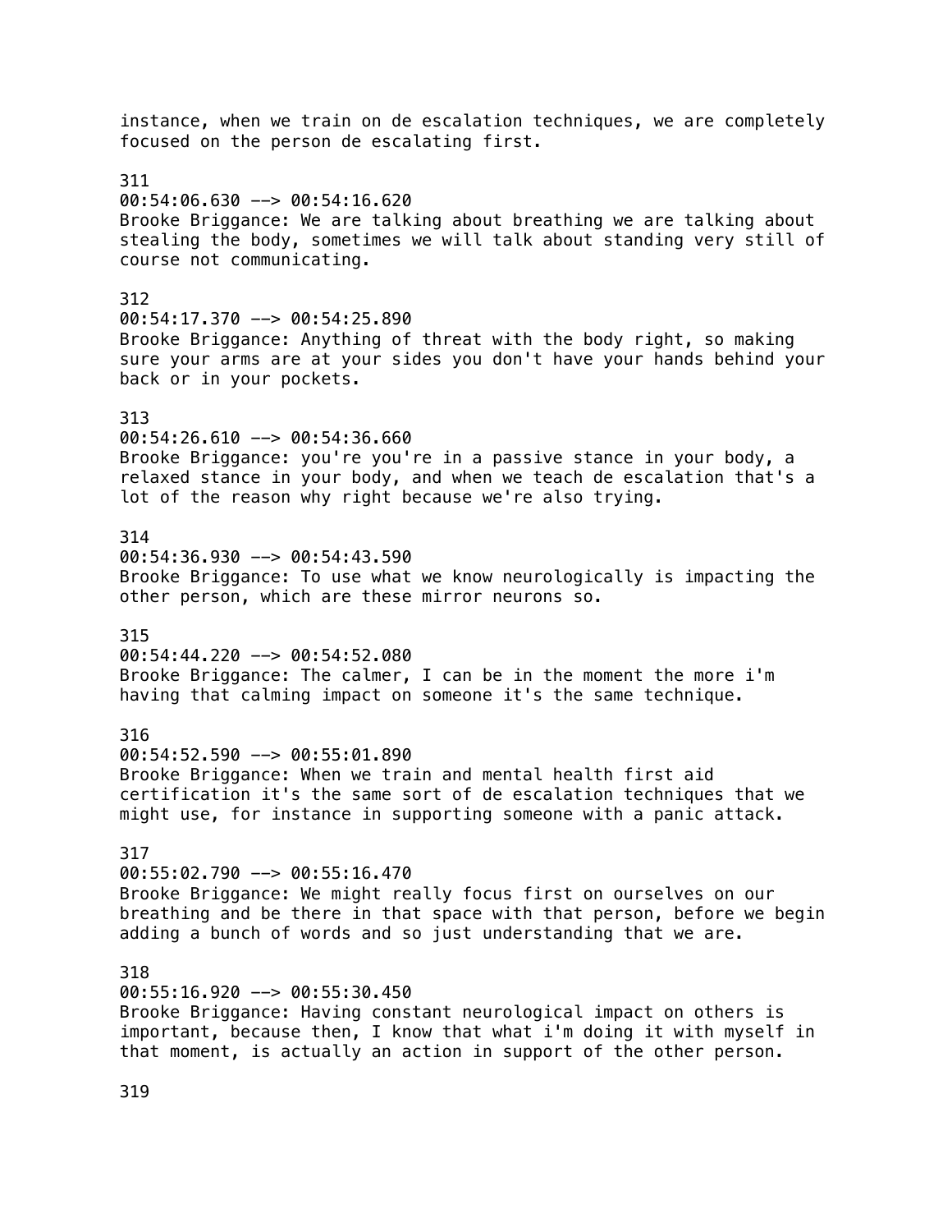instance, when we train on de escalation techniques, we are completely focused on the person de escalating first.

311
00:54:06.630 --> 00:54:16.620
Brooke Briggance: We are talking about breathing we are talking about stealing the body, sometimes we will talk about standing very still of course not communicating.

312
00:54:17.370 --> 00:54:25.890
Brooke Briggance: Anything of threat with the body right, so making sure your arms are at your sides you don't have your hands behind your back or in your pockets.

313
00:54:26.610 --> 00:54:36.660
Brooke Briggance: you're you're in a passive stance in your body, a relaxed stance in your body, and when we teach de escalation that's a lot of the reason why right because we're also trying.

314
00:54:36.930 --> 00:54:43.590
Brooke Briggance: To use what we know neurologically is impacting the other person, which are these mirror neurons so.

315
00:54:44.220 --> 00:54:52.080
Brooke Briggance: The calmer, I can be in the moment the more i'm having that calming impact on someone it's the same technique.

316
00:54:52.590 --> 00:55:01.890
Brooke Briggance: When we train and mental health first aid certification it's the same sort of de escalation techniques that we might use, for instance in supporting someone with a panic attack.

317
00:55:02.790 --> 00:55:16.470
Brooke Briggance: We might really focus first on ourselves on our breathing and be there in that space with that person, before we begin adding a bunch of words and so just understanding that we are.

318
00:55:16.920 --> 00:55:30.450
Brooke Briggance: Having constant neurological impact on others is important, because then, I know that what i'm doing it with myself in that moment, is actually an action in support of the other person.

319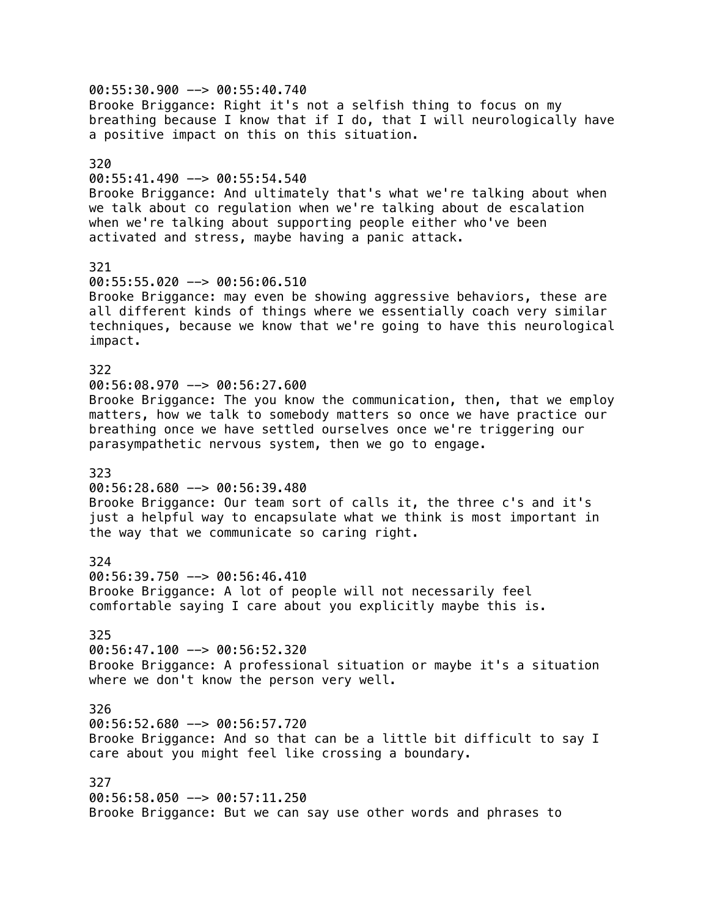00:55:30.900 --> 00:55:40.740
Brooke Briggance: Right it's not a selfish thing to focus on my breathing because I know that if I do, that I will neurologically have a positive impact on this on this situation.

320
00:55:41.490 --> 00:55:54.540
Brooke Briggance: And ultimately that's what we're talking about when we talk about co regulation when we're talking about de escalation when we're talking about supporting people either who've been activated and stress, maybe having a panic attack.

321
00:55:55.020 --> 00:56:06.510
Brooke Briggance: may even be showing aggressive behaviors, these are all different kinds of things where we essentially coach very similar techniques, because we know that we're going to have this neurological impact.

322
00:56:08.970 --> 00:56:27.600
Brooke Briggance: The you know the communication, then, that we employ matters, how we talk to somebody matters so once we have practice our breathing once we have settled ourselves once we're triggering our parasympathetic nervous system, then we go to engage.

323
00:56:28.680 --> 00:56:39.480
Brooke Briggance: Our team sort of calls it, the three c's and it's just a helpful way to encapsulate what we think is most important in the way that we communicate so caring right.

324
00:56:39.750 --> 00:56:46.410
Brooke Briggance: A lot of people will not necessarily feel comfortable saying I care about you explicitly maybe this is.

325
00:56:47.100 --> 00:56:52.320
Brooke Briggance: A professional situation or maybe it's a situation where we don't know the person very well.

326
00:56:52.680 --> 00:56:57.720
Brooke Briggance: And so that can be a little bit difficult to say I care about you might feel like crossing a boundary.

327
00:56:58.050 --> 00:57:11.250
Brooke Briggance: But we can say use other words and phrases to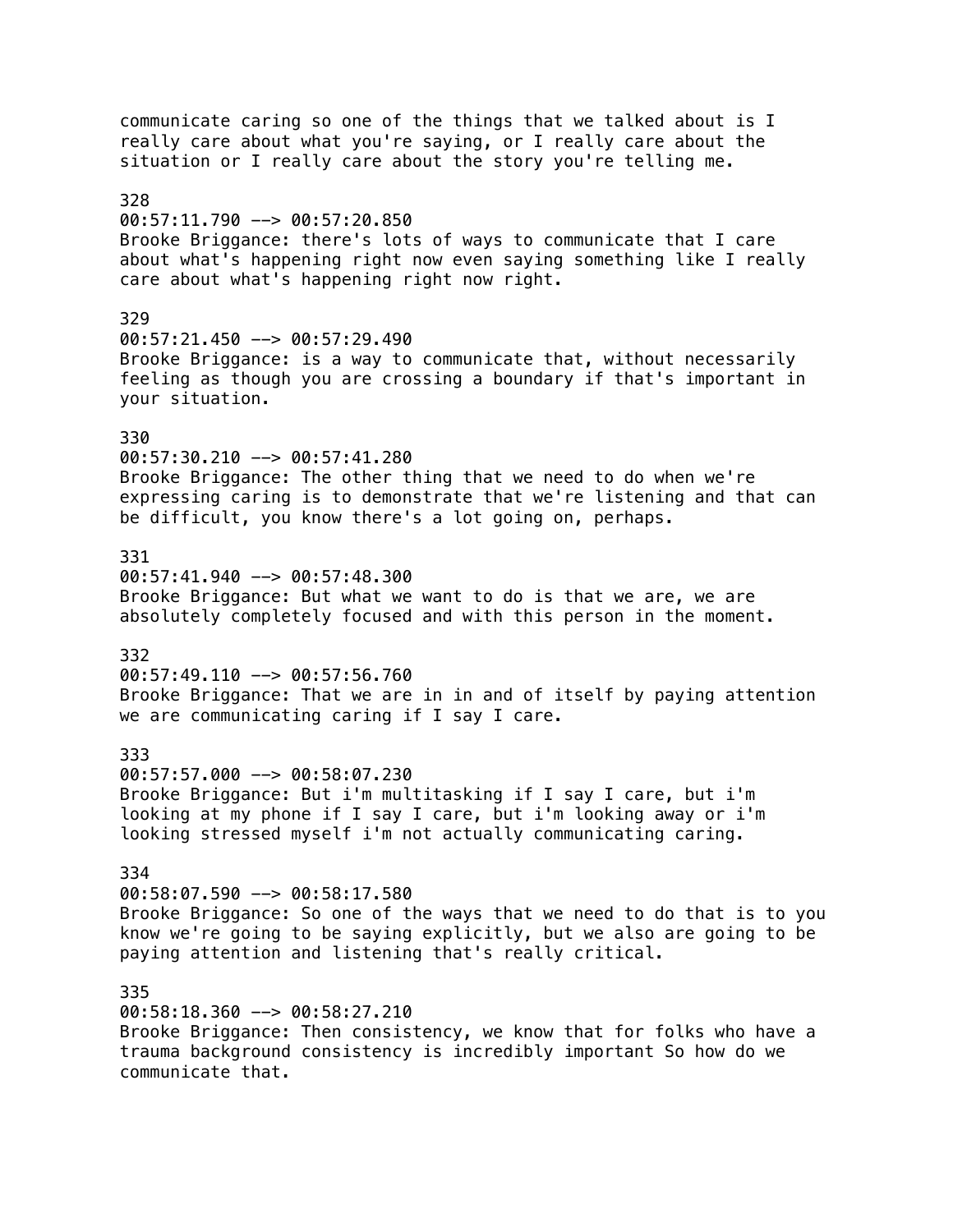communicate caring so one of the things that we talked about is I really care about what you're saying, or I really care about the situation or I really care about the story you're telling me.

328
00:57:11.790 --> 00:57:20.850
Brooke Briggance: there's lots of ways to communicate that I care about what's happening right now even saying something like I really care about what's happening right now right.

329
00:57:21.450 --> 00:57:29.490
Brooke Briggance: is a way to communicate that, without necessarily feeling as though you are crossing a boundary if that's important in your situation.

330
00:57:30.210 --> 00:57:41.280
Brooke Briggance: The other thing that we need to do when we're expressing caring is to demonstrate that we're listening and that can be difficult, you know there's a lot going on, perhaps.

331
00:57:41.940 --> 00:57:48.300
Brooke Briggance: But what we want to do is that we are, we are absolutely completely focused and with this person in the moment.

332
00:57:49.110 --> 00:57:56.760
Brooke Briggance: That we are in in and of itself by paying attention we are communicating caring if I say I care.

333
00:57:57.000 --> 00:58:07.230
Brooke Briggance: But i'm multitasking if I say I care, but i'm looking at my phone if I say I care, but i'm looking away or i'm looking stressed myself i'm not actually communicating caring.

334
00:58:07.590 --> 00:58:17.580
Brooke Briggance: So one of the ways that we need to do that is to you know we're going to be saying explicitly, but we also are going to be paying attention and listening that's really critical.

335
00:58:18.360 --> 00:58:27.210
Brooke Briggance: Then consistency, we know that for folks who have a trauma background consistency is incredibly important So how do we communicate that.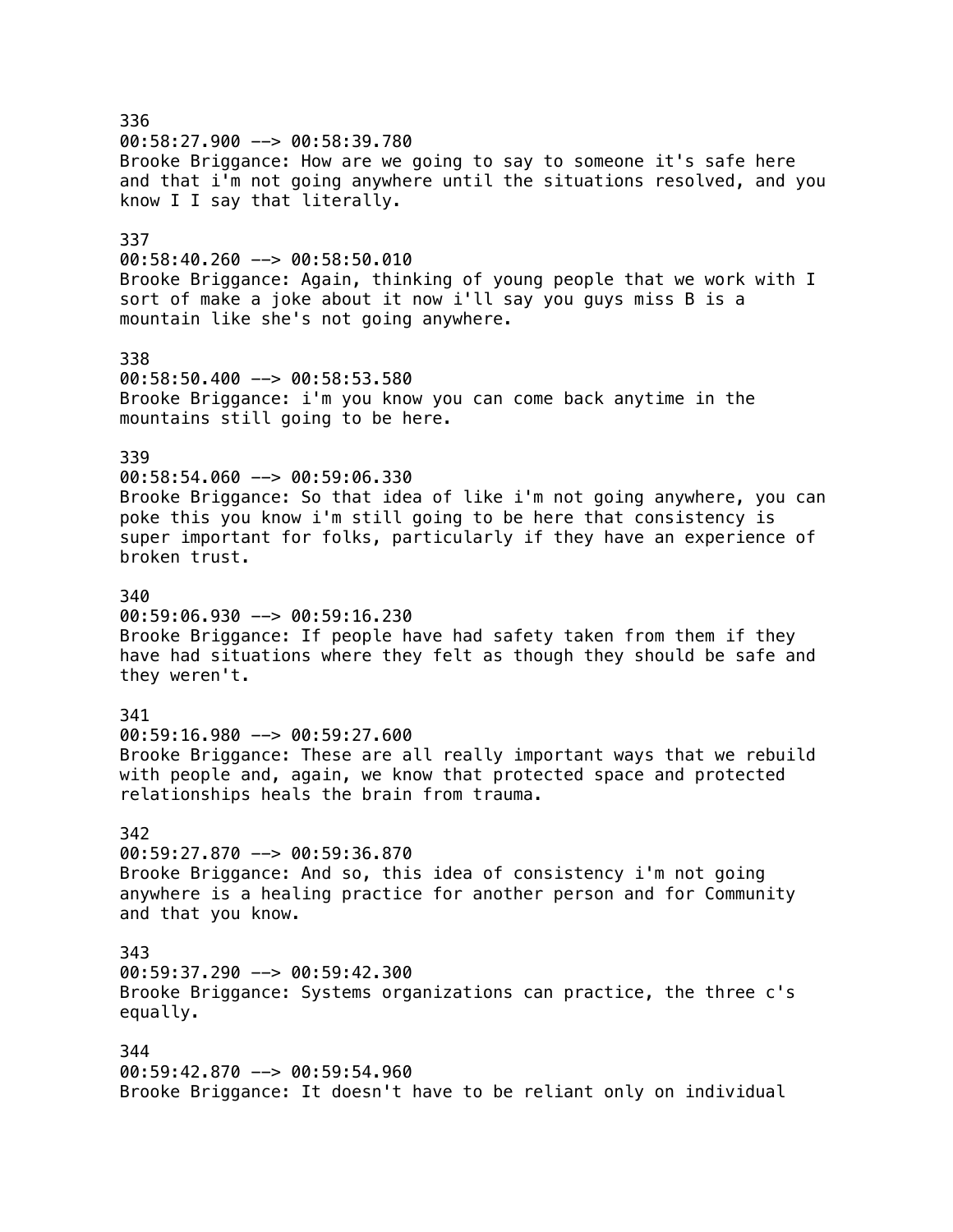336
00:58:27.900 --> 00:58:39.780
Brooke Briggance: How are we going to say to someone it's safe here and that i'm not going anywhere until the situations resolved, and you know I I say that literally.

337
00:58:40.260 --> 00:58:50.010
Brooke Briggance: Again, thinking of young people that we work with I sort of make a joke about it now i'll say you guys miss B is a mountain like she's not going anywhere.

338
00:58:50.400 --> 00:58:53.580
Brooke Briggance: i'm you know you can come back anytime in the mountains still going to be here.

339
00:58:54.060 --> 00:59:06.330
Brooke Briggance: So that idea of like i'm not going anywhere, you can poke this you know i'm still going to be here that consistency is super important for folks, particularly if they have an experience of broken trust.

340
00:59:06.930 --> 00:59:16.230
Brooke Briggance: If people have had safety taken from them if they have had situations where they felt as though they should be safe and they weren't.

341
00:59:16.980 --> 00:59:27.600
Brooke Briggance: These are all really important ways that we rebuild with people and, again, we know that protected space and protected relationships heals the brain from trauma.

342
00:59:27.870 --> 00:59:36.870
Brooke Briggance: And so, this idea of consistency i'm not going anywhere is a healing practice for another person and for Community and that you know.

343
00:59:37.290 --> 00:59:42.300
Brooke Briggance: Systems organizations can practice, the three c's equally.

344
00:59:42.870 --> 00:59:54.960
Brooke Briggance: It doesn't have to be reliant only on individual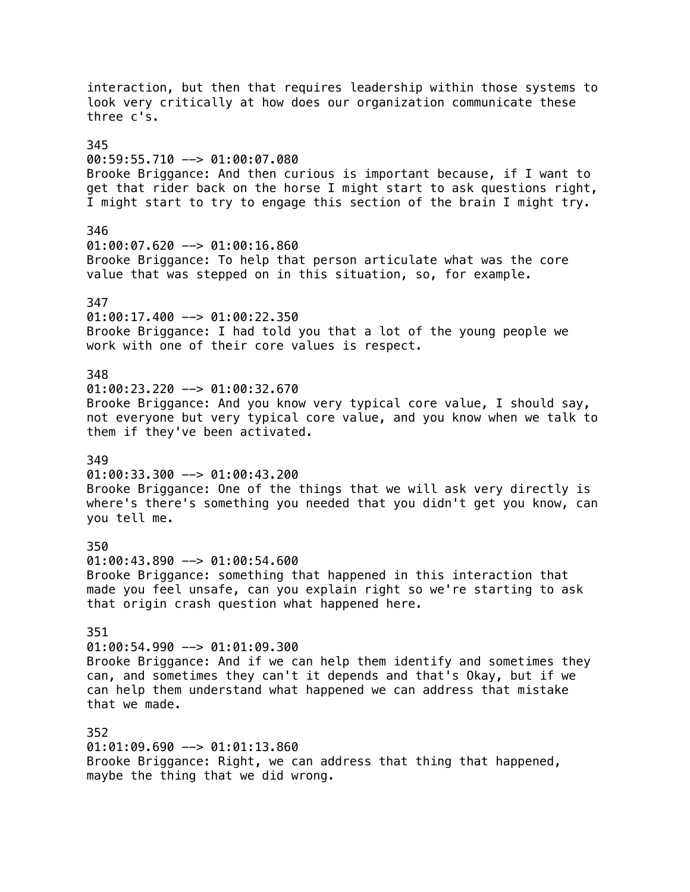interaction, but then that requires leadership within those systems to look very critically at how does our organization communicate these three c's.

345
00:59:55.710 --> 01:00:07.080
Brooke Briggance: And then curious is important because, if I want to get that rider back on the horse I might start to ask questions right, I might start to try to engage this section of the brain I might try.

346
01:00:07.620 --> 01:00:16.860
Brooke Briggance: To help that person articulate what was the core value that was stepped on in this situation, so, for example.

347
01:00:17.400 --> 01:00:22.350
Brooke Briggance: I had told you that a lot of the young people we work with one of their core values is respect.

348
01:00:23.220 --> 01:00:32.670
Brooke Briggance: And you know very typical core value, I should say, not everyone but very typical core value, and you know when we talk to them if they've been activated.

349
01:00:33.300 --> 01:00:43.200
Brooke Briggance: One of the things that we will ask very directly is where's there's something you needed that you didn't get you know, can you tell me.

350
01:00:43.890 --> 01:00:54.600
Brooke Briggance: something that happened in this interaction that made you feel unsafe, can you explain right so we're starting to ask that origin crash question what happened here.

351
01:00:54.990 --> 01:01:09.300
Brooke Briggance: And if we can help them identify and sometimes they can, and sometimes they can't it depends and that's Okay, but if we can help them understand what happened we can address that mistake that we made.

352
01:01:09.690 --> 01:01:13.860
Brooke Briggance: Right, we can address that thing that happened, maybe the thing that we did wrong.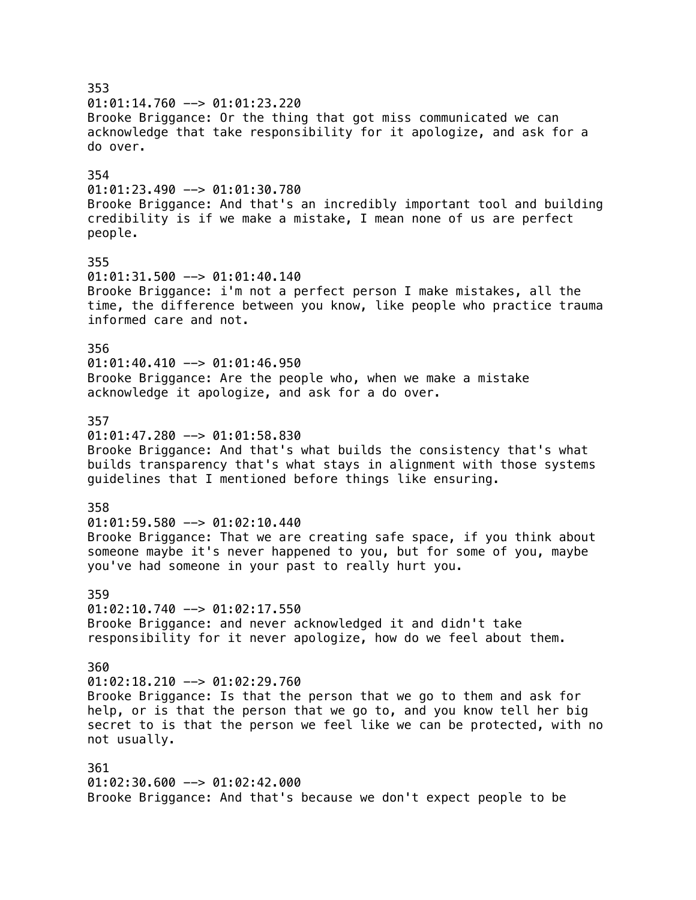353
01:01:14.760 --> 01:01:23.220
Brooke Briggance: Or the thing that got miss communicated we can acknowledge that take responsibility for it apologize, and ask for a do over.

354
01:01:23.490 --> 01:01:30.780
Brooke Briggance: And that's an incredibly important tool and building credibility is if we make a mistake, I mean none of us are perfect people.

355
01:01:31.500 --> 01:01:40.140
Brooke Briggance: i'm not a perfect person I make mistakes, all the time, the difference between you know, like people who practice trauma informed care and not.

356
01:01:40.410 --> 01:01:46.950
Brooke Briggance: Are the people who, when we make a mistake acknowledge it apologize, and ask for a do over.

357
01:01:47.280 --> 01:01:58.830
Brooke Briggance: And that's what builds the consistency that's what builds transparency that's what stays in alignment with those systems guidelines that I mentioned before things like ensuring.

358
01:01:59.580 --> 01:02:10.440
Brooke Briggance: That we are creating safe space, if you think about someone maybe it's never happened to you, but for some of you, maybe you've had someone in your past to really hurt you.

359
01:02:10.740 --> 01:02:17.550
Brooke Briggance: and never acknowledged it and didn't take responsibility for it never apologize, how do we feel about them.

360
01:02:18.210 --> 01:02:29.760
Brooke Briggance: Is that the person that we go to them and ask for help, or is that the person that we go to, and you know tell her big secret to is that the person we feel like we can be protected, with no not usually.

361
01:02:30.600 --> 01:02:42.000
Brooke Briggance: And that's because we don't expect people to be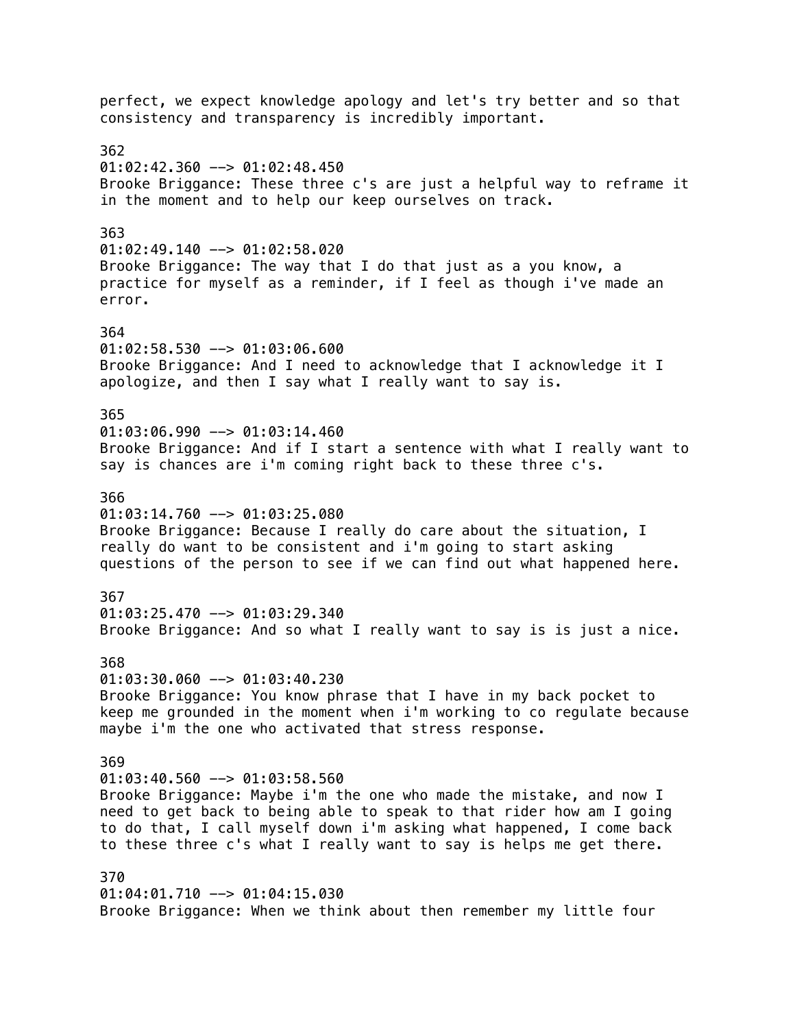perfect, we expect knowledge apology and let's try better and so that consistency and transparency is incredibly important.

362
01:02:42.360 --> 01:02:48.450
Brooke Briggance: These three c's are just a helpful way to reframe it in the moment and to help our keep ourselves on track.

363
01:02:49.140 --> 01:02:58.020
Brooke Briggance: The way that I do that just as a you know, a practice for myself as a reminder, if I feel as though i've made an error.

364
01:02:58.530 --> 01:03:06.600
Brooke Briggance: And I need to acknowledge that I acknowledge it I apologize, and then I say what I really want to say is.

365
01:03:06.990 --> 01:03:14.460
Brooke Briggance: And if I start a sentence with what I really want to say is chances are i'm coming right back to these three c's.

366
01:03:14.760 --> 01:03:25.080
Brooke Briggance: Because I really do care about the situation, I really do want to be consistent and i'm going to start asking questions of the person to see if we can find out what happened here.

367
01:03:25.470 --> 01:03:29.340
Brooke Briggance: And so what I really want to say is is just a nice.

368
01:03:30.060 --> 01:03:40.230
Brooke Briggance: You know phrase that I have in my back pocket to keep me grounded in the moment when i'm working to co regulate because maybe i'm the one who activated that stress response.

369
01:03:40.560 --> 01:03:58.560
Brooke Briggance: Maybe i'm the one who made the mistake, and now I need to get back to being able to speak to that rider how am I going to do that, I call myself down i'm asking what happened, I come back to these three c's what I really want to say is helps me get there.

370
01:04:01.710 --> 01:04:15.030
Brooke Briggance: When we think about then remember my little four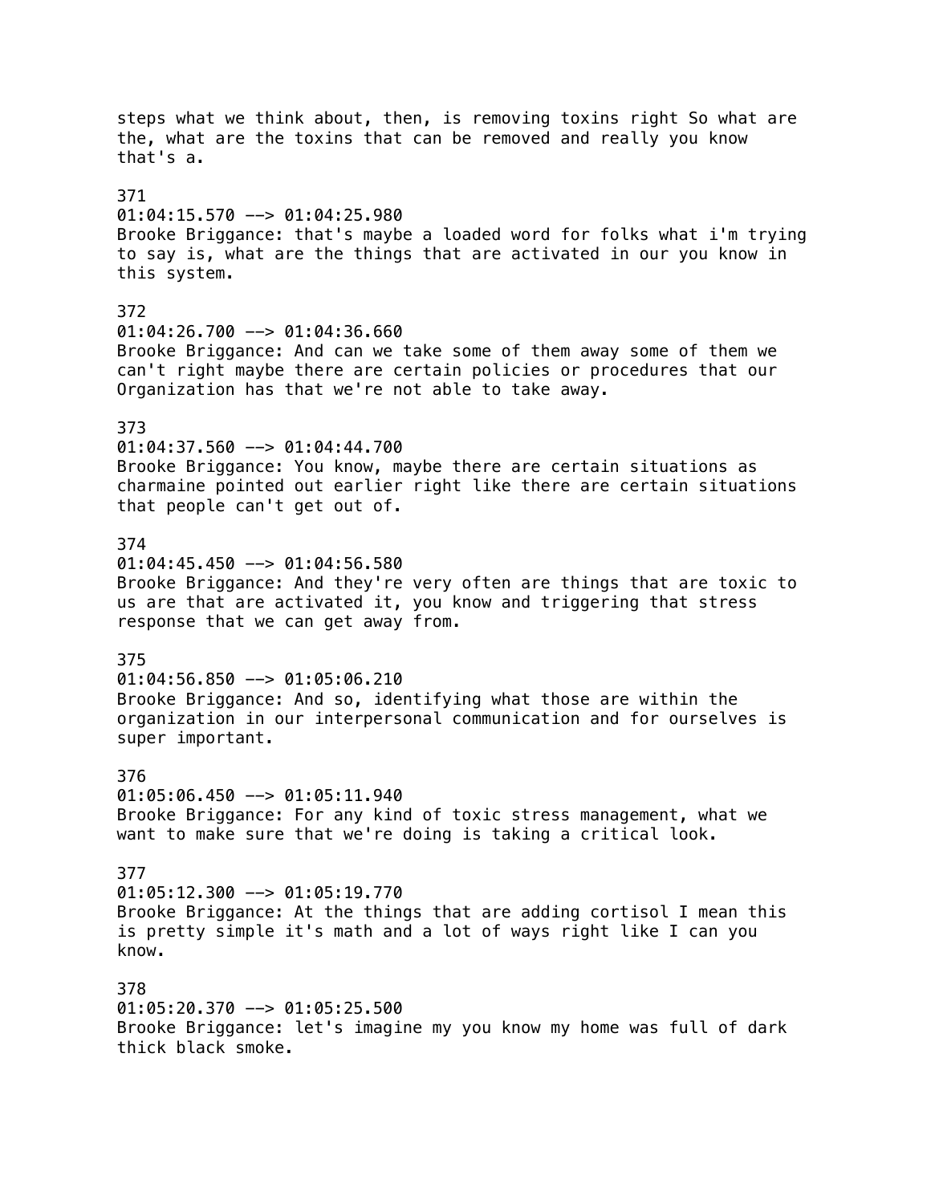steps what we think about, then, is removing toxins right So what are the, what are the toxins that can be removed and really you know that's a.

371
01:04:15.570 --> 01:04:25.980
Brooke Briggance: that's maybe a loaded word for folks what i'm trying to say is, what are the things that are activated in our you know in this system.

372
01:04:26.700 --> 01:04:36.660
Brooke Briggance: And can we take some of them away some of them we can't right maybe there are certain policies or procedures that our Organization has that we're not able to take away.

373
01:04:37.560 --> 01:04:44.700
Brooke Briggance: You know, maybe there are certain situations as charmaine pointed out earlier right like there are certain situations that people can't get out of.

374
01:04:45.450 --> 01:04:56.580
Brooke Briggance: And they're very often are things that are toxic to us are that are activated it, you know and triggering that stress response that we can get away from.

375
01:04:56.850 --> 01:05:06.210
Brooke Briggance: And so, identifying what those are within the organization in our interpersonal communication and for ourselves is super important.

376
01:05:06.450 --> 01:05:11.940
Brooke Briggance: For any kind of toxic stress management, what we want to make sure that we're doing is taking a critical look.

377
01:05:12.300 --> 01:05:19.770
Brooke Briggance: At the things that are adding cortisol I mean this is pretty simple it's math and a lot of ways right like I can you know.

378
01:05:20.370 --> 01:05:25.500
Brooke Briggance: let's imagine my you know my home was full of dark thick black smoke.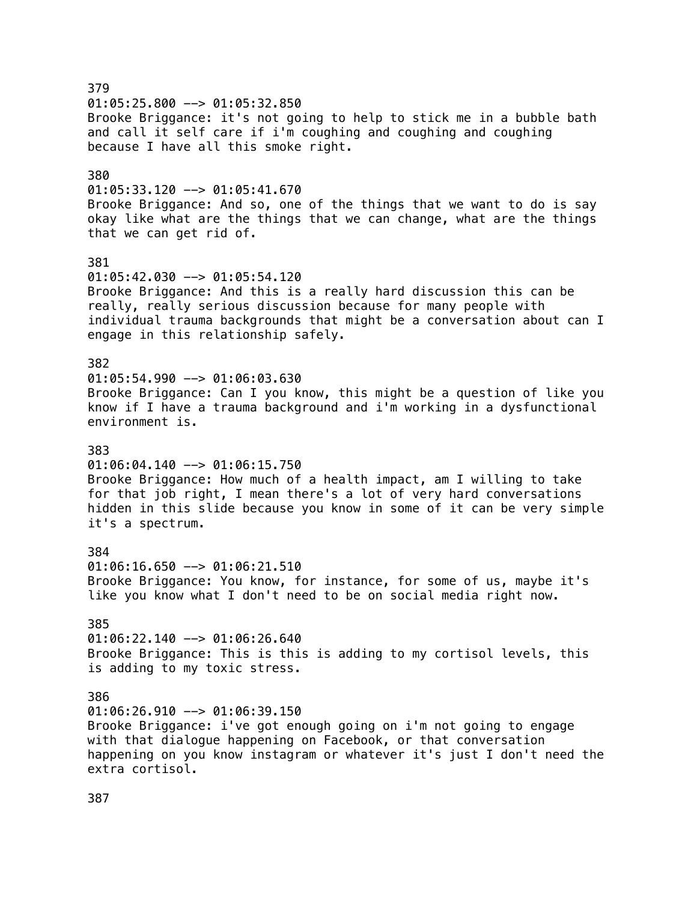379
01:05:25.800 --> 01:05:32.850
Brooke Briggance: it's not going to help to stick me in a bubble bath and call it self care if i'm coughing and coughing and coughing because I have all this smoke right.

380
01:05:33.120 --> 01:05:41.670
Brooke Briggance: And so, one of the things that we want to do is say okay like what are the things that we can change, what are the things that we can get rid of.

381
01:05:42.030 --> 01:05:54.120
Brooke Briggance: And this is a really hard discussion this can be really, really serious discussion because for many people with individual trauma backgrounds that might be a conversation about can I engage in this relationship safely.

382
01:05:54.990 --> 01:06:03.630
Brooke Briggance: Can I you know, this might be a question of like you know if I have a trauma background and i'm working in a dysfunctional environment is.

383
01:06:04.140 --> 01:06:15.750
Brooke Briggance: How much of a health impact, am I willing to take for that job right, I mean there's a lot of very hard conversations hidden in this slide because you know in some of it can be very simple it's a spectrum.

384
01:06:16.650 --> 01:06:21.510
Brooke Briggance: You know, for instance, for some of us, maybe it's like you know what I don't need to be on social media right now.

385
01:06:22.140 --> 01:06:26.640
Brooke Briggance: This is this is adding to my cortisol levels, this is adding to my toxic stress.

386
01:06:26.910 --> 01:06:39.150
Brooke Briggance: i've got enough going on i'm not going to engage with that dialogue happening on Facebook, or that conversation happening on you know instagram or whatever it's just I don't need the extra cortisol.

387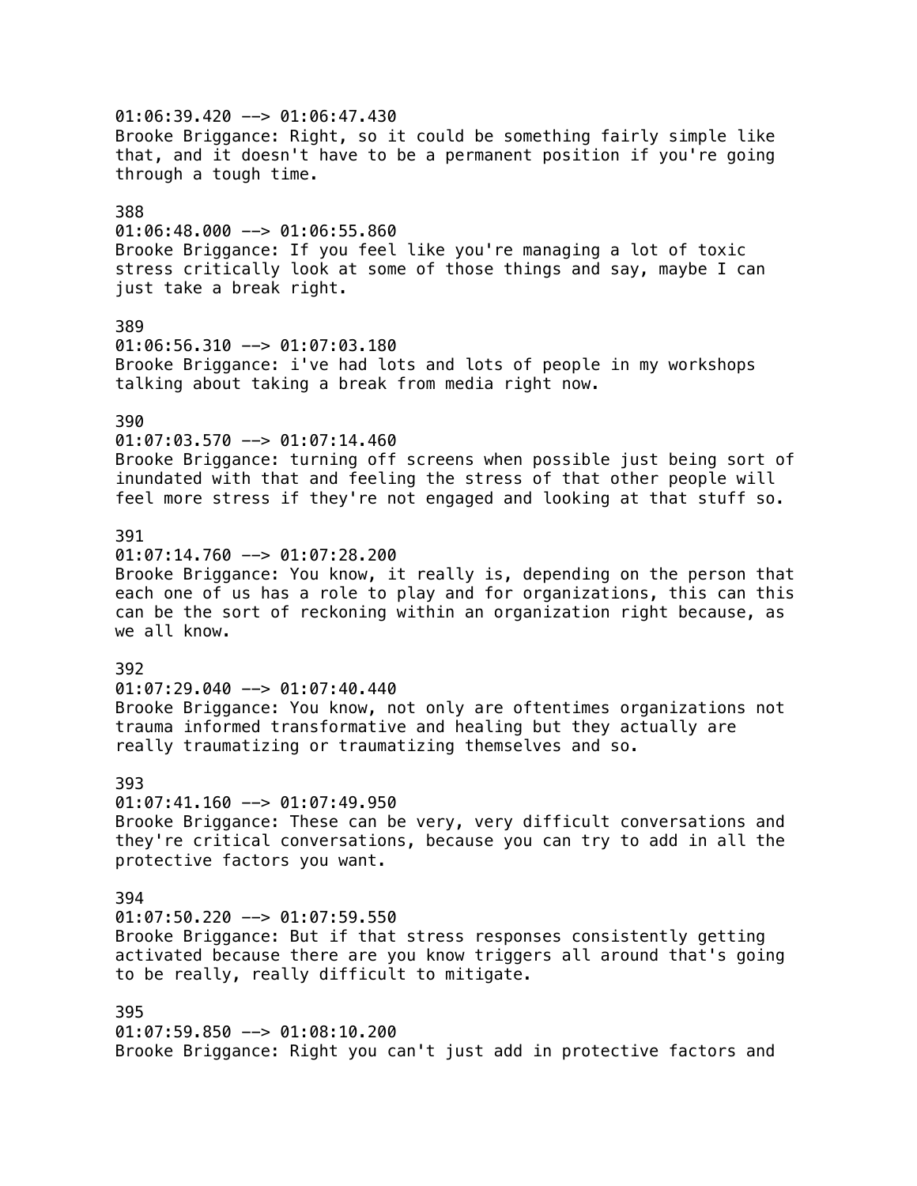01:06:39.420 --> 01:06:47.430
Brooke Briggance: Right, so it could be something fairly simple like that, and it doesn't have to be a permanent position if you're going through a tough time.

388
01:06:48.000 --> 01:06:55.860
Brooke Briggance: If you feel like you're managing a lot of toxic stress critically look at some of those things and say, maybe I can just take a break right.

389
01:06:56.310 --> 01:07:03.180
Brooke Briggance: i've had lots and lots of people in my workshops talking about taking a break from media right now.

390
01:07:03.570 --> 01:07:14.460
Brooke Briggance: turning off screens when possible just being sort of inundated with that and feeling the stress of that other people will feel more stress if they're not engaged and looking at that stuff so.

391
01:07:14.760 --> 01:07:28.200
Brooke Briggance: You know, it really is, depending on the person that each one of us has a role to play and for organizations, this can this can be the sort of reckoning within an organization right because, as we all know.

392
01:07:29.040 --> 01:07:40.440
Brooke Briggance: You know, not only are oftentimes organizations not trauma informed transformative and healing but they actually are really traumatizing or traumatizing themselves and so.

393
01:07:41.160 --> 01:07:49.950
Brooke Briggance: These can be very, very difficult conversations and they're critical conversations, because you can try to add in all the protective factors you want.

394
01:07:50.220 --> 01:07:59.550
Brooke Briggance: But if that stress responses consistently getting activated because there are you know triggers all around that's going to be really, really difficult to mitigate.

395
01:07:59.850 --> 01:08:10.200
Brooke Briggance: Right you can't just add in protective factors and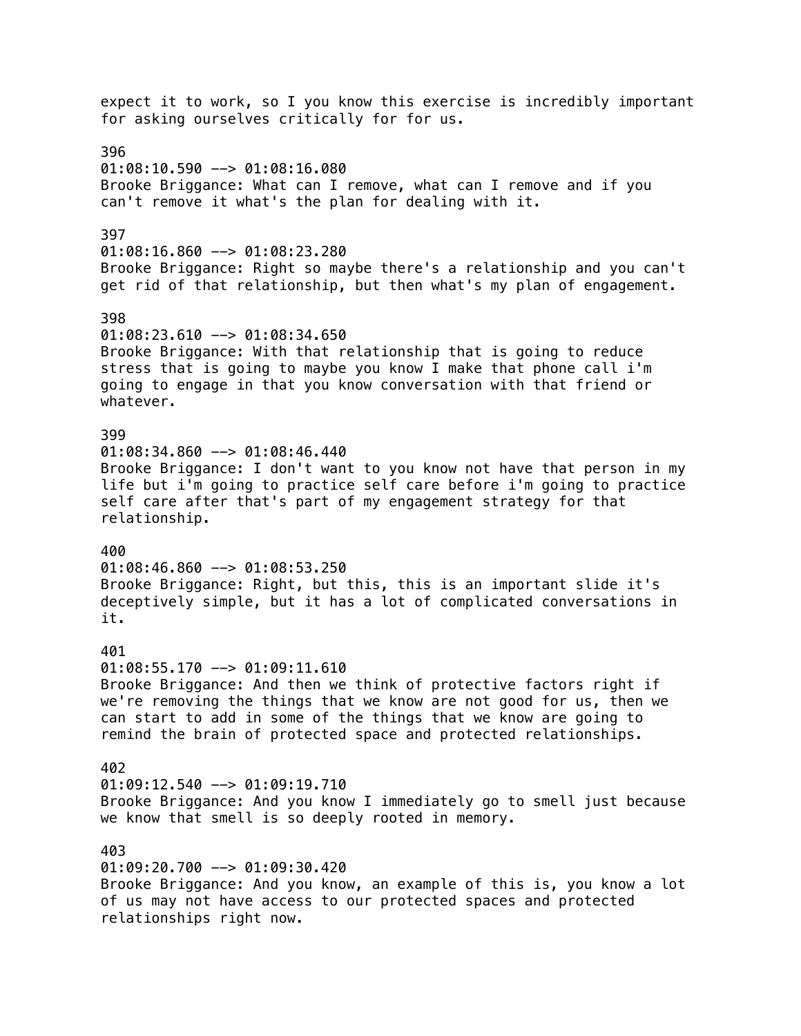expect it to work, so I you know this exercise is incredibly important for asking ourselves critically for for us.

396
01:08:10.590 --> 01:08:16.080
Brooke Briggance: What can I remove, what can I remove and if you can't remove it what's the plan for dealing with it.

397
01:08:16.860 --> 01:08:23.280
Brooke Briggance: Right so maybe there's a relationship and you can't get rid of that relationship, but then what's my plan of engagement.

398
01:08:23.610 --> 01:08:34.650
Brooke Briggance: With that relationship that is going to reduce stress that is going to maybe you know I make that phone call i'm going to engage in that you know conversation with that friend or whatever.

399
01:08:34.860 --> 01:08:46.440
Brooke Briggance: I don't want to you know not have that person in my life but i'm going to practice self care before i'm going to practice self care after that's part of my engagement strategy for that relationship.

400
01:08:46.860 --> 01:08:53.250
Brooke Briggance: Right, but this, this is an important slide it's deceptively simple, but it has a lot of complicated conversations in it.

401
01:08:55.170 --> 01:09:11.610
Brooke Briggance: And then we think of protective factors right if we're removing the things that we know are not good for us, then we can start to add in some of the things that we know are going to remind the brain of protected space and protected relationships.

402
01:09:12.540 --> 01:09:19.710
Brooke Briggance: And you know I immediately go to smell just because we know that smell is so deeply rooted in memory.

403
01:09:20.700 --> 01:09:30.420
Brooke Briggance: And you know, an example of this is, you know a lot of us may not have access to our protected spaces and protected relationships right now.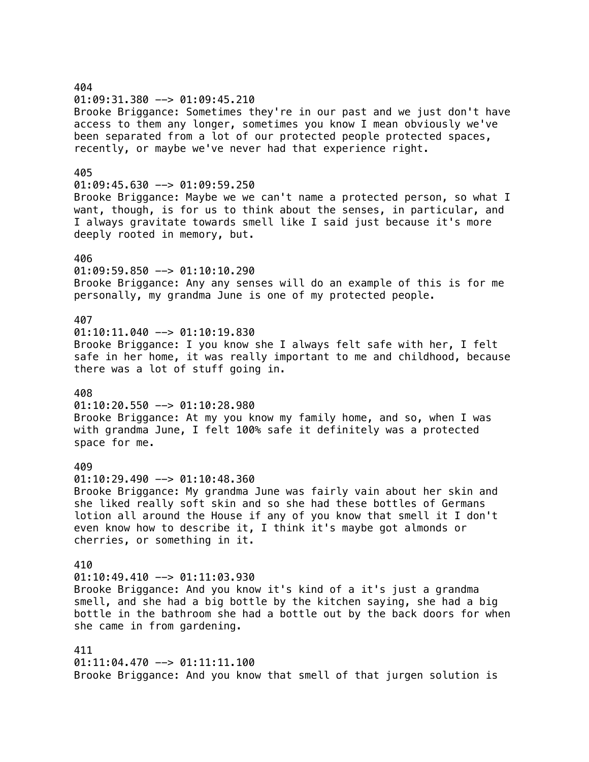404
01:09:31.380 --> 01:09:45.210
Brooke Briggance: Sometimes they're in our past and we just don't have access to them any longer, sometimes you know I mean obviously we've been separated from a lot of our protected people protected spaces, recently, or maybe we've never had that experience right.

405
01:09:45.630 --> 01:09:59.250
Brooke Briggance: Maybe we we can't name a protected person, so what I want, though, is for us to think about the senses, in particular, and I always gravitate towards smell like I said just because it's more deeply rooted in memory, but.

406
01:09:59.850 --> 01:10:10.290
Brooke Briggance: Any any senses will do an example of this is for me personally, my grandma June is one of my protected people.

407
01:10:11.040 --> 01:10:19.830
Brooke Briggance: I you know she I always felt safe with her, I felt safe in her home, it was really important to me and childhood, because there was a lot of stuff going in.

408
01:10:20.550 --> 01:10:28.980
Brooke Briggance: At my you know my family home, and so, when I was with grandma June, I felt 100% safe it definitely was a protected space for me.

409
01:10:29.490 --> 01:10:48.360
Brooke Briggance: My grandma June was fairly vain about her skin and she liked really soft skin and so she had these bottles of Germans lotion all around the House if any of you know that smell it I don't even know how to describe it, I think it's maybe got almonds or cherries, or something in it.

410
01:10:49.410 --> 01:11:03.930
Brooke Briggance: And you know it's kind of a it's just a grandma smell, and she had a big bottle by the kitchen saying, she had a big bottle in the bathroom she had a bottle out by the back doors for when she came in from gardening.

411
01:11:04.470 --> 01:11:11.100
Brooke Briggance: And you know that smell of that jurgen solution is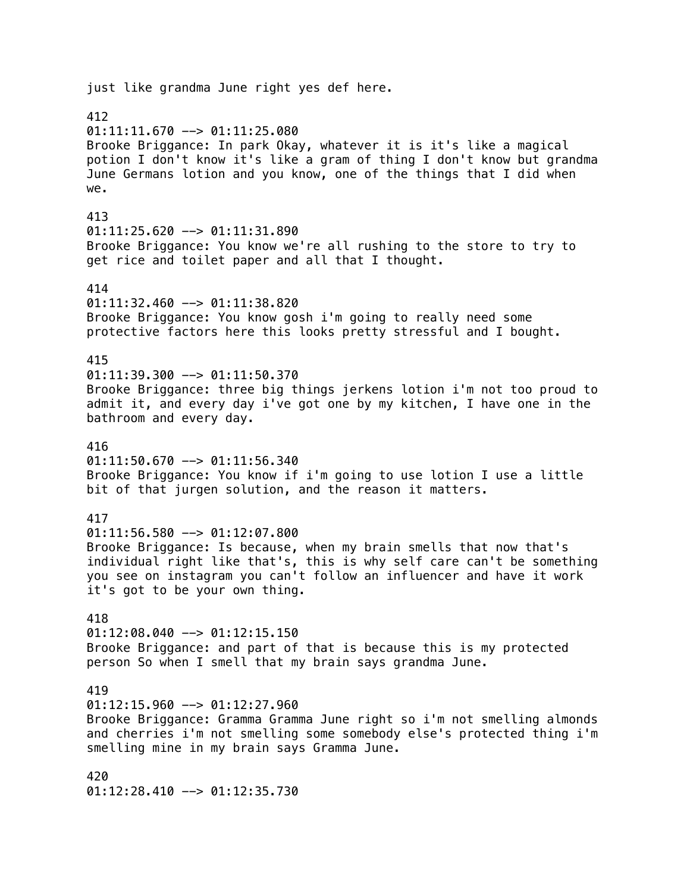just like grandma June right yes def here.

412
01:11:11.670 --> 01:11:25.080
Brooke Briggance: In park Okay, whatever it is it's like a magical potion I don't know it's like a gram of thing I don't know but grandma June Germans lotion and you know, one of the things that I did when we.

413
01:11:25.620 --> 01:11:31.890
Brooke Briggance: You know we're all rushing to the store to try to get rice and toilet paper and all that I thought.

414
01:11:32.460 --> 01:11:38.820
Brooke Briggance: You know gosh i'm going to really need some protective factors here this looks pretty stressful and I bought.

415
01:11:39.300 --> 01:11:50.370
Brooke Briggance: three big things jerkens lotion i'm not too proud to admit it, and every day i've got one by my kitchen, I have one in the bathroom and every day.

416
01:11:50.670 --> 01:11:56.340
Brooke Briggance: You know if i'm going to use lotion I use a little bit of that jurgen solution, and the reason it matters.

417
01:11:56.580 --> 01:12:07.800
Brooke Briggance: Is because, when my brain smells that now that's individual right like that's, this is why self care can't be something you see on instagram you can't follow an influencer and have it work it's got to be your own thing.

418
01:12:08.040 --> 01:12:15.150
Brooke Briggance: and part of that is because this is my protected person So when I smell that my brain says grandma June.

419
01:12:15.960 --> 01:12:27.960
Brooke Briggance: Gramma Gramma June right so i'm not smelling almonds and cherries i'm not smelling some somebody else's protected thing i'm smelling mine in my brain says Gramma June.

420
01:12:28.410 --> 01:12:35.730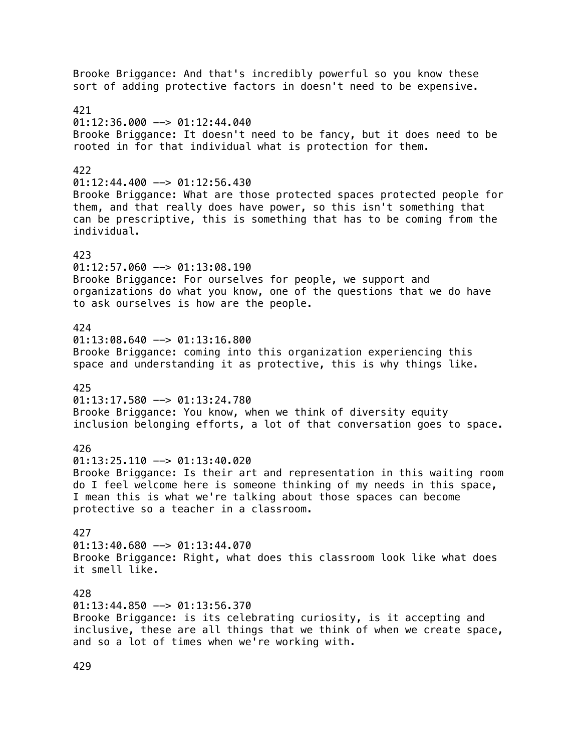Brooke Briggance: And that's incredibly powerful so you know these sort of adding protective factors in doesn't need to be expensive.

421
01:12:36.000 --> 01:12:44.040
Brooke Briggance: It doesn't need to be fancy, but it does need to be rooted in for that individual what is protection for them.

422
01:12:44.400 --> 01:12:56.430
Brooke Briggance: What are those protected spaces protected people for them, and that really does have power, so this isn't something that can be prescriptive, this is something that has to be coming from the individual.

423
01:12:57.060 --> 01:13:08.190
Brooke Briggance: For ourselves for people, we support and organizations do what you know, one of the questions that we do have to ask ourselves is how are the people.

424
01:13:08.640 --> 01:13:16.800
Brooke Briggance: coming into this organization experiencing this space and understanding it as protective, this is why things like.

425
01:13:17.580 --> 01:13:24.780
Brooke Briggance: You know, when we think of diversity equity inclusion belonging efforts, a lot of that conversation goes to space.

426
01:13:25.110 --> 01:13:40.020
Brooke Briggance: Is their art and representation in this waiting room do I feel welcome here is someone thinking of my needs in this space, I mean this is what we're talking about those spaces can become protective so a teacher in a classroom.

427
01:13:40.680 --> 01:13:44.070
Brooke Briggance: Right, what does this classroom look like what does it smell like.

428
01:13:44.850 --> 01:13:56.370
Brooke Briggance: is its celebrating curiosity, is it accepting and inclusive, these are all things that we think of when we create space, and so a lot of times when we're working with.

429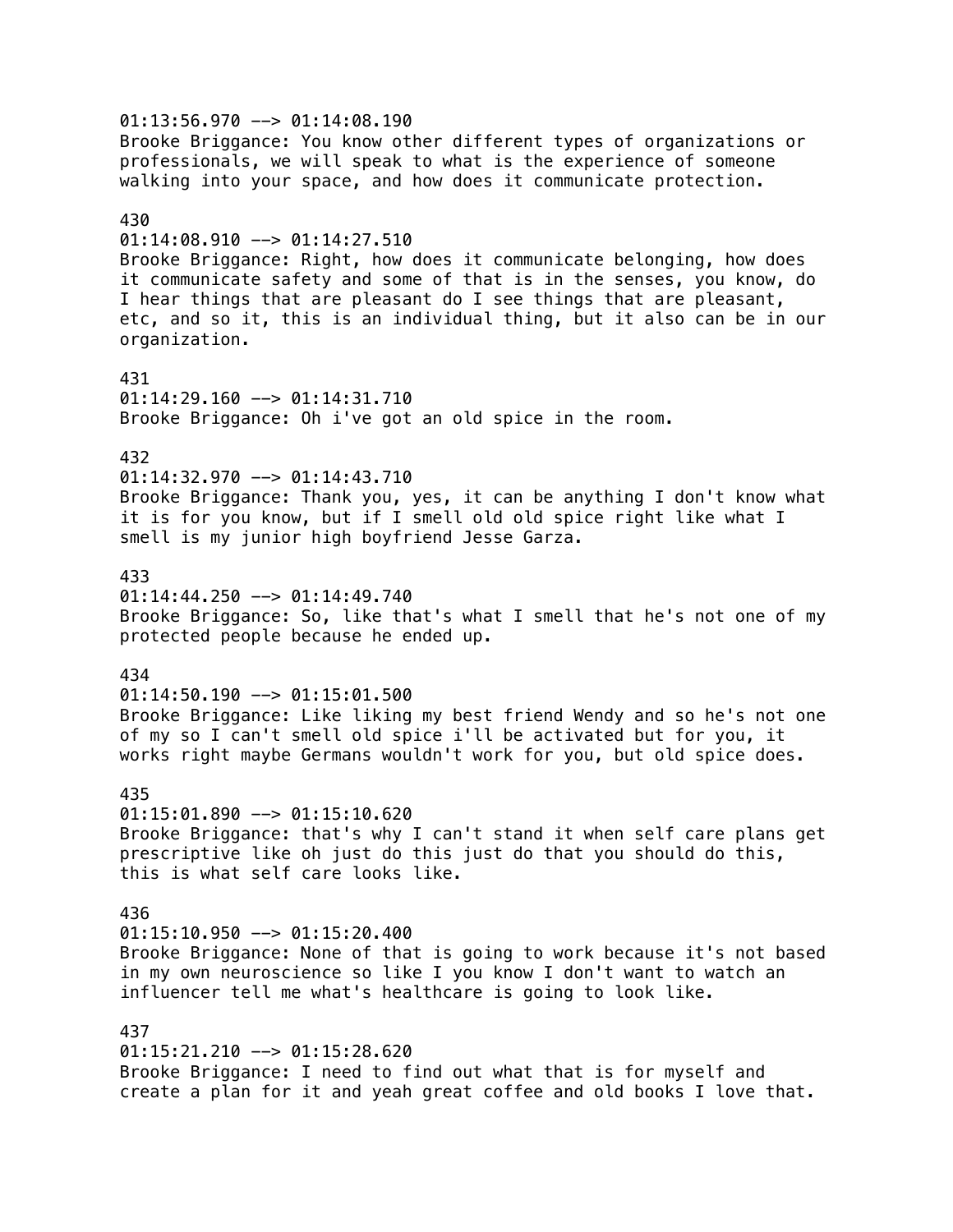01:13:56.970 --> 01:14:08.190
Brooke Briggance: You know other different types of organizations or professionals, we will speak to what is the experience of someone walking into your space, and how does it communicate protection.

430
01:14:08.910 --> 01:14:27.510
Brooke Briggance: Right, how does it communicate belonging, how does it communicate safety and some of that is in the senses, you know, do I hear things that are pleasant do I see things that are pleasant, etc, and so it, this is an individual thing, but it also can be in our organization.

431
01:14:29.160 --> 01:14:31.710
Brooke Briggance: Oh i've got an old spice in the room.

432
01:14:32.970 --> 01:14:43.710
Brooke Briggance: Thank you, yes, it can be anything I don't know what it is for you know, but if I smell old old spice right like what I smell is my junior high boyfriend Jesse Garza.

433
01:14:44.250 --> 01:14:49.740
Brooke Briggance: So, like that's what I smell that he's not one of my protected people because he ended up.

434
01:14:50.190 --> 01:15:01.500
Brooke Briggance: Like liking my best friend Wendy and so he's not one of my so I can't smell old spice i'll be activated but for you, it works right maybe Germans wouldn't work for you, but old spice does.

435
01:15:01.890 --> 01:15:10.620
Brooke Briggance: that's why I can't stand it when self care plans get prescriptive like oh just do this just do that you should do this, this is what self care looks like.

436
01:15:10.950 --> 01:15:20.400
Brooke Briggance: None of that is going to work because it's not based in my own neuroscience so like I you know I don't want to watch an influencer tell me what's healthcare is going to look like.

437
01:15:21.210 --> 01:15:28.620
Brooke Briggance: I need to find out what that is for myself and create a plan for it and yeah great coffee and old books I love that.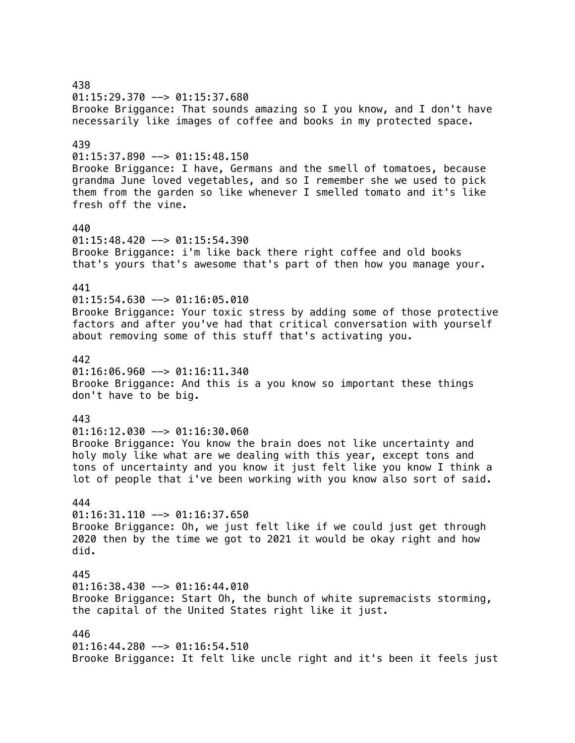438
01:15:29.370 --> 01:15:37.680
Brooke Briggance: That sounds amazing so I you know, and I don't have necessarily like images of coffee and books in my protected space.

439
01:15:37.890 --> 01:15:48.150
Brooke Briggance: I have, Germans and the smell of tomatoes, because grandma June loved vegetables, and so I remember she we used to pick them from the garden so like whenever I smelled tomato and it's like fresh off the vine.

440
01:15:48.420 --> 01:15:54.390
Brooke Briggance: i'm like back there right coffee and old books that's yours that's awesome that's part of then how you manage your.

441
01:15:54.630 --> 01:16:05.010
Brooke Briggance: Your toxic stress by adding some of those protective factors and after you've had that critical conversation with yourself about removing some of this stuff that's activating you.

442
01:16:06.960 --> 01:16:11.340
Brooke Briggance: And this is a you know so important these things don't have to be big.

443
01:16:12.030 --> 01:16:30.060
Brooke Briggance: You know the brain does not like uncertainty and holy moly like what are we dealing with this year, except tons and tons of uncertainty and you know it just felt like you know I think a lot of people that i've been working with you know also sort of said.

444
01:16:31.110 --> 01:16:37.650
Brooke Briggance: Oh, we just felt like if we could just get through 2020 then by the time we got to 2021 it would be okay right and how did.

445
01:16:38.430 --> 01:16:44.010
Brooke Briggance: Start Oh, the bunch of white supremacists storming, the capital of the United States right like it just.

446
01:16:44.280 --> 01:16:54.510
Brooke Briggance: It felt like uncle right and it's been it feels just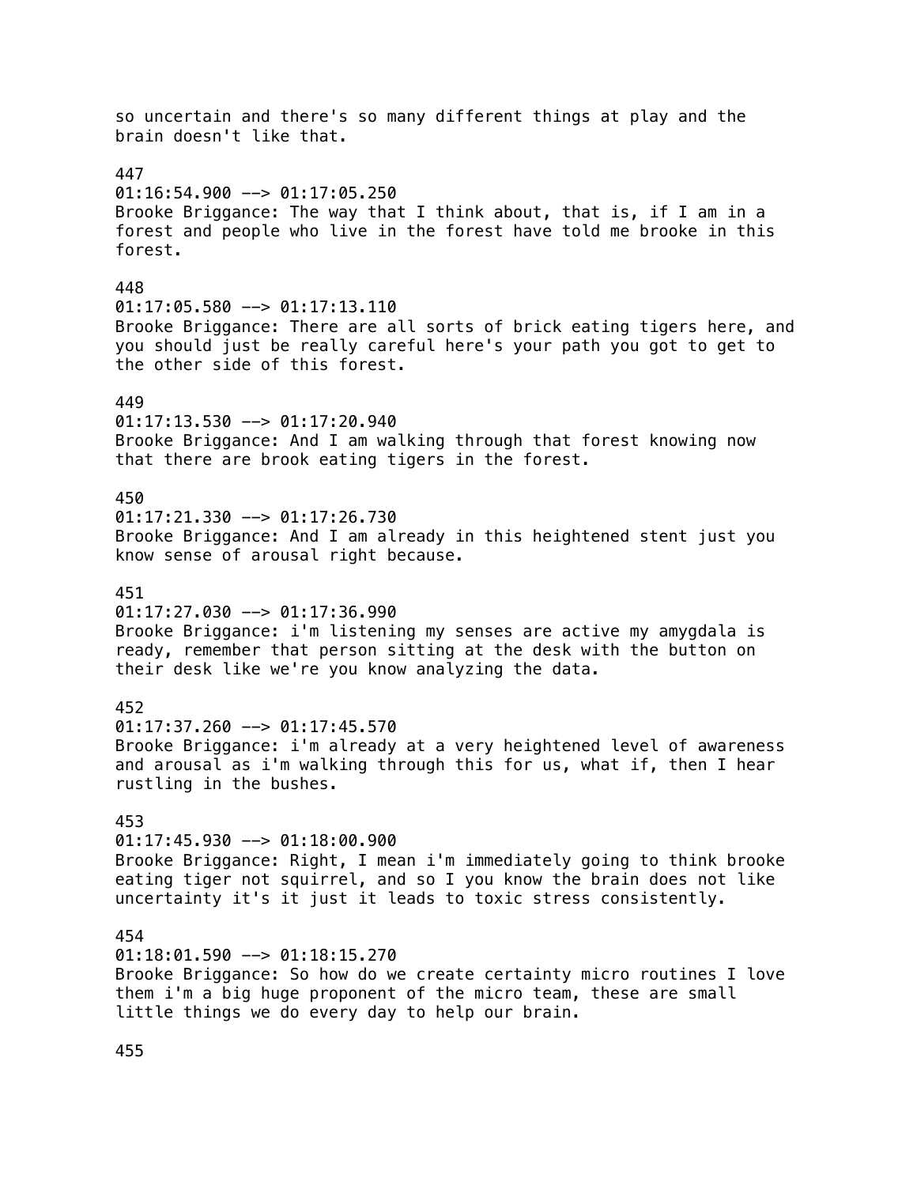so uncertain and there's so many different things at play and the brain doesn't like that.

447
01:16:54.900 --> 01:17:05.250
Brooke Briggance: The way that I think about, that is, if I am in a forest and people who live in the forest have told me brooke in this forest.

448
01:17:05.580 --> 01:17:13.110
Brooke Briggance: There are all sorts of brick eating tigers here, and you should just be really careful here's your path you got to get to the other side of this forest.

449
01:17:13.530 --> 01:17:20.940
Brooke Briggance: And I am walking through that forest knowing now that there are brook eating tigers in the forest.

450
01:17:21.330 --> 01:17:26.730
Brooke Briggance: And I am already in this heightened stent just you know sense of arousal right because.

451
01:17:27.030 --> 01:17:36.990
Brooke Briggance: i'm listening my senses are active my amygdala is ready, remember that person sitting at the desk with the button on their desk like we're you know analyzing the data.

452
01:17:37.260 --> 01:17:45.570
Brooke Briggance: i'm already at a very heightened level of awareness and arousal as i'm walking through this for us, what if, then I hear rustling in the bushes.

453
01:17:45.930 --> 01:18:00.900
Brooke Briggance: Right, I mean i'm immediately going to think brooke eating tiger not squirrel, and so I you know the brain does not like uncertainty it's it just it leads to toxic stress consistently.

454
01:18:01.590 --> 01:18:15.270
Brooke Briggance: So how do we create certainty micro routines I love them i'm a big huge proponent of the micro team, these are small little things we do every day to help our brain.

455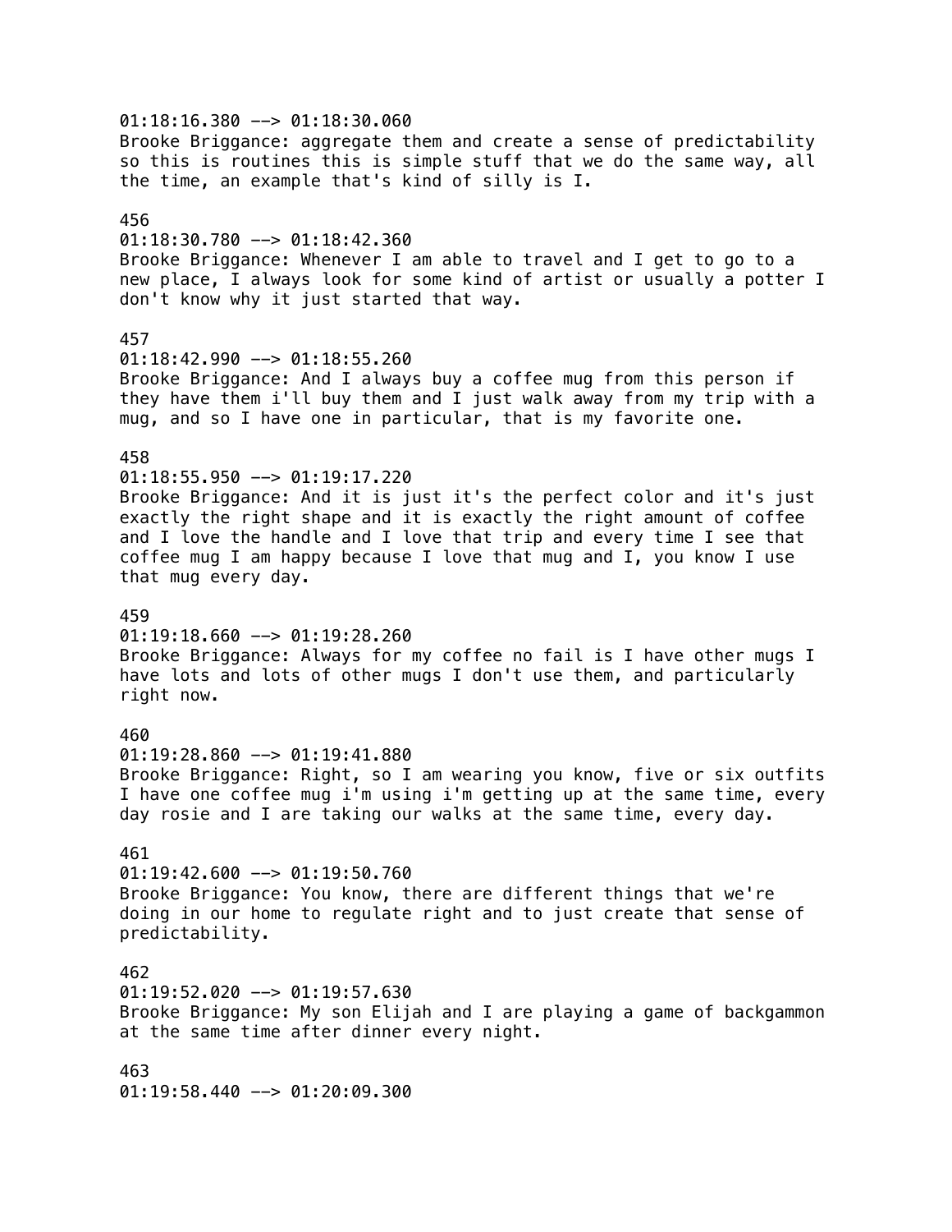01:18:16.380 --> 01:18:30.060
Brooke Briggance: aggregate them and create a sense of predictability so this is routines this is simple stuff that we do the same way, all the time, an example that's kind of silly is I.

456
01:18:30.780 --> 01:18:42.360
Brooke Briggance: Whenever I am able to travel and I get to go to a new place, I always look for some kind of artist or usually a potter I don't know why it just started that way.

457
01:18:42.990 --> 01:18:55.260
Brooke Briggance: And I always buy a coffee mug from this person if they have them i'll buy them and I just walk away from my trip with a mug, and so I have one in particular, that is my favorite one.

458
01:18:55.950 --> 01:19:17.220
Brooke Briggance: And it is just it's the perfect color and it's just exactly the right shape and it is exactly the right amount of coffee and I love the handle and I love that trip and every time I see that coffee mug I am happy because I love that mug and I, you know I use that mug every day.

459
01:19:18.660 --> 01:19:28.260
Brooke Briggance: Always for my coffee no fail is I have other mugs I have lots and lots of other mugs I don't use them, and particularly right now.

460
01:19:28.860 --> 01:19:41.880
Brooke Briggance: Right, so I am wearing you know, five or six outfits I have one coffee mug i'm using i'm getting up at the same time, every day rosie and I are taking our walks at the same time, every day.

461
01:19:42.600 --> 01:19:50.760
Brooke Briggance: You know, there are different things that we're doing in our home to regulate right and to just create that sense of predictability.

462
01:19:52.020 --> 01:19:57.630
Brooke Briggance: My son Elijah and I are playing a game of backgammon at the same time after dinner every night.

463
01:19:58.440 --> 01:20:09.300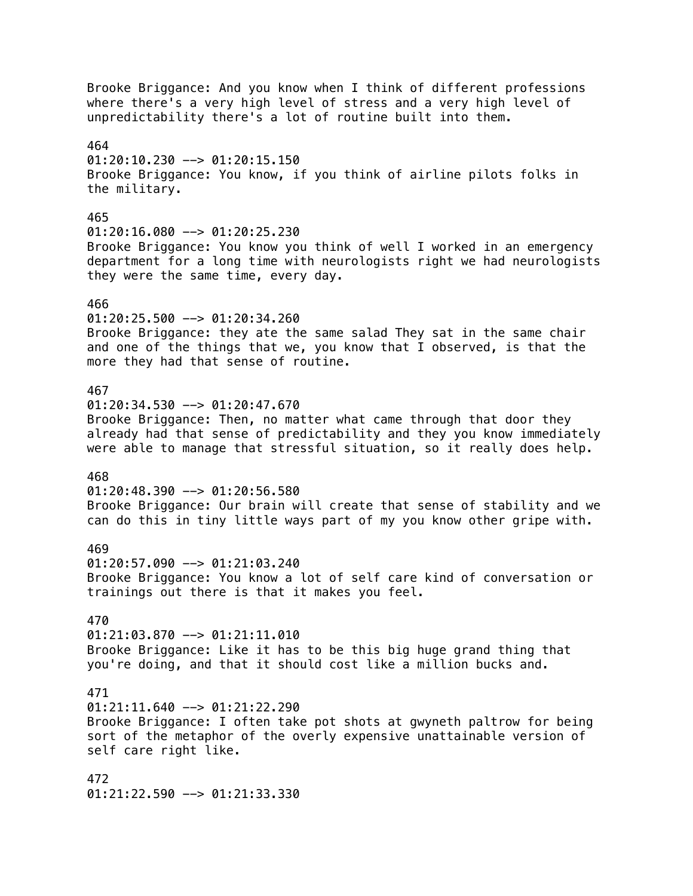Brooke Briggance: And you know when I think of different professions where there's a very high level of stress and a very high level of unpredictability there's a lot of routine built into them.

464
01:20:10.230 --> 01:20:15.150
Brooke Briggance: You know, if you think of airline pilots folks in the military.

465
01:20:16.080 --> 01:20:25.230
Brooke Briggance: You know you think of well I worked in an emergency department for a long time with neurologists right we had neurologists they were the same time, every day.

466
01:20:25.500 --> 01:20:34.260
Brooke Briggance: they ate the same salad They sat in the same chair and one of the things that we, you know that I observed, is that the more they had that sense of routine.

467
01:20:34.530 --> 01:20:47.670
Brooke Briggance: Then, no matter what came through that door they already had that sense of predictability and they you know immediately were able to manage that stressful situation, so it really does help.

468
01:20:48.390 --> 01:20:56.580
Brooke Briggance: Our brain will create that sense of stability and we can do this in tiny little ways part of my you know other gripe with.

469
01:20:57.090 --> 01:21:03.240
Brooke Briggance: You know a lot of self care kind of conversation or trainings out there is that it makes you feel.

470
01:21:03.870 --> 01:21:11.010
Brooke Briggance: Like it has to be this big huge grand thing that you're doing, and that it should cost like a million bucks and.

471
01:21:11.640 --> 01:21:22.290
Brooke Briggance: I often take pot shots at gwyneth paltrow for being sort of the metaphor of the overly expensive unattainable version of self care right like.

472
01:21:22.590 --> 01:21:33.330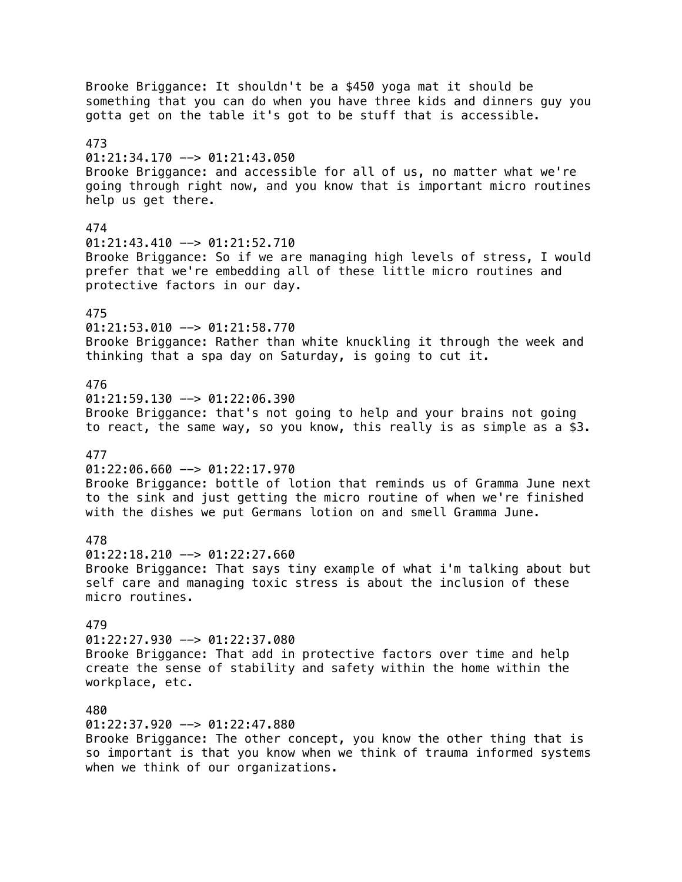Brooke Briggance: It shouldn't be a $450 yoga mat it should be something that you can do when you have three kids and dinners guy you gotta get on the table it's got to be stuff that is accessible.

473
01:21:34.170 --> 01:21:43.050
Brooke Briggance: and accessible for all of us, no matter what we're going through right now, and you know that is important micro routines help us get there.

474
01:21:43.410 --> 01:21:52.710
Brooke Briggance: So if we are managing high levels of stress, I would prefer that we're embedding all of these little micro routines and protective factors in our day.

475
01:21:53.010 --> 01:21:58.770
Brooke Briggance: Rather than white knuckling it through the week and thinking that a spa day on Saturday, is going to cut it.

476
01:21:59.130 --> 01:22:06.390
Brooke Briggance: that's not going to help and your brains not going to react, the same way, so you know, this really is as simple as a $3.

477
01:22:06.660 --> 01:22:17.970
Brooke Briggance: bottle of lotion that reminds us of Gramma June next to the sink and just getting the micro routine of when we're finished with the dishes we put Germans lotion on and smell Gramma June.

478
01:22:18.210 --> 01:22:27.660
Brooke Briggance: That says tiny example of what i'm talking about but self care and managing toxic stress is about the inclusion of these micro routines.

479
01:22:27.930 --> 01:22:37.080
Brooke Briggance: That add in protective factors over time and help create the sense of stability and safety within the home within the workplace, etc.

480
01:22:37.920 --> 01:22:47.880
Brooke Briggance: The other concept, you know the other thing that is so important is that you know when we think of trauma informed systems when we think of our organizations.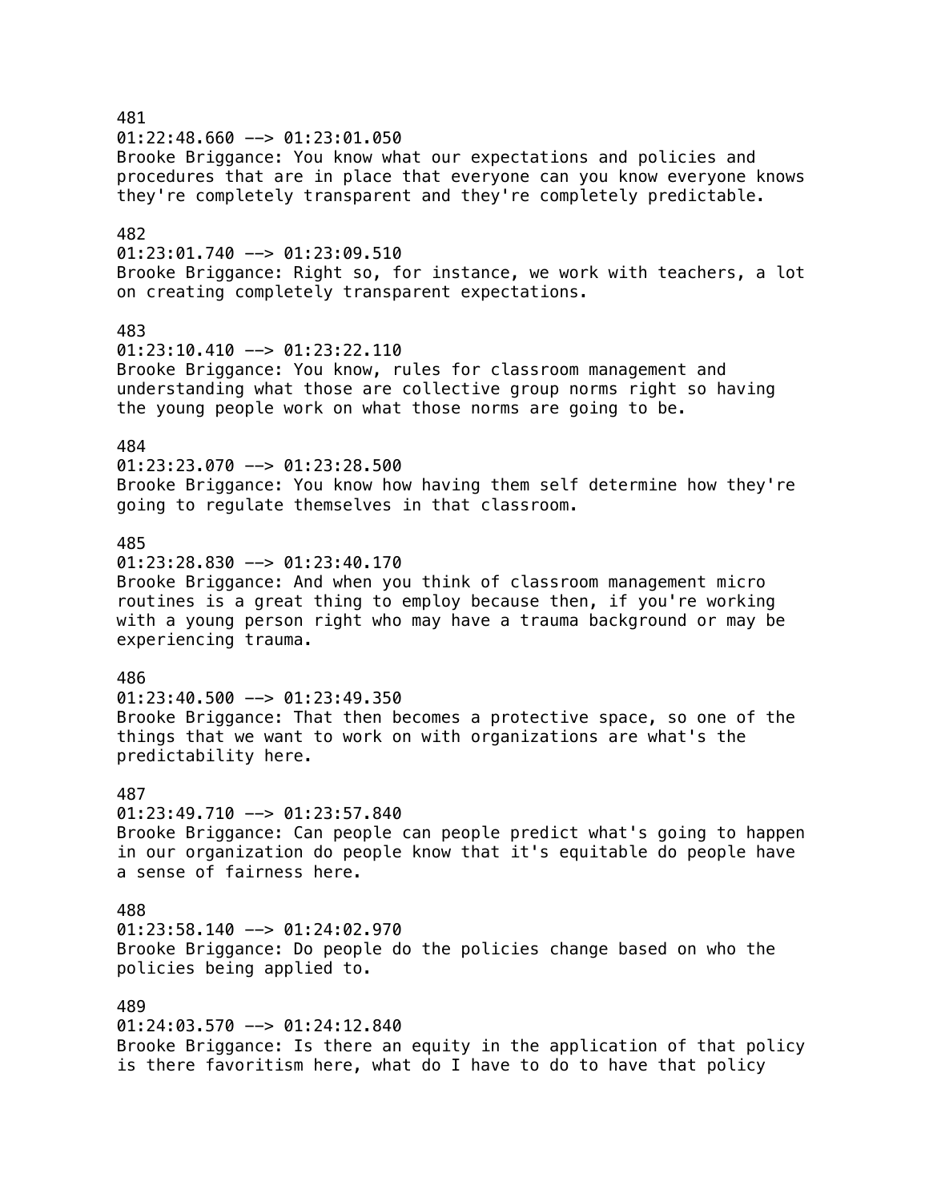481
01:22:48.660 --> 01:23:01.050
Brooke Briggance: You know what our expectations and policies and procedures that are in place that everyone can you know everyone knows they're completely transparent and they're completely predictable.

482
01:23:01.740 --> 01:23:09.510
Brooke Briggance: Right so, for instance, we work with teachers, a lot on creating completely transparent expectations.

483
01:23:10.410 --> 01:23:22.110
Brooke Briggance: You know, rules for classroom management and understanding what those are collective group norms right so having the young people work on what those norms are going to be.

484
01:23:23.070 --> 01:23:28.500
Brooke Briggance: You know how having them self determine how they're going to regulate themselves in that classroom.

485
01:23:28.830 --> 01:23:40.170
Brooke Briggance: And when you think of classroom management micro routines is a great thing to employ because then, if you're working with a young person right who may have a trauma background or may be experiencing trauma.

486
01:23:40.500 --> 01:23:49.350
Brooke Briggance: That then becomes a protective space, so one of the things that we want to work on with organizations are what's the predictability here.

487
01:23:49.710 --> 01:23:57.840
Brooke Briggance: Can people can people predict what's going to happen in our organization do people know that it's equitable do people have a sense of fairness here.

488
01:23:58.140 --> 01:24:02.970
Brooke Briggance: Do people do the policies change based on who the policies being applied to.

489
01:24:03.570 --> 01:24:12.840
Brooke Briggance: Is there an equity in the application of that policy is there favoritism here, what do I have to do to have that policy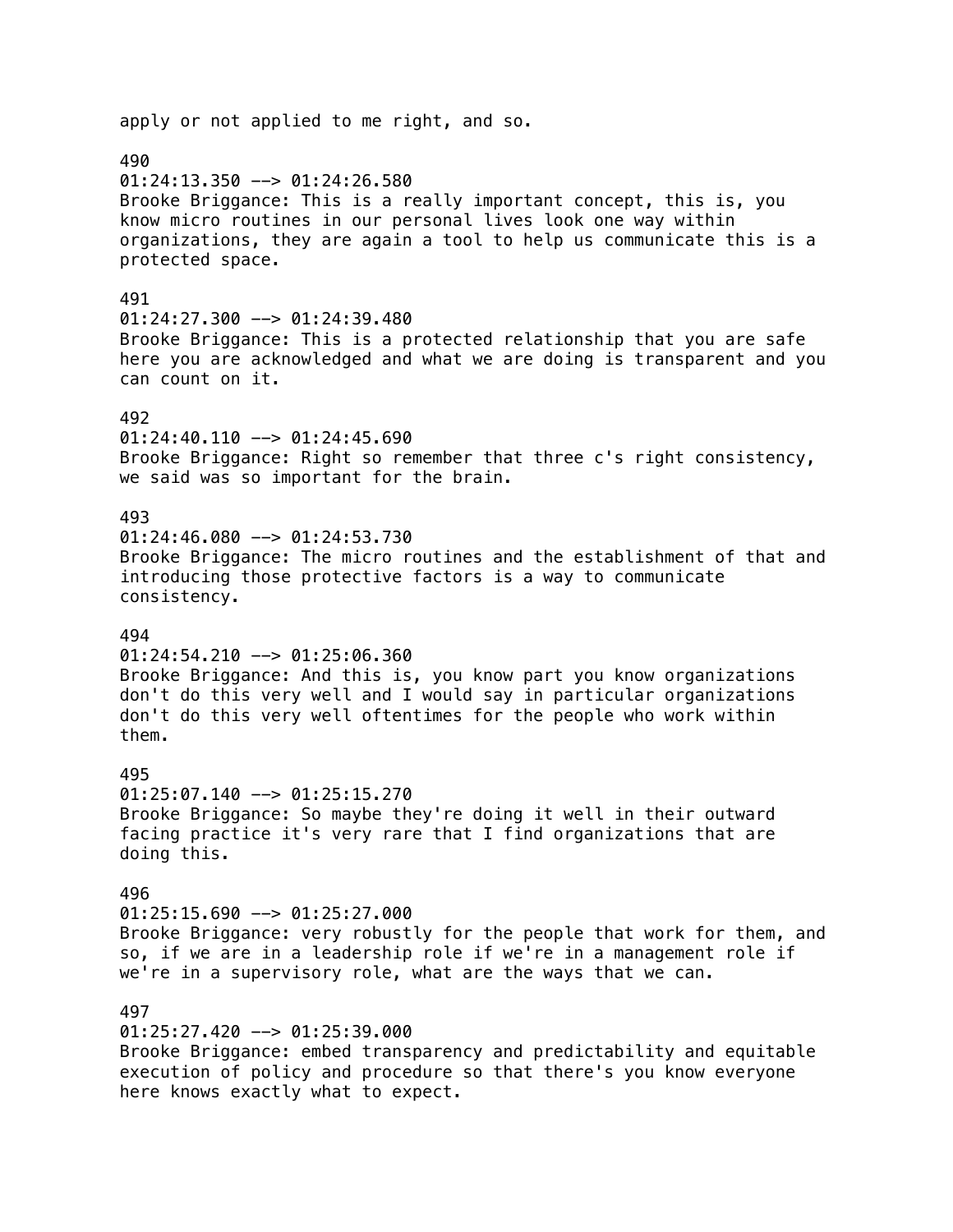apply or not applied to me right, and so.

490
01:24:13.350 --> 01:24:26.580
Brooke Briggance: This is a really important concept, this is, you know micro routines in our personal lives look one way within organizations, they are again a tool to help us communicate this is a protected space.

491
01:24:27.300 --> 01:24:39.480
Brooke Briggance: This is a protected relationship that you are safe here you are acknowledged and what we are doing is transparent and you can count on it.

492
01:24:40.110 --> 01:24:45.690
Brooke Briggance: Right so remember that three c's right consistency, we said was so important for the brain.

493
01:24:46.080 --> 01:24:53.730
Brooke Briggance: The micro routines and the establishment of that and introducing those protective factors is a way to communicate consistency.

494
01:24:54.210 --> 01:25:06.360
Brooke Briggance: And this is, you know part you know organizations don't do this very well and I would say in particular organizations don't do this very well oftentimes for the people who work within them.

495
01:25:07.140 --> 01:25:15.270
Brooke Briggance: So maybe they're doing it well in their outward facing practice it's very rare that I find organizations that are doing this.

496
01:25:15.690 --> 01:25:27.000
Brooke Briggance: very robustly for the people that work for them, and so, if we are in a leadership role if we're in a management role if we're in a supervisory role, what are the ways that we can.

497
01:25:27.420 --> 01:25:39.000
Brooke Briggance: embed transparency and predictability and equitable execution of policy and procedure so that there's you know everyone here knows exactly what to expect.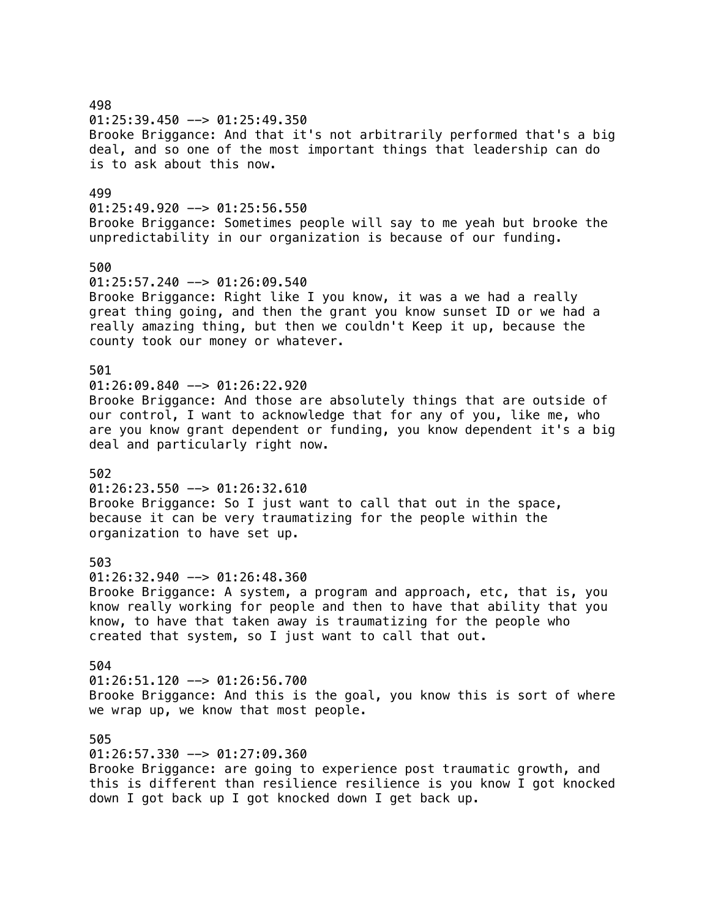498
01:25:39.450 --> 01:25:49.350
Brooke Briggance: And that it's not arbitrarily performed that's a big deal, and so one of the most important things that leadership can do is to ask about this now.

499
01:25:49.920 --> 01:25:56.550
Brooke Briggance: Sometimes people will say to me yeah but brooke the unpredictability in our organization is because of our funding.

500
01:25:57.240 --> 01:26:09.540
Brooke Briggance: Right like I you know, it was a we had a really great thing going, and then the grant you know sunset ID or we had a really amazing thing, but then we couldn't Keep it up, because the county took our money or whatever.

501
01:26:09.840 --> 01:26:22.920
Brooke Briggance: And those are absolutely things that are outside of our control, I want to acknowledge that for any of you, like me, who are you know grant dependent or funding, you know dependent it's a big deal and particularly right now.

502
01:26:23.550 --> 01:26:32.610
Brooke Briggance: So I just want to call that out in the space, because it can be very traumatizing for the people within the organization to have set up.

503
01:26:32.940 --> 01:26:48.360
Brooke Briggance: A system, a program and approach, etc, that is, you know really working for people and then to have that ability that you know, to have that taken away is traumatizing for the people who created that system, so I just want to call that out.

504
01:26:51.120 --> 01:26:56.700
Brooke Briggance: And this is the goal, you know this is sort of where we wrap up, we know that most people.

505
01:26:57.330 --> 01:27:09.360
Brooke Briggance: are going to experience post traumatic growth, and this is different than resilience resilience is you know I got knocked down I got back up I got knocked down I get back up.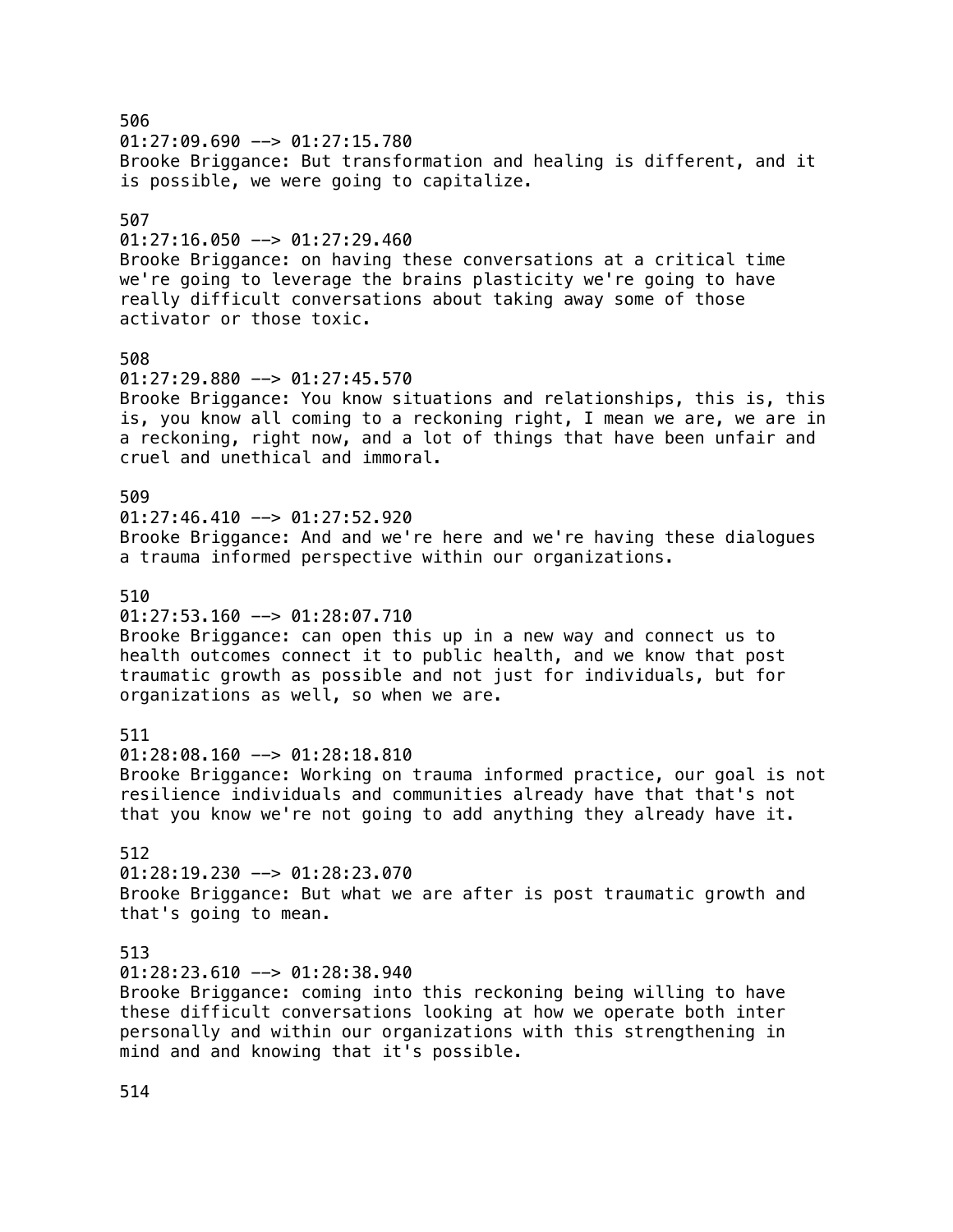506
01:27:09.690 --> 01:27:15.780
Brooke Briggance: But transformation and healing is different, and it is possible, we were going to capitalize.

507
01:27:16.050 --> 01:27:29.460
Brooke Briggance: on having these conversations at a critical time we're going to leverage the brains plasticity we're going to have really difficult conversations about taking away some of those activator or those toxic.

508
01:27:29.880 --> 01:27:45.570
Brooke Briggance: You know situations and relationships, this is, this is, you know all coming to a reckoning right, I mean we are, we are in a reckoning, right now, and a lot of things that have been unfair and cruel and unethical and immoral.

509
01:27:46.410 --> 01:27:52.920
Brooke Briggance: And and we're here and we're having these dialogues a trauma informed perspective within our organizations.

510
01:27:53.160 --> 01:28:07.710
Brooke Briggance: can open this up in a new way and connect us to health outcomes connect it to public health, and we know that post traumatic growth as possible and not just for individuals, but for organizations as well, so when we are.

511
01:28:08.160 --> 01:28:18.810
Brooke Briggance: Working on trauma informed practice, our goal is not resilience individuals and communities already have that that's not that you know we're not going to add anything they already have it.

512
01:28:19.230 --> 01:28:23.070
Brooke Briggance: But what we are after is post traumatic growth and that's going to mean.

513
01:28:23.610 --> 01:28:38.940
Brooke Briggance: coming into this reckoning being willing to have these difficult conversations looking at how we operate both inter personally and within our organizations with this strengthening in mind and and knowing that it's possible.

514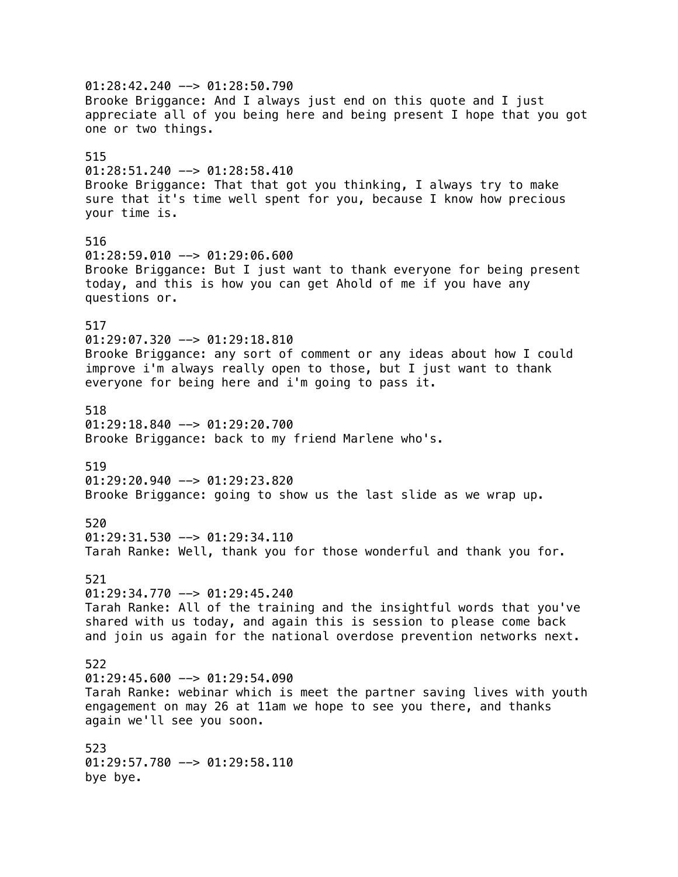01:28:42.240 --> 01:28:50.790
Brooke Briggance: And I always just end on this quote and I just appreciate all of you being here and being present I hope that you got one or two things.

515
01:28:51.240 --> 01:28:58.410
Brooke Briggance: That that got you thinking, I always try to make sure that it's time well spent for you, because I know how precious your time is.

516
01:28:59.010 --> 01:29:06.600
Brooke Briggance: But I just want to thank everyone for being present today, and this is how you can get Ahold of me if you have any questions or.

517
01:29:07.320 --> 01:29:18.810
Brooke Briggance: any sort of comment or any ideas about how I could improve i'm always really open to those, but I just want to thank everyone for being here and i'm going to pass it.

518
01:29:18.840 --> 01:29:20.700
Brooke Briggance: back to my friend Marlene who's.

519
01:29:20.940 --> 01:29:23.820
Brooke Briggance: going to show us the last slide as we wrap up.

520
01:29:31.530 --> 01:29:34.110
Tarah Ranke: Well, thank you for those wonderful and thank you for.

521
01:29:34.770 --> 01:29:45.240
Tarah Ranke: All of the training and the insightful words that you've shared with us today, and again this is session to please come back and join us again for the national overdose prevention networks next.

522
01:29:45.600 --> 01:29:54.090
Tarah Ranke: webinar which is meet the partner saving lives with youth engagement on may 26 at 11am we hope to see you there, and thanks again we'll see you soon.

523
01:29:57.780 --> 01:29:58.110
bye bye.